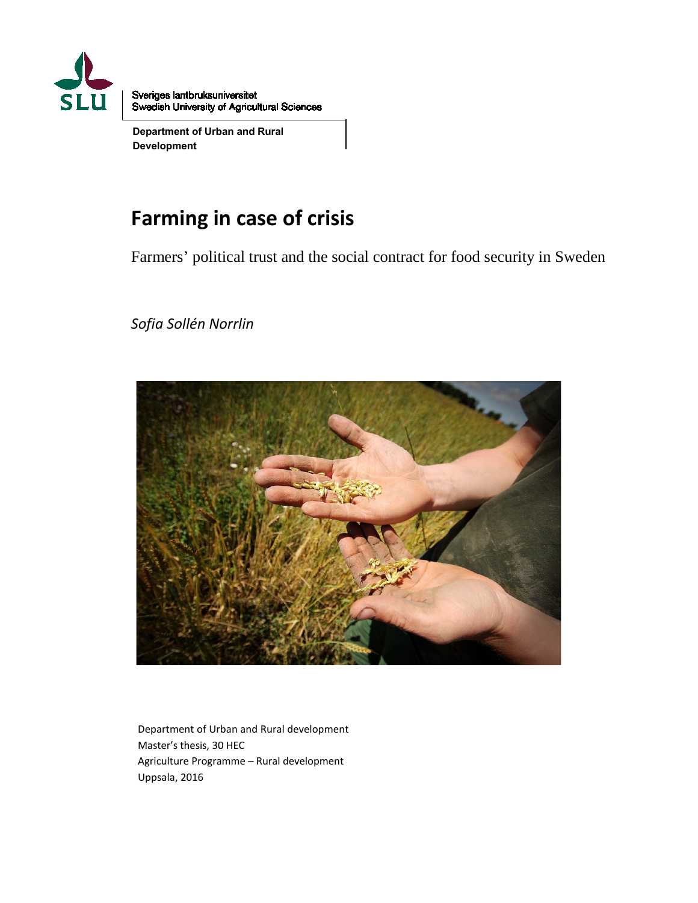Sveriges lantbruksuniversitet
Swedish University of Agricultural Sciences

**Department of Urban and Rural Development**

# Farming in case of crisis

Farmers' political trust and the social contract for food security in Sweden

*Sofia Sollén Norrlin*

Department of Urban and Rural development
Master's thesis, 30 HEC
Agriculture Programme – Rural development
Uppsala, 2016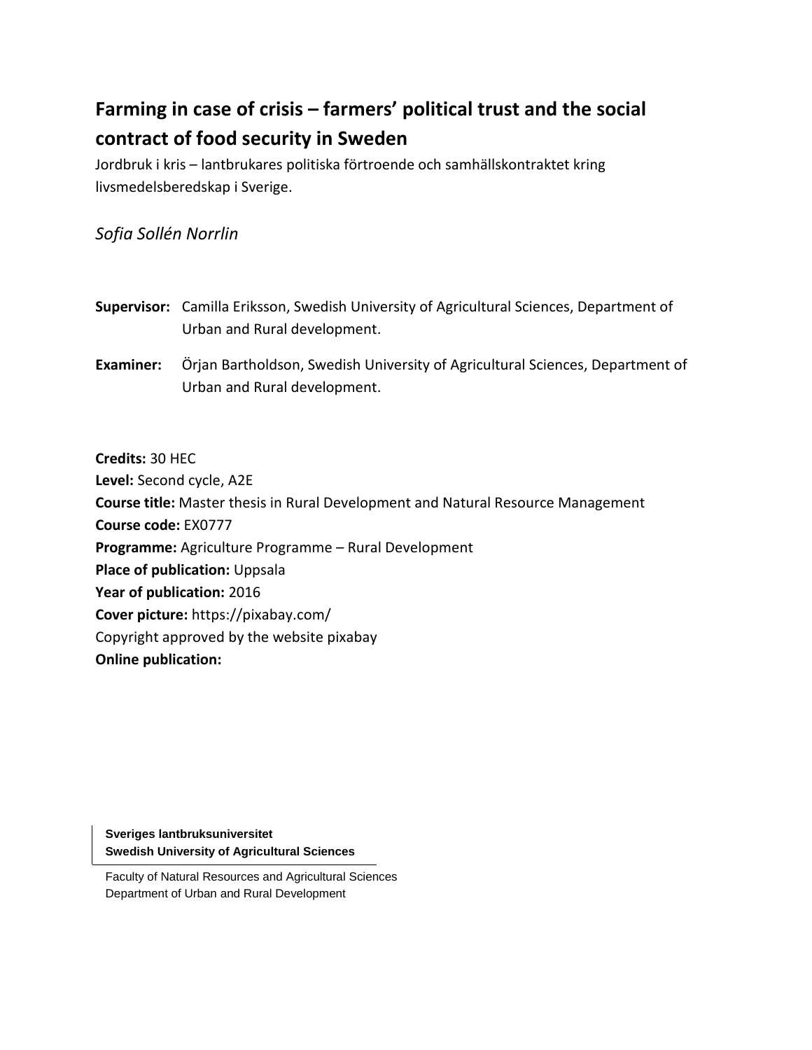# Farming in case of crisis – farmers' political trust and the social contract of food security in Sweden

Jordbruk i kris – lantbrukares politiska förtroende och samhällskontraktet kring livsmedelsberedskap i Sverige.

*Sofia Sollén Norrlin*

**Supervisor:** Camilla Eriksson, Swedish University of Agricultural Sciences, Department of Urban and Rural development.

**Examiner:** Örjan Bartholdson, Swedish University of Agricultural Sciences, Department of Urban and Rural development.

**Credits:** 30 HEC
**Level:** Second cycle, A2E
**Course title:** Master thesis in Rural Development and Natural Resource Management
**Course code:** EX0777
**Programme:** Agriculture Programme – Rural Development
**Place of publication:** Uppsala
**Year of publication:** 2016
**Cover picture:** https://pixabay.com/
Copyright approved by the website pixabay
**Online publication:**

**Sveriges lantbruksuniversitet**
**Swedish University of Agricultural Sciences**

Faculty of Natural Resources and Agricultural Sciences
Department of Urban and Rural Development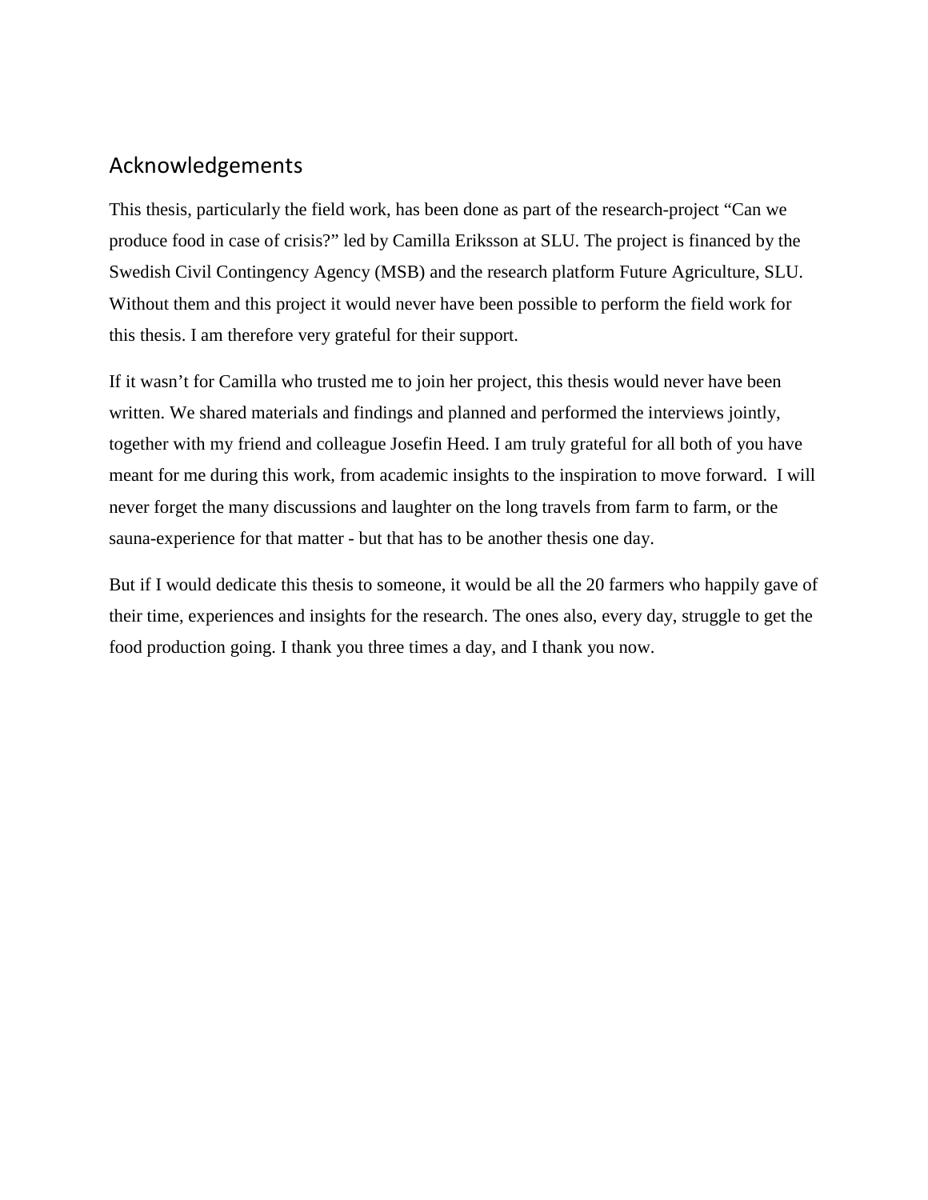## Acknowledgements

This thesis, particularly the field work, has been done as part of the research-project "Can we produce food in case of crisis?" led by Camilla Eriksson at SLU. The project is financed by the Swedish Civil Contingency Agency (MSB) and the research platform Future Agriculture, SLU. Without them and this project it would never have been possible to perform the field work for this thesis. I am therefore very grateful for their support.

If it wasn't for Camilla who trusted me to join her project, this thesis would never have been written. We shared materials and findings and planned and performed the interviews jointly, together with my friend and colleague Josefin Heed. I am truly grateful for all both of you have meant for me during this work, from academic insights to the inspiration to move forward. I will never forget the many discussions and laughter on the long travels from farm to farm, or the sauna-experience for that matter - but that has to be another thesis one day.

But if I would dedicate this thesis to someone, it would be all the 20 farmers who happily gave of their time, experiences and insights for the research. The ones also, every day, struggle to get the food production going. I thank you three times a day, and I thank you now.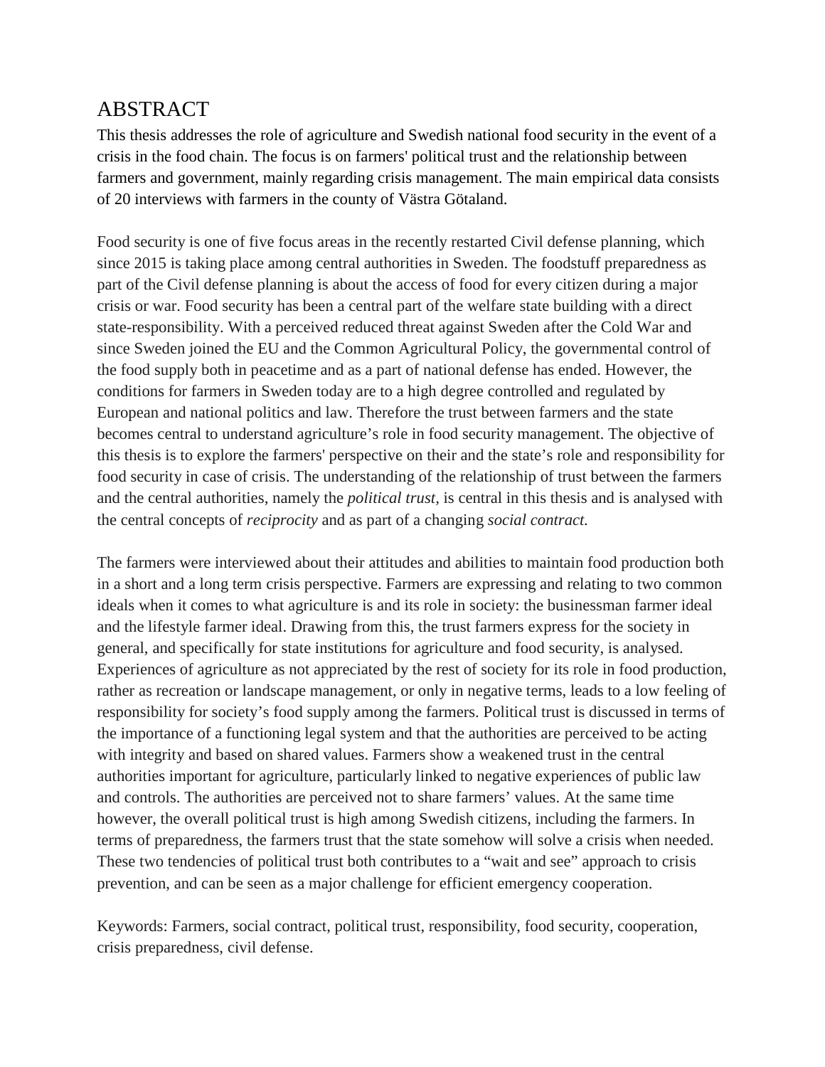# ABSTRACT

This thesis addresses the role of agriculture and Swedish national food security in the event of a crisis in the food chain. The focus is on farmers' political trust and the relationship between farmers and government, mainly regarding crisis management. The main empirical data consists of 20 interviews with farmers in the county of Västra Götaland.

Food security is one of five focus areas in the recently restarted Civil defense planning, which since 2015 is taking place among central authorities in Sweden. The foodstuff preparedness as part of the Civil defense planning is about the access of food for every citizen during a major crisis or war. Food security has been a central part of the welfare state building with a direct state-responsibility. With a perceived reduced threat against Sweden after the Cold War and since Sweden joined the EU and the Common Agricultural Policy, the governmental control of the food supply both in peacetime and as a part of national defense has ended. However, the conditions for farmers in Sweden today are to a high degree controlled and regulated by European and national politics and law. Therefore the trust between farmers and the state becomes central to understand agriculture's role in food security management. The objective of this thesis is to explore the farmers' perspective on their and the state's role and responsibility for food security in case of crisis. The understanding of the relationship of trust between the farmers and the central authorities, namely the *political trust*, is central in this thesis and is analysed with the central concepts of *reciprocity* and as part of a changing *social contract.*

The farmers were interviewed about their attitudes and abilities to maintain food production both in a short and a long term crisis perspective. Farmers are expressing and relating to two common ideals when it comes to what agriculture is and its role in society: the businessman farmer ideal and the lifestyle farmer ideal. Drawing from this, the trust farmers express for the society in general, and specifically for state institutions for agriculture and food security, is analysed. Experiences of agriculture as not appreciated by the rest of society for its role in food production, rather as recreation or landscape management, or only in negative terms, leads to a low feeling of responsibility for society's food supply among the farmers. Political trust is discussed in terms of the importance of a functioning legal system and that the authorities are perceived to be acting with integrity and based on shared values. Farmers show a weakened trust in the central authorities important for agriculture, particularly linked to negative experiences of public law and controls. The authorities are perceived not to share farmers' values. At the same time however, the overall political trust is high among Swedish citizens, including the farmers. In terms of preparedness, the farmers trust that the state somehow will solve a crisis when needed. These two tendencies of political trust both contributes to a "wait and see" approach to crisis prevention, and can be seen as a major challenge for efficient emergency cooperation.

Keywords: Farmers, social contract, political trust, responsibility, food security, cooperation, crisis preparedness, civil defense.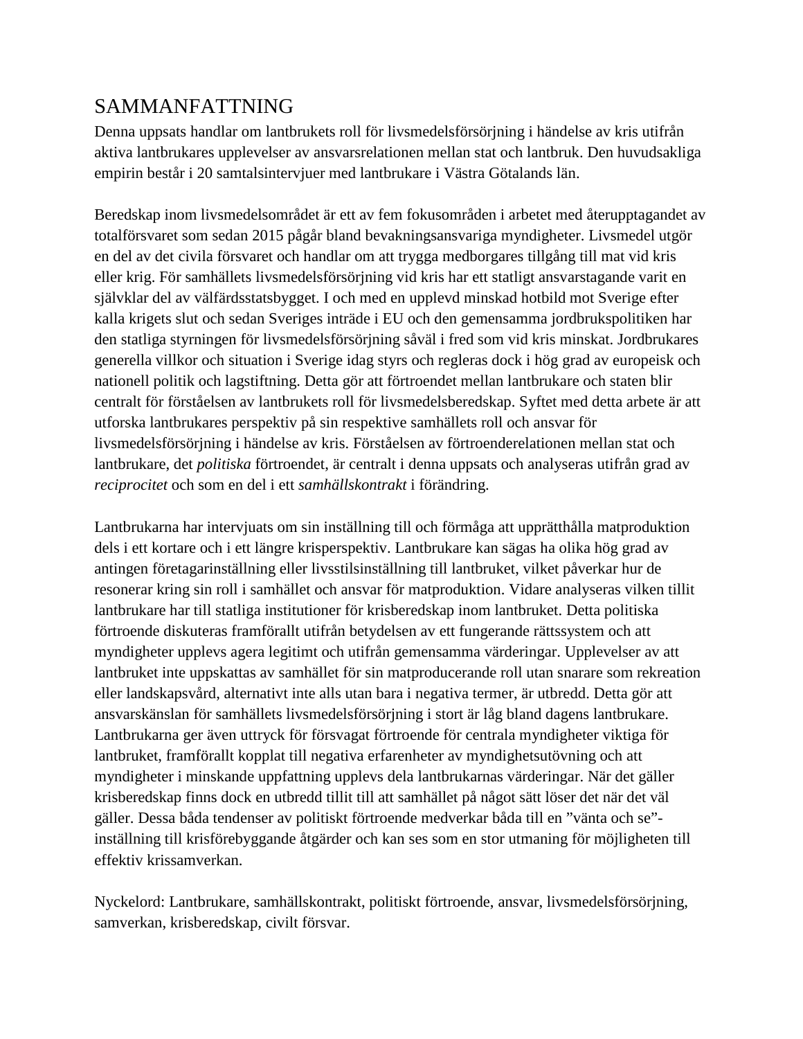# SAMMANFATTNING

Denna uppsats handlar om lantbrukets roll för livsmedelsförsörjning i händelse av kris utifrån aktiva lantbrukares upplevelser av ansvarsrelationen mellan stat och lantbruk. Den huvudsakliga empirin består i 20 samtalsintervjuer med lantbrukare i Västra Götalands län.

Beredskap inom livsmedelsområdet är ett av fem fokusområden i arbetet med återupptagandet av totalförsvaret som sedan 2015 pågår bland bevakningsansvariga myndigheter. Livsmedel utgör en del av det civila försvaret och handlar om att trygga medborgares tillgång till mat vid kris eller krig. För samhällets livsmedelsförsörjning vid kris har ett statligt ansvarstagande varit en självklar del av välfärdsstatsbygget. I och med en upplevd minskad hotbild mot Sverige efter kalla krigets slut och sedan Sveriges inträde i EU och den gemensamma jordbrukspolitiken har den statliga styrningen för livsmedelsförsörjning såväl i fred som vid kris minskat. Jordbrukares generella villkor och situation i Sverige idag styrs och regleras dock i hög grad av europeisk och nationell politik och lagstiftning. Detta gör att förtroendet mellan lantbrukare och staten blir centralt för förståelsen av lantbrukets roll för livsmedelsberedskap. Syftet med detta arbete är att utforska lantbrukares perspektiv på sin respektive samhällets roll och ansvar för livsmedelsförsörjning i händelse av kris. Förståelsen av förtroenderelationen mellan stat och lantbrukare, det *politiska* förtroendet, är centralt i denna uppsats och analyseras utifrån grad av *reciprocitet* och som en del i ett *samhällskontrakt* i förändring.

Lantbrukarna har intervjuats om sin inställning till och förmåga att upprätthålla matproduktion dels i ett kortare och i ett längre krisperspektiv. Lantbrukare kan sägas ha olika hög grad av antingen företagarinställning eller livsstilsinställning till lantbruket, vilket påverkar hur de resonerar kring sin roll i samhället och ansvar för matproduktion. Vidare analyseras vilken tillit lantbrukare har till statliga institutioner för krisberedskap inom lantbruket. Detta politiska förtroende diskuteras framförallt utifrån betydelsen av ett fungerande rättssystem och att myndigheter upplevs agera legitimt och utifrån gemensamma värderingar. Upplevelser av att lantbruket inte uppskattas av samhället för sin matproducerande roll utan snarare som rekreation eller landskapsvård, alternativt inte alls utan bara i negativa termer, är utbredd. Detta gör att ansvarskänslan för samhällets livsmedelsförsörjning i stort är låg bland dagens lantbrukare. Lantbrukarna ger även uttryck för försvagat förtroende för centrala myndigheter viktiga för lantbruket, framförallt kopplat till negativa erfarenheter av myndighetsutövning och att myndigheter i minskande uppfattning upplevs dela lantbrukarnas värderingar. När det gäller krisberedskap finns dock en utbredd tillit till att samhället på något sätt löser det när det väl gäller. Dessa båda tendenser av politiskt förtroende medverkar båda till en ”vänta och se”-inställning till krisförebyggande åtgärder och kan ses som en stor utmaning för möjligheten till effektiv krissamverkan.

Nyckelord: Lantbrukare, samhällskontrakt, politiskt förtroende, ansvar, livsmedelsförsörjning, samverkan, krisberedskap, civilt försvar.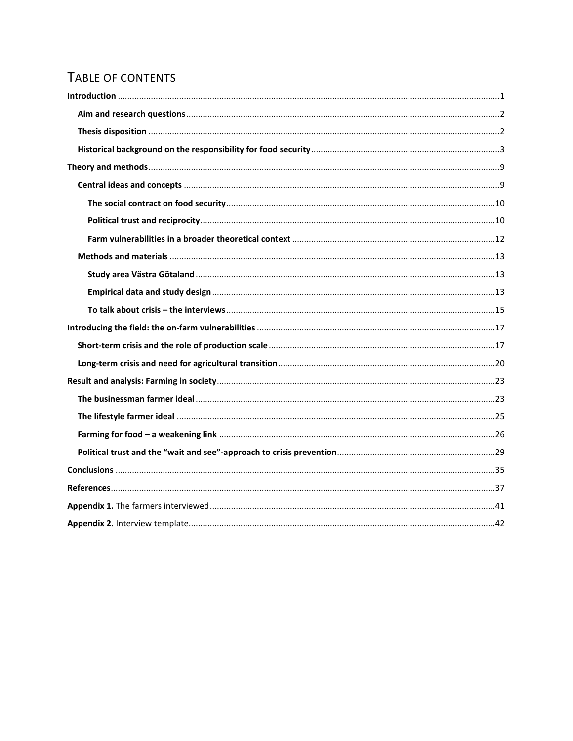# TABLE OF CONTENTS

**Introduction** ... 1

**Aim and research questions** ... 2

**Thesis disposition** ... 2

**Historical background on the responsibility for food security** ... 3

**Theory and methods** ... 9

**Central ideas and concepts** ... 9

**The social contract on food security** ... 10

**Political trust and reciprocity** ... 10

**Farm vulnerabilities in a broader theoretical context** ... 12

**Methods and materials** ... 13

**Study area Västra Götaland** ... 13

**Empirical data and study design** ... 13

**To talk about crisis – the interviews** ... 15

**Introducing the field: the on-farm vulnerabilities** ... 17

**Short-term crisis and the role of production scale** ... 17

**Long-term crisis and need for agricultural transition** ... 20

**Result and analysis: Farming in society** ... 23

**The businessman farmer ideal** ... 23

**The lifestyle farmer ideal** ... 25

**Farming for food – a weakening link** ... 26

**Political trust and the "wait and see"-approach to crisis prevention** ... 29

**Conclusions** ... 35

**References** ... 37

**Appendix 1.** The farmers interviewed ... 41

**Appendix 2.** Interview template ... 42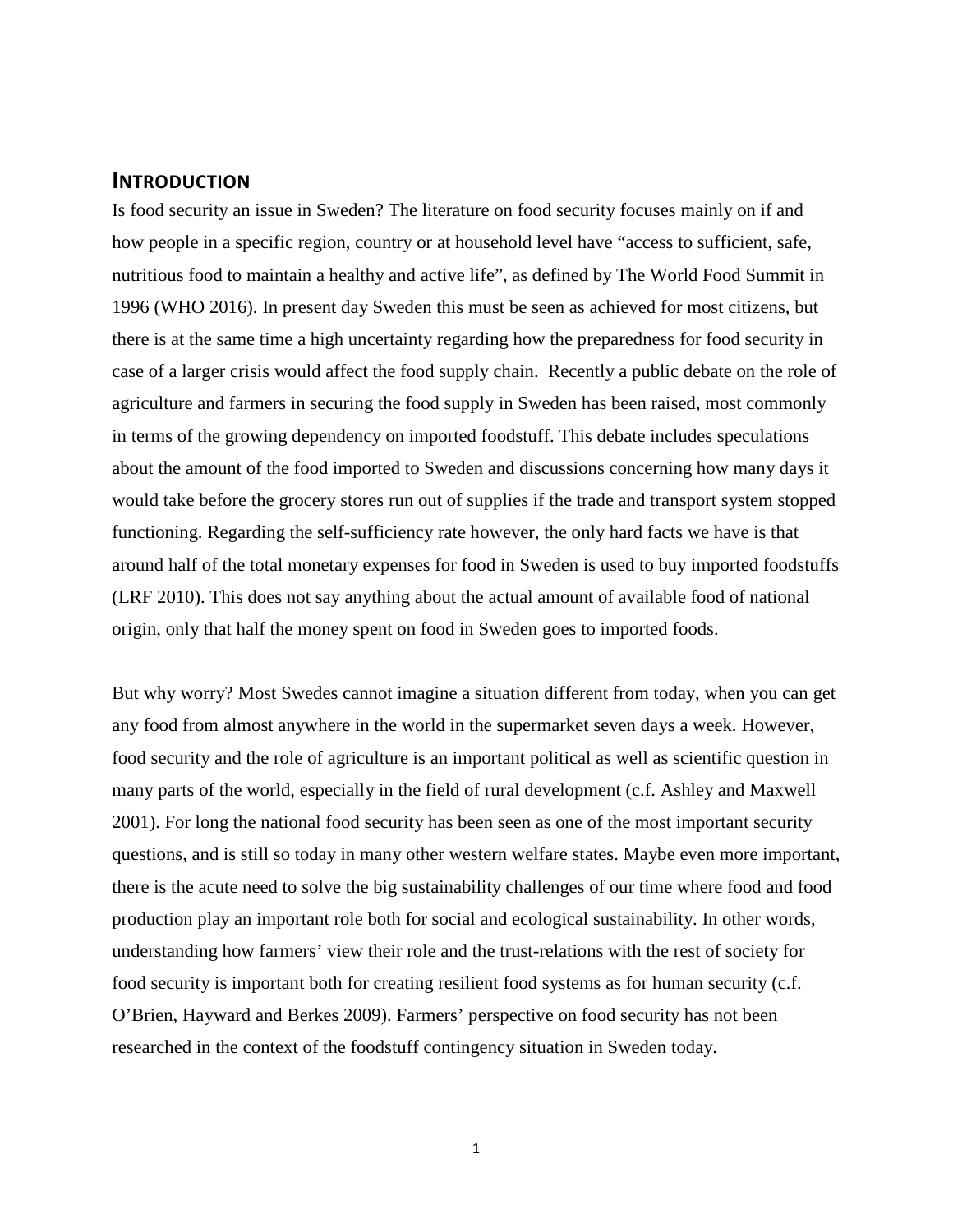# INTRODUCTION

Is food security an issue in Sweden? The literature on food security focuses mainly on if and how people in a specific region, country or at household level have "access to sufficient, safe, nutritious food to maintain a healthy and active life", as defined by The World Food Summit in 1996 (WHO 2016). In present day Sweden this must be seen as achieved for most citizens, but there is at the same time a high uncertainty regarding how the preparedness for food security in case of a larger crisis would affect the food supply chain. Recently a public debate on the role of agriculture and farmers in securing the food supply in Sweden has been raised, most commonly in terms of the growing dependency on imported foodstuff. This debate includes speculations about the amount of the food imported to Sweden and discussions concerning how many days it would take before the grocery stores run out of supplies if the trade and transport system stopped functioning. Regarding the self-sufficiency rate however, the only hard facts we have is that around half of the total monetary expenses for food in Sweden is used to buy imported foodstuffs (LRF 2010). This does not say anything about the actual amount of available food of national origin, only that half the money spent on food in Sweden goes to imported foods.

But why worry? Most Swedes cannot imagine a situation different from today, when you can get any food from almost anywhere in the world in the supermarket seven days a week. However, food security and the role of agriculture is an important political as well as scientific question in many parts of the world, especially in the field of rural development (c.f. Ashley and Maxwell 2001). For long the national food security has been seen as one of the most important security questions, and is still so today in many other western welfare states. Maybe even more important, there is the acute need to solve the big sustainability challenges of our time where food and food production play an important role both for social and ecological sustainability. In other words, understanding how farmers' view their role and the trust-relations with the rest of society for food security is important both for creating resilient food systems as for human security (c.f. O'Brien, Hayward and Berkes 2009). Farmers' perspective on food security has not been researched in the context of the foodstuff contingency situation in Sweden today.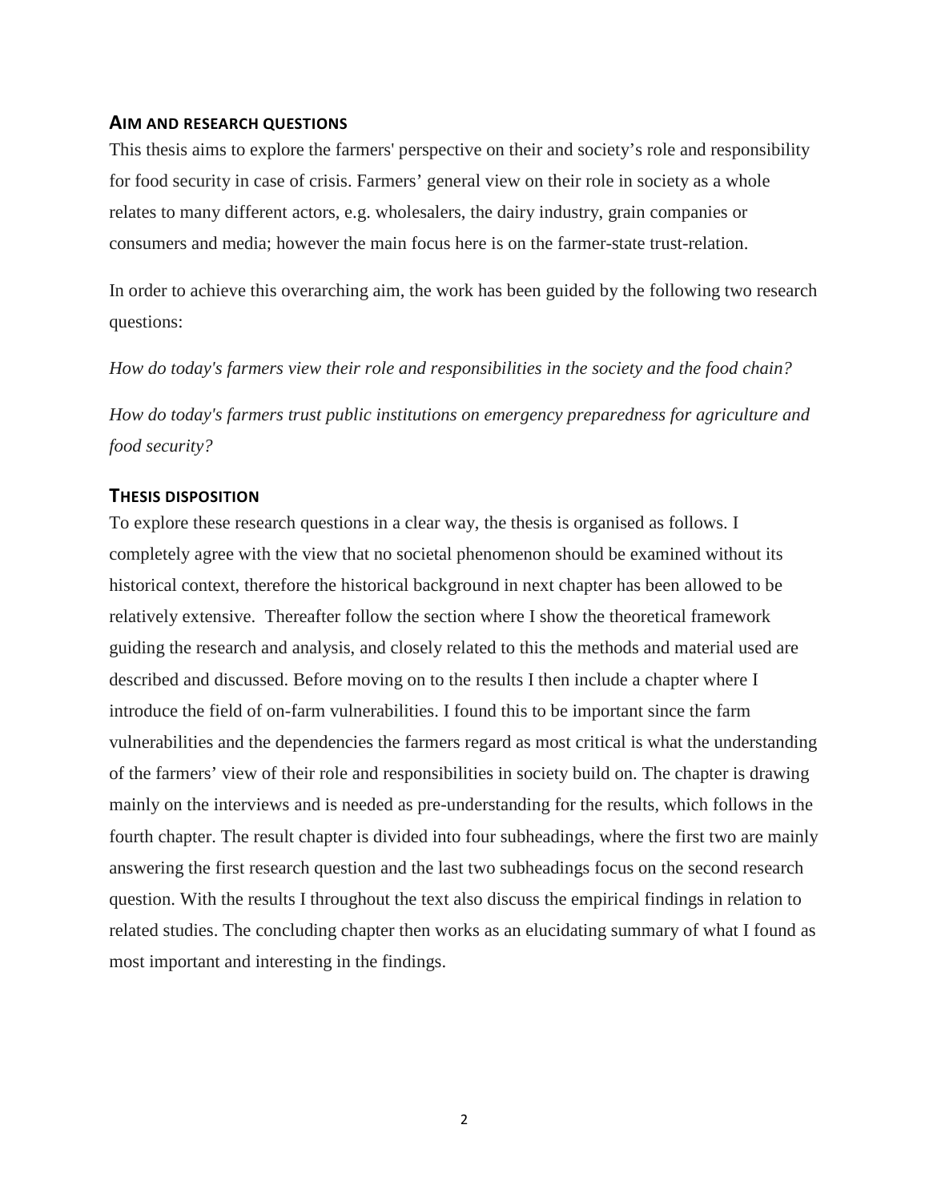## AIM AND RESEARCH QUESTIONS

This thesis aims to explore the farmers' perspective on their and society's role and responsibility for food security in case of crisis. Farmers' general view on their role in society as a whole relates to many different actors, e.g. wholesalers, the dairy industry, grain companies or consumers and media; however the main focus here is on the farmer-state trust-relation.

In order to achieve this overarching aim, the work has been guided by the following two research questions:

*How do today's farmers view their role and responsibilities in the society and the food chain?*

*How do today's farmers trust public institutions on emergency preparedness for agriculture and food security?*

## THESIS DISPOSITION

To explore these research questions in a clear way, the thesis is organised as follows. I completely agree with the view that no societal phenomenon should be examined without its historical context, therefore the historical background in next chapter has been allowed to be relatively extensive. Thereafter follow the section where I show the theoretical framework guiding the research and analysis, and closely related to this the methods and material used are described and discussed. Before moving on to the results I then include a chapter where I introduce the field of on-farm vulnerabilities. I found this to be important since the farm vulnerabilities and the dependencies the farmers regard as most critical is what the understanding of the farmers' view of their role and responsibilities in society build on. The chapter is drawing mainly on the interviews and is needed as pre-understanding for the results, which follows in the fourth chapter. The result chapter is divided into four subheadings, where the first two are mainly answering the first research question and the last two subheadings focus on the second research question. With the results I throughout the text also discuss the empirical findings in relation to related studies. The concluding chapter then works as an elucidating summary of what I found as most important and interesting in the findings.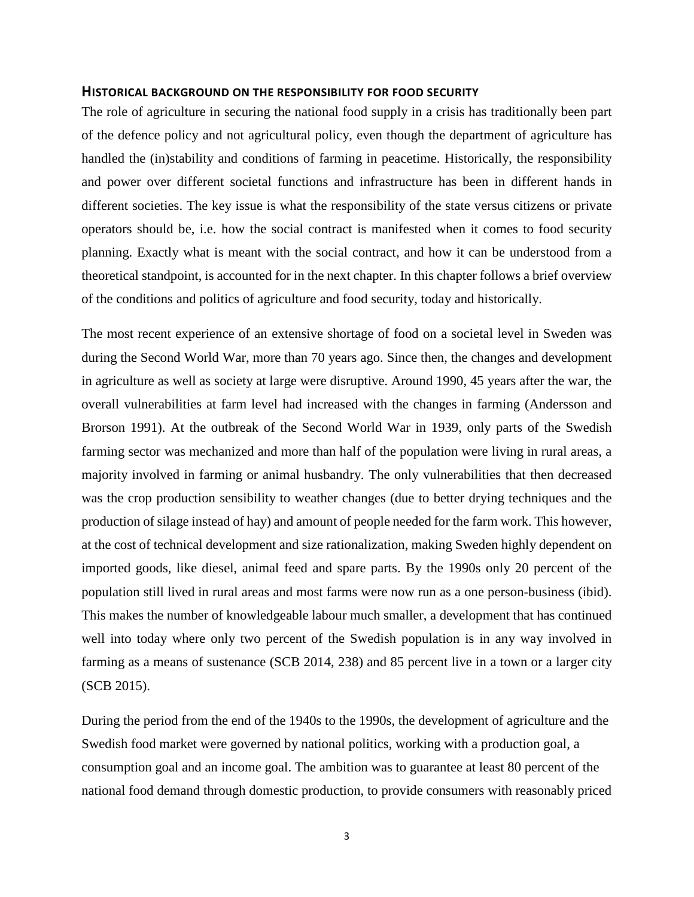## HISTORICAL BACKGROUND ON THE RESPONSIBILITY FOR FOOD SECURITY

The role of agriculture in securing the national food supply in a crisis has traditionally been part of the defence policy and not agricultural policy, even though the department of agriculture has handled the (in)stability and conditions of farming in peacetime. Historically, the responsibility and power over different societal functions and infrastructure has been in different hands in different societies. The key issue is what the responsibility of the state versus citizens or private operators should be, i.e. how the social contract is manifested when it comes to food security planning. Exactly what is meant with the social contract, and how it can be understood from a theoretical standpoint, is accounted for in the next chapter. In this chapter follows a brief overview of the conditions and politics of agriculture and food security, today and historically.

The most recent experience of an extensive shortage of food on a societal level in Sweden was during the Second World War, more than 70 years ago. Since then, the changes and development in agriculture as well as society at large were disruptive. Around 1990, 45 years after the war, the overall vulnerabilities at farm level had increased with the changes in farming (Andersson and Brorson 1991). At the outbreak of the Second World War in 1939, only parts of the Swedish farming sector was mechanized and more than half of the population were living in rural areas, a majority involved in farming or animal husbandry. The only vulnerabilities that then decreased was the crop production sensibility to weather changes (due to better drying techniques and the production of silage instead of hay) and amount of people needed for the farm work. This however, at the cost of technical development and size rationalization, making Sweden highly dependent on imported goods, like diesel, animal feed and spare parts. By the 1990s only 20 percent of the population still lived in rural areas and most farms were now run as a one person-business (ibid). This makes the number of knowledgeable labour much smaller, a development that has continued well into today where only two percent of the Swedish population is in any way involved in farming as a means of sustenance (SCB 2014, 238) and 85 percent live in a town or a larger city (SCB 2015).

During the period from the end of the 1940s to the 1990s, the development of agriculture and the Swedish food market were governed by national politics, working with a production goal, a consumption goal and an income goal. The ambition was to guarantee at least 80 percent of the national food demand through domestic production, to provide consumers with reasonably priced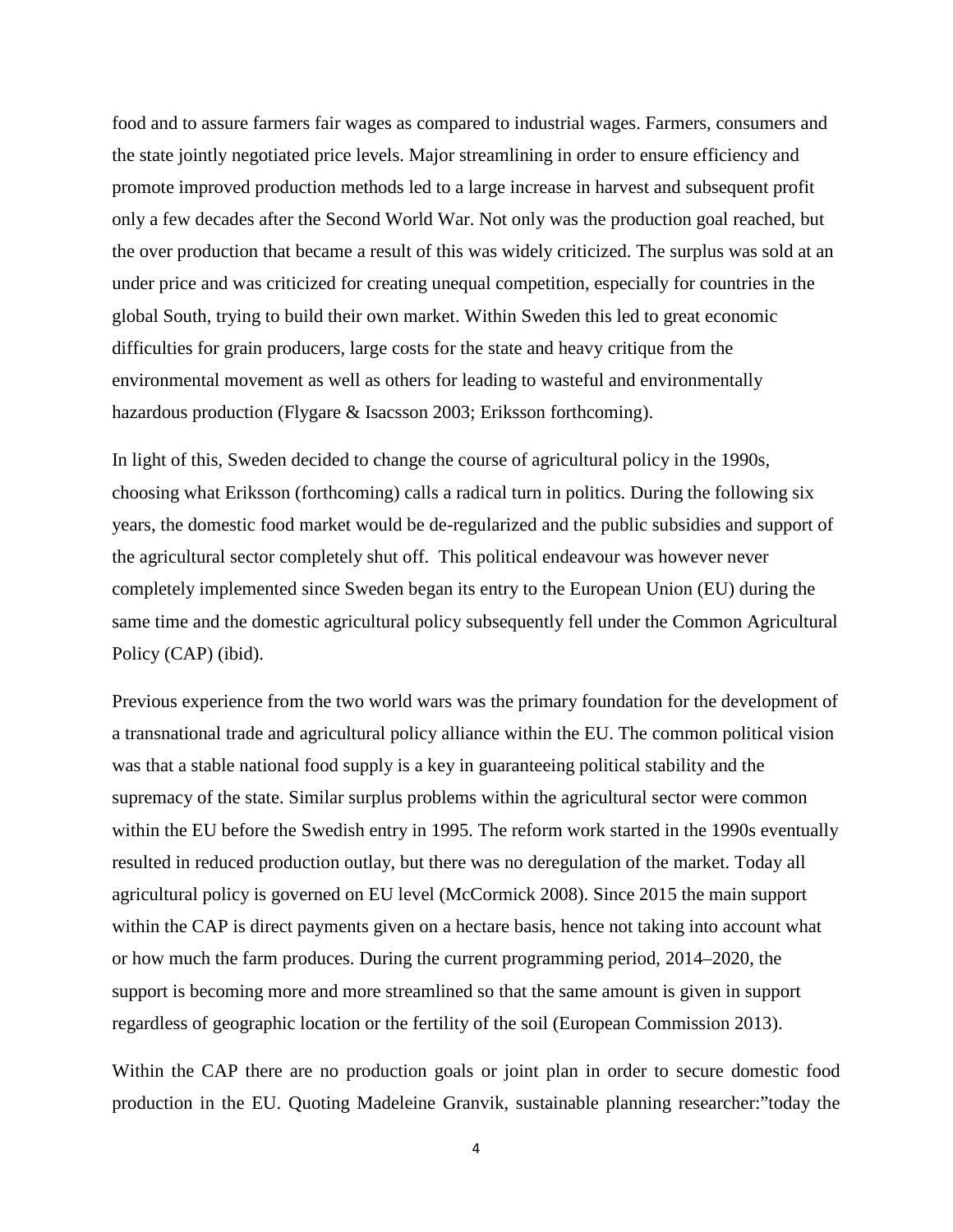food and to assure farmers fair wages as compared to industrial wages. Farmers, consumers and the state jointly negotiated price levels. Major streamlining in order to ensure efficiency and promote improved production methods led to a large increase in harvest and subsequent profit only a few decades after the Second World War. Not only was the production goal reached, but the over production that became a result of this was widely criticized. The surplus was sold at an under price and was criticized for creating unequal competition, especially for countries in the global South, trying to build their own market. Within Sweden this led to great economic difficulties for grain producers, large costs for the state and heavy critique from the environmental movement as well as others for leading to wasteful and environmentally hazardous production (Flygare & Isacsson 2003; Eriksson forthcoming).

In light of this, Sweden decided to change the course of agricultural policy in the 1990s, choosing what Eriksson (forthcoming) calls a radical turn in politics. During the following six years, the domestic food market would be de-regularized and the public subsidies and support of the agricultural sector completely shut off.  This political endeavour was however never completely implemented since Sweden began its entry to the European Union (EU) during the same time and the domestic agricultural policy subsequently fell under the Common Agricultural Policy (CAP) (ibid).

Previous experience from the two world wars was the primary foundation for the development of a transnational trade and agricultural policy alliance within the EU. The common political vision was that a stable national food supply is a key in guaranteeing political stability and the supremacy of the state. Similar surplus problems within the agricultural sector were common within the EU before the Swedish entry in 1995. The reform work started in the 1990s eventually resulted in reduced production outlay, but there was no deregulation of the market. Today all agricultural policy is governed on EU level (McCormick 2008). Since 2015 the main support within the CAP is direct payments given on a hectare basis, hence not taking into account what or how much the farm produces. During the current programming period, 2014–2020, the support is becoming more and more streamlined so that the same amount is given in support regardless of geographic location or the fertility of the soil (European Commission 2013).

Within the CAP there are no production goals or joint plan in order to secure domestic food production in the EU. Quoting Madeleine Granvik, sustainable planning researcher:”today the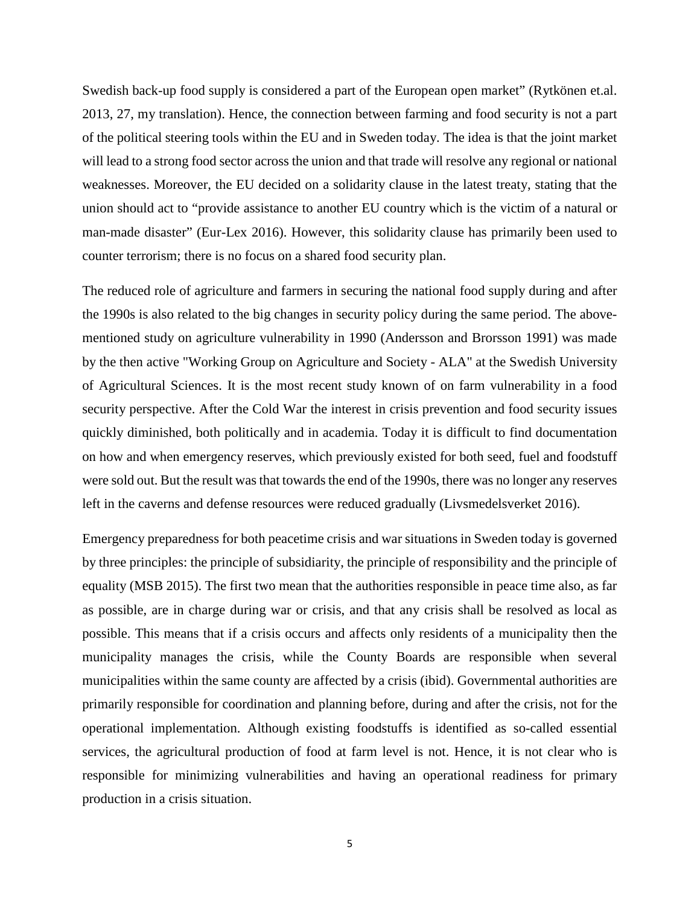Swedish back-up food supply is considered a part of the European open market" (Rytkönen et.al. 2013, 27, my translation). Hence, the connection between farming and food security is not a part of the political steering tools within the EU and in Sweden today. The idea is that the joint market will lead to a strong food sector across the union and that trade will resolve any regional or national weaknesses. Moreover, the EU decided on a solidarity clause in the latest treaty, stating that the union should act to "provide assistance to another EU country which is the victim of a natural or man-made disaster" (Eur-Lex 2016). However, this solidarity clause has primarily been used to counter terrorism; there is no focus on a shared food security plan.

The reduced role of agriculture and farmers in securing the national food supply during and after the 1990s is also related to the big changes in security policy during the same period. The above-mentioned study on agriculture vulnerability in 1990 (Andersson and Brorsson 1991) was made by the then active "Working Group on Agriculture and Society - ALA" at the Swedish University of Agricultural Sciences. It is the most recent study known of on farm vulnerability in a food security perspective. After the Cold War the interest in crisis prevention and food security issues quickly diminished, both politically and in academia. Today it is difficult to find documentation on how and when emergency reserves, which previously existed for both seed, fuel and foodstuff were sold out. But the result was that towards the end of the 1990s, there was no longer any reserves left in the caverns and defense resources were reduced gradually (Livsmedelsverket 2016).

Emergency preparedness for both peacetime crisis and war situations in Sweden today is governed by three principles: the principle of subsidiarity, the principle of responsibility and the principle of equality (MSB 2015). The first two mean that the authorities responsible in peace time also, as far as possible, are in charge during war or crisis, and that any crisis shall be resolved as local as possible. This means that if a crisis occurs and affects only residents of a municipality then the municipality manages the crisis, while the County Boards are responsible when several municipalities within the same county are affected by a crisis (ibid). Governmental authorities are primarily responsible for coordination and planning before, during and after the crisis, not for the operational implementation. Although existing foodstuffs is identified as so-called essential services, the agricultural production of food at farm level is not. Hence, it is not clear who is responsible for minimizing vulnerabilities and having an operational readiness for primary production in a crisis situation.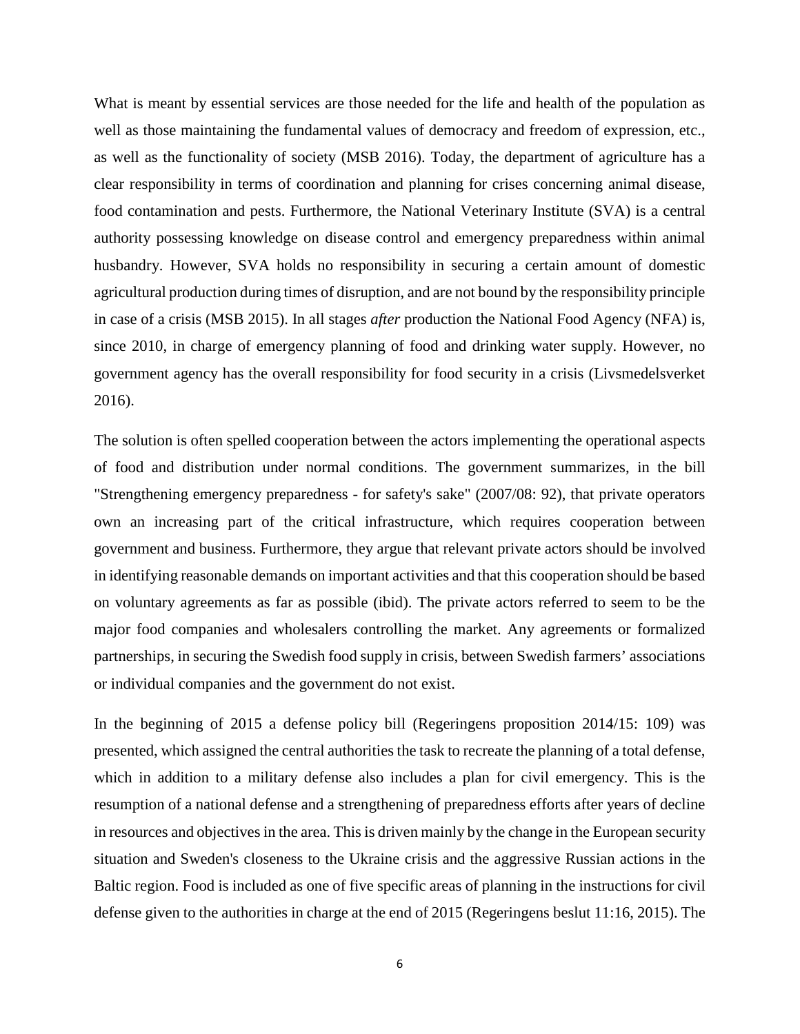What is meant by essential services are those needed for the life and health of the population as well as those maintaining the fundamental values of democracy and freedom of expression, etc., as well as the functionality of society (MSB 2016). Today, the department of agriculture has a clear responsibility in terms of coordination and planning for crises concerning animal disease, food contamination and pests. Furthermore, the National Veterinary Institute (SVA) is a central authority possessing knowledge on disease control and emergency preparedness within animal husbandry. However, SVA holds no responsibility in securing a certain amount of domestic agricultural production during times of disruption, and are not bound by the responsibility principle in case of a crisis (MSB 2015). In all stages *after* production the National Food Agency (NFA) is, since 2010, in charge of emergency planning of food and drinking water supply. However, no government agency has the overall responsibility for food security in a crisis (Livsmedelsverket 2016).

The solution is often spelled cooperation between the actors implementing the operational aspects of food and distribution under normal conditions. The government summarizes, in the bill "Strengthening emergency preparedness - for safety's sake" (2007/08: 92), that private operators own an increasing part of the critical infrastructure, which requires cooperation between government and business. Furthermore, they argue that relevant private actors should be involved in identifying reasonable demands on important activities and that this cooperation should be based on voluntary agreements as far as possible (ibid). The private actors referred to seem to be the major food companies and wholesalers controlling the market. Any agreements or formalized partnerships, in securing the Swedish food supply in crisis, between Swedish farmers' associations or individual companies and the government do not exist.

In the beginning of 2015 a defense policy bill (Regeringens proposition 2014/15: 109) was presented, which assigned the central authorities the task to recreate the planning of a total defense, which in addition to a military defense also includes a plan for civil emergency. This is the resumption of a national defense and a strengthening of preparedness efforts after years of decline in resources and objectives in the area. This is driven mainly by the change in the European security situation and Sweden's closeness to the Ukraine crisis and the aggressive Russian actions in the Baltic region. Food is included as one of five specific areas of planning in the instructions for civil defense given to the authorities in charge at the end of 2015 (Regeringens beslut 11:16, 2015). The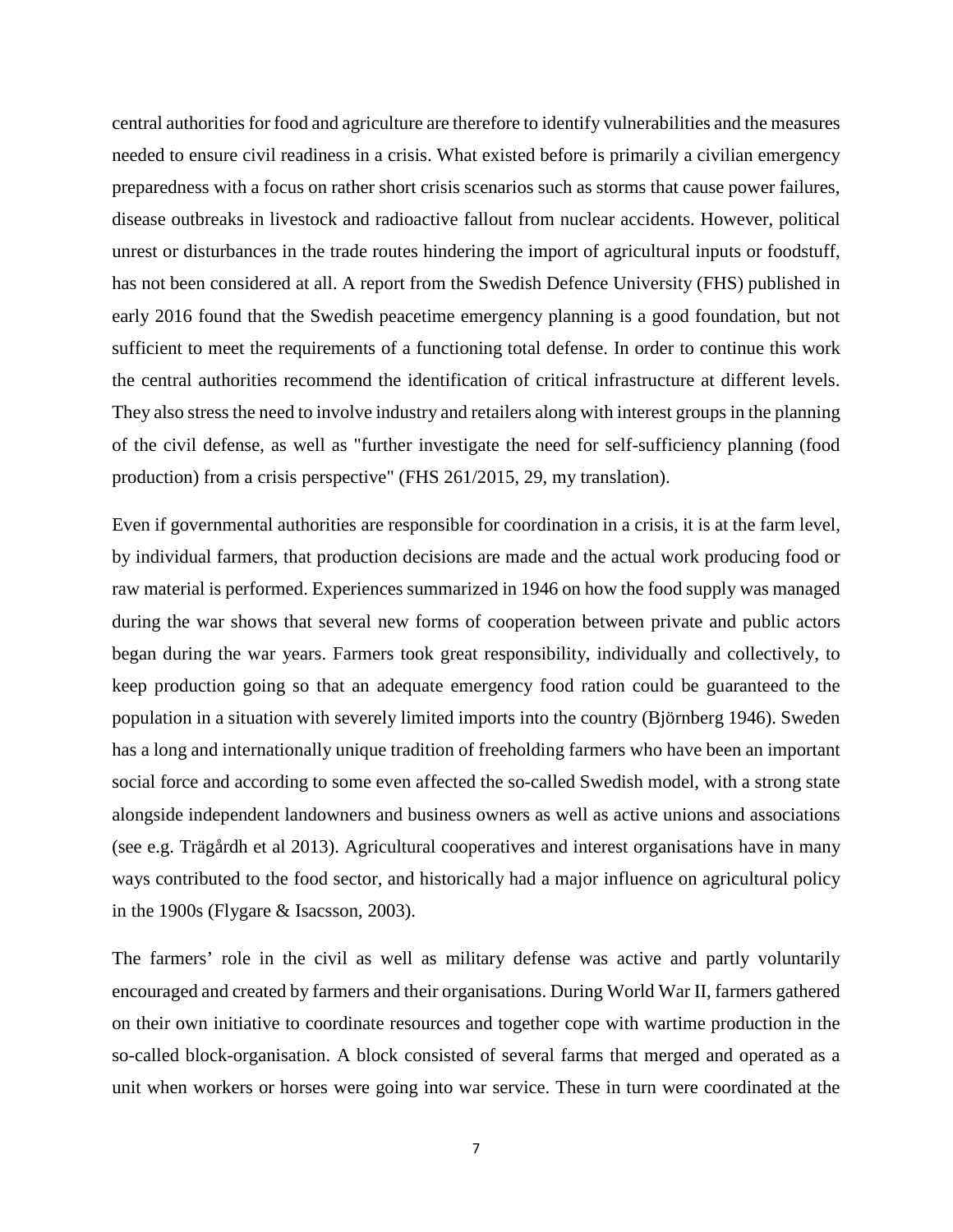central authorities for food and agriculture are therefore to identify vulnerabilities and the measures needed to ensure civil readiness in a crisis. What existed before is primarily a civilian emergency preparedness with a focus on rather short crisis scenarios such as storms that cause power failures, disease outbreaks in livestock and radioactive fallout from nuclear accidents. However, political unrest or disturbances in the trade routes hindering the import of agricultural inputs or foodstuff, has not been considered at all. A report from the Swedish Defence University (FHS) published in early 2016 found that the Swedish peacetime emergency planning is a good foundation, but not sufficient to meet the requirements of a functioning total defense. In order to continue this work the central authorities recommend the identification of critical infrastructure at different levels. They also stress the need to involve industry and retailers along with interest groups in the planning of the civil defense, as well as "further investigate the need for self-sufficiency planning (food production) from a crisis perspective" (FHS 261/2015, 29, my translation).

Even if governmental authorities are responsible for coordination in a crisis, it is at the farm level, by individual farmers, that production decisions are made and the actual work producing food or raw material is performed. Experiences summarized in 1946 on how the food supply was managed during the war shows that several new forms of cooperation between private and public actors began during the war years. Farmers took great responsibility, individually and collectively, to keep production going so that an adequate emergency food ration could be guaranteed to the population in a situation with severely limited imports into the country (Björnberg 1946). Sweden has a long and internationally unique tradition of freeholding farmers who have been an important social force and according to some even affected the so-called Swedish model, with a strong state alongside independent landowners and business owners as well as active unions and associations (see e.g. Trägårdh et al 2013). Agricultural cooperatives and interest organisations have in many ways contributed to the food sector, and historically had a major influence on agricultural policy in the 1900s (Flygare & Isacsson, 2003).

The farmers' role in the civil as well as military defense was active and partly voluntarily encouraged and created by farmers and their organisations. During World War II, farmers gathered on their own initiative to coordinate resources and together cope with wartime production in the so-called block-organisation. A block consisted of several farms that merged and operated as a unit when workers or horses were going into war service. These in turn were coordinated at the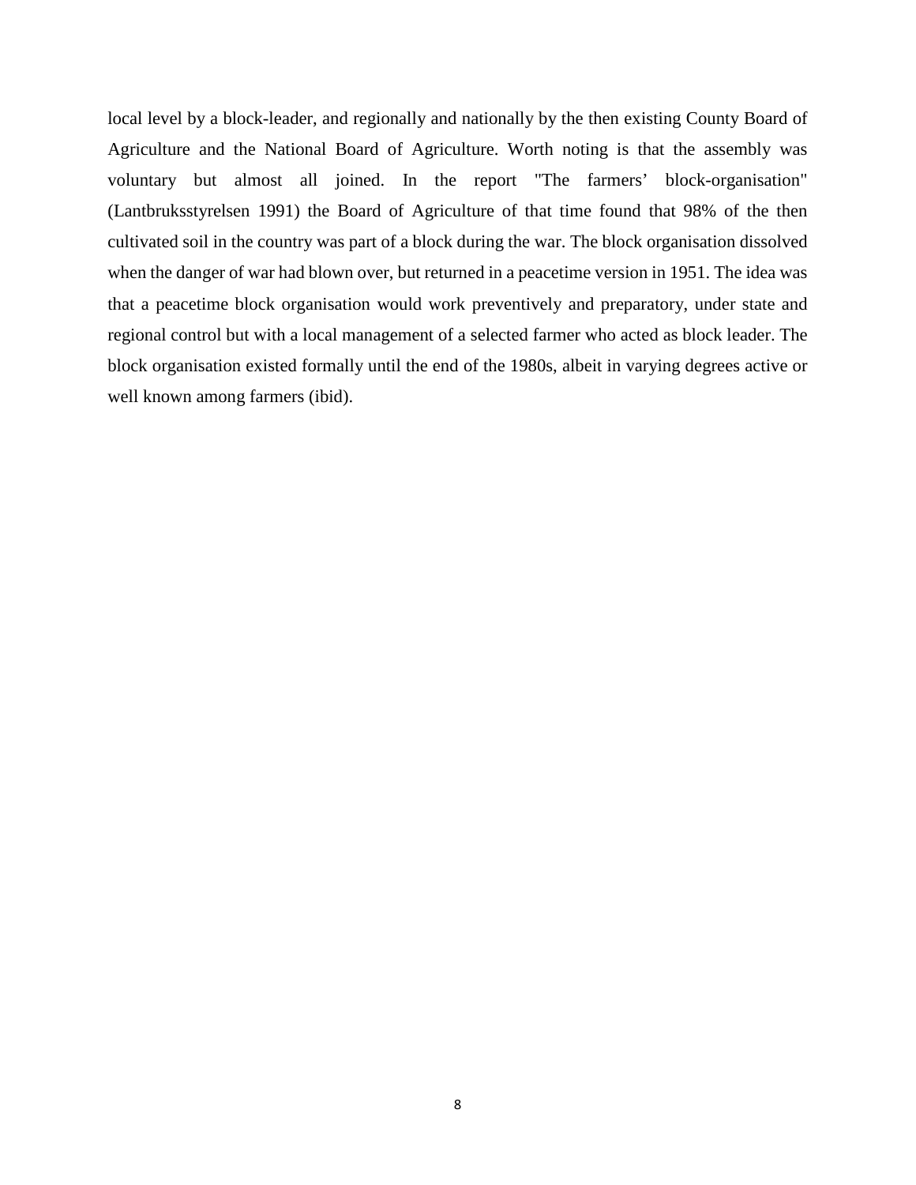local level by a block-leader, and regionally and nationally by the then existing County Board of Agriculture and the National Board of Agriculture. Worth noting is that the assembly was voluntary but almost all joined. In the report "The farmers' block-organisation" (Lantbruksstyrelsen 1991) the Board of Agriculture of that time found that 98% of the then cultivated soil in the country was part of a block during the war. The block organisation dissolved when the danger of war had blown over, but returned in a peacetime version in 1951. The idea was that a peacetime block organisation would work preventively and preparatory, under state and regional control but with a local management of a selected farmer who acted as block leader. The block organisation existed formally until the end of the 1980s, albeit in varying degrees active or well known among farmers (ibid).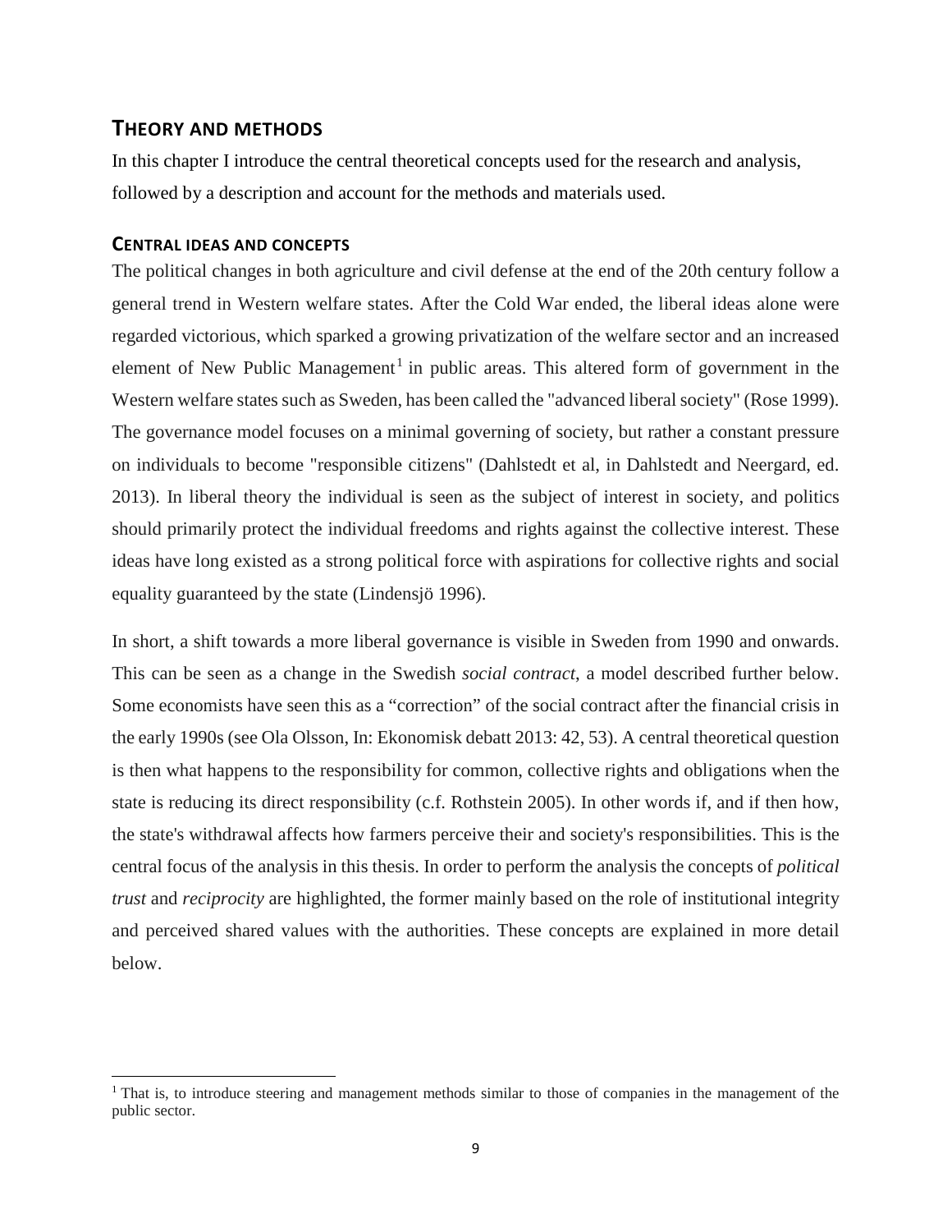# THEORY AND METHODS

In this chapter I introduce the central theoretical concepts used for the research and analysis, followed by a description and account for the methods and materials used.

## CENTRAL IDEAS AND CONCEPTS

The political changes in both agriculture and civil defense at the end of the 20th century follow a general trend in Western welfare states. After the Cold War ended, the liberal ideas alone were regarded victorious, which sparked a growing privatization of the welfare sector and an increased element of New Public Management[1] in public areas. This altered form of government in the Western welfare states such as Sweden, has been called the "advanced liberal society" (Rose 1999). The governance model focuses on a minimal governing of society, but rather a constant pressure on individuals to become "responsible citizens" (Dahlstedt et al, in Dahlstedt and Neergard, ed. 2013). In liberal theory the individual is seen as the subject of interest in society, and politics should primarily protect the individual freedoms and rights against the collective interest. These ideas have long existed as a strong political force with aspirations for collective rights and social equality guaranteed by the state (Lindensjö 1996).

In short, a shift towards a more liberal governance is visible in Sweden from 1990 and onwards. This can be seen as a change in the Swedish *social contract*, a model described further below. Some economists have seen this as a "correction" of the social contract after the financial crisis in the early 1990s (see Ola Olsson, In: Ekonomisk debatt 2013: 42, 53). A central theoretical question is then what happens to the responsibility for common, collective rights and obligations when the state is reducing its direct responsibility (c.f. Rothstein 2005). In other words if, and if then how, the state's withdrawal affects how farmers perceive their and society's responsibilities. This is the central focus of the analysis in this thesis. In order to perform the analysis the concepts of *political trust* and *reciprocity* are highlighted, the former mainly based on the role of institutional integrity and perceived shared values with the authorities. These concepts are explained in more detail below.

[1] That is, to introduce steering and management methods similar to those of companies in the management of the public sector.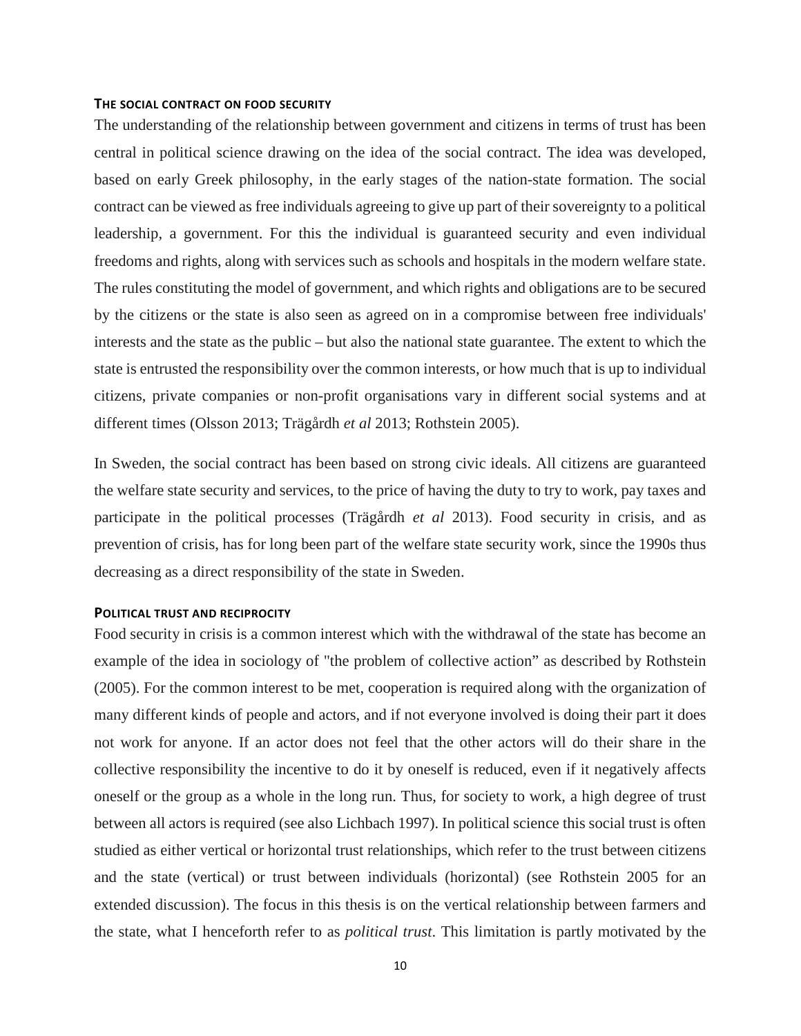### The social contract on food security

The understanding of the relationship between government and citizens in terms of trust has been central in political science drawing on the idea of the social contract. The idea was developed, based on early Greek philosophy, in the early stages of the nation-state formation. The social contract can be viewed as free individuals agreeing to give up part of their sovereignty to a political leadership, a government. For this the individual is guaranteed security and even individual freedoms and rights, along with services such as schools and hospitals in the modern welfare state. The rules constituting the model of government, and which rights and obligations are to be secured by the citizens or the state is also seen as agreed on in a compromise between free individuals' interests and the state as the public – but also the national state guarantee. The extent to which the state is entrusted the responsibility over the common interests, or how much that is up to individual citizens, private companies or non-profit organisations vary in different social systems and at different times (Olsson 2013; Trägårdh *et al* 2013; Rothstein 2005).

In Sweden, the social contract has been based on strong civic ideals. All citizens are guaranteed the welfare state security and services, to the price of having the duty to try to work, pay taxes and participate in the political processes (Trägårdh *et al* 2013). Food security in crisis, and as prevention of crisis, has for long been part of the welfare state security work, since the 1990s thus decreasing as a direct responsibility of the state in Sweden.

### Political trust and reciprocity

Food security in crisis is a common interest which with the withdrawal of the state has become an example of the idea in sociology of "the problem of collective action" as described by Rothstein (2005). For the common interest to be met, cooperation is required along with the organization of many different kinds of people and actors, and if not everyone involved is doing their part it does not work for anyone. If an actor does not feel that the other actors will do their share in the collective responsibility the incentive to do it by oneself is reduced, even if it negatively affects oneself or the group as a whole in the long run. Thus, for society to work, a high degree of trust between all actors is required (see also Lichbach 1997). In political science this social trust is often studied as either vertical or horizontal trust relationships, which refer to the trust between citizens and the state (vertical) or trust between individuals (horizontal) (see Rothstein 2005 for an extended discussion). The focus in this thesis is on the vertical relationship between farmers and the state, what I henceforth refer to as *political trust*. This limitation is partly motivated by the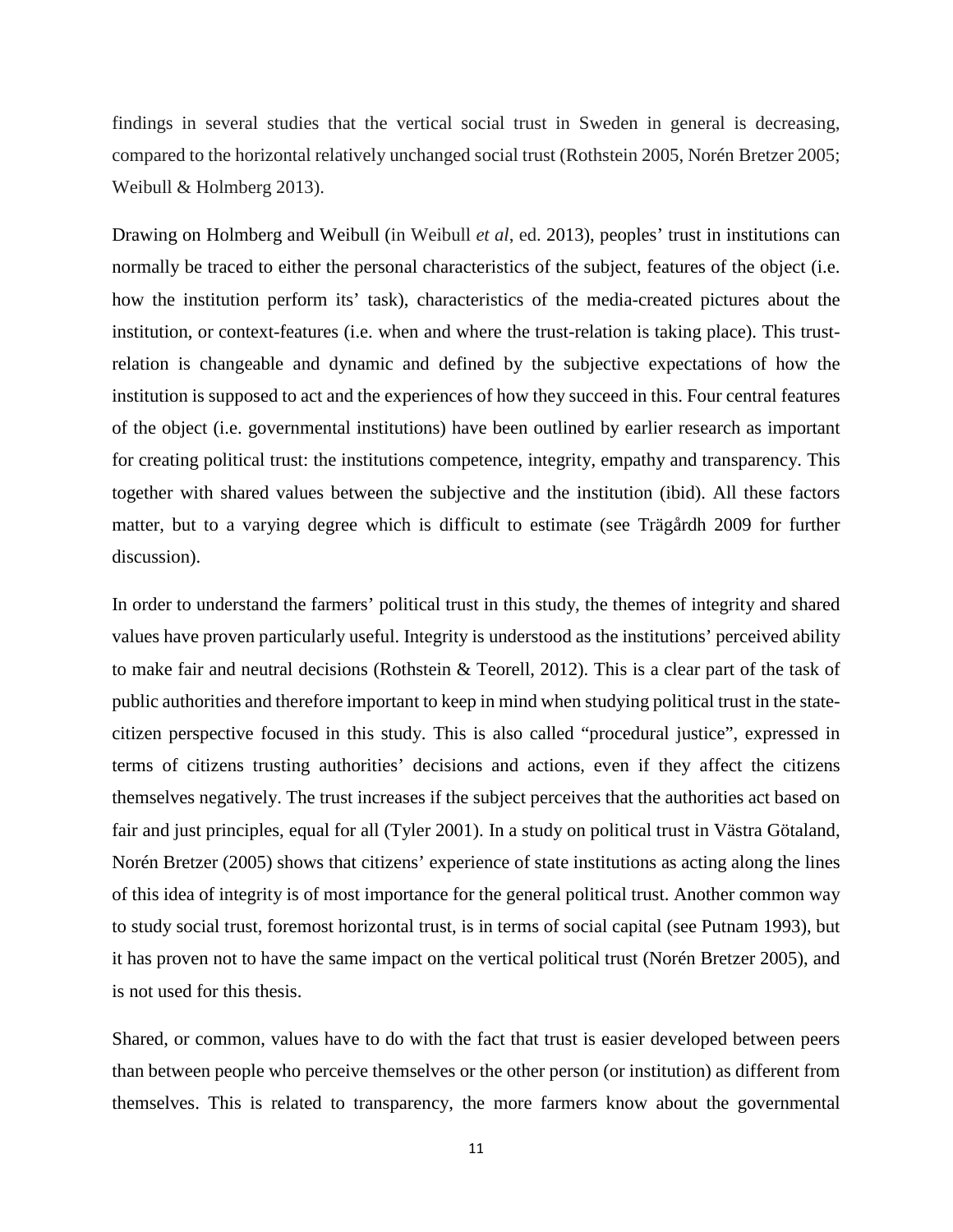findings in several studies that the vertical social trust in Sweden in general is decreasing, compared to the horizontal relatively unchanged social trust (Rothstein 2005, Norén Bretzer 2005; Weibull & Holmberg 2013).

Drawing on Holmberg and Weibull (in Weibull *et al*, ed. 2013), peoples' trust in institutions can normally be traced to either the personal characteristics of the subject, features of the object (i.e. how the institution perform its' task), characteristics of the media-created pictures about the institution, or context-features (i.e. when and where the trust-relation is taking place). This trust-relation is changeable and dynamic and defined by the subjective expectations of how the institution is supposed to act and the experiences of how they succeed in this. Four central features of the object (i.e. governmental institutions) have been outlined by earlier research as important for creating political trust: the institutions competence, integrity, empathy and transparency. This together with shared values between the subjective and the institution (ibid). All these factors matter, but to a varying degree which is difficult to estimate (see Trägårdh 2009 for further discussion).

In order to understand the farmers' political trust in this study, the themes of integrity and shared values have proven particularly useful. Integrity is understood as the institutions' perceived ability to make fair and neutral decisions (Rothstein & Teorell, 2012). This is a clear part of the task of public authorities and therefore important to keep in mind when studying political trust in the state-citizen perspective focused in this study. This is also called "procedural justice", expressed in terms of citizens trusting authorities' decisions and actions, even if they affect the citizens themselves negatively. The trust increases if the subject perceives that the authorities act based on fair and just principles, equal for all (Tyler 2001). In a study on political trust in Västra Götaland, Norén Bretzer (2005) shows that citizens' experience of state institutions as acting along the lines of this idea of integrity is of most importance for the general political trust. Another common way to study social trust, foremost horizontal trust, is in terms of social capital (see Putnam 1993), but it has proven not to have the same impact on the vertical political trust (Norén Bretzer 2005), and is not used for this thesis.

Shared, or common, values have to do with the fact that trust is easier developed between peers than between people who perceive themselves or the other person (or institution) as different from themselves. This is related to transparency, the more farmers know about the governmental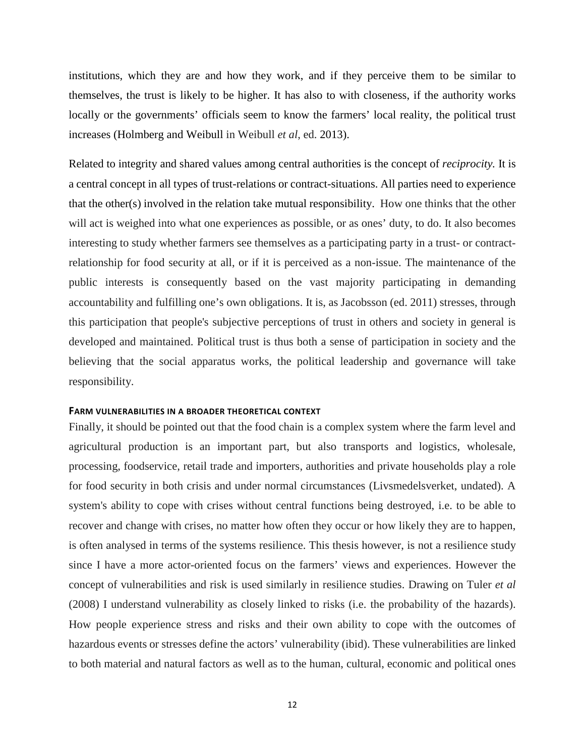institutions, which they are and how they work, and if they perceive them to be similar to themselves, the trust is likely to be higher. It has also to with closeness, if the authority works locally or the governments' officials seem to know the farmers' local reality, the political trust increases (Holmberg and Weibull in Weibull *et al*, ed. 2013).

Related to integrity and shared values among central authorities is the concept of *reciprocity.* It is a central concept in all types of trust-relations or contract-situations. All parties need to experience that the other(s) involved in the relation take mutual responsibility. How one thinks that the other will act is weighed into what one experiences as possible, or as ones' duty, to do. It also becomes interesting to study whether farmers see themselves as a participating party in a trust- or contract-relationship for food security at all, or if it is perceived as a non-issue. The maintenance of the public interests is consequently based on the vast majority participating in demanding accountability and fulfilling one's own obligations. It is, as Jacobsson (ed. 2011) stresses, through this participation that people's subjective perceptions of trust in others and society in general is developed and maintained. Political trust is thus both a sense of participation in society and the believing that the social apparatus works, the political leadership and governance will take responsibility.

#### FARM VULNERABILITIES IN A BROADER THEORETICAL CONTEXT

Finally, it should be pointed out that the food chain is a complex system where the farm level and agricultural production is an important part, but also transports and logistics, wholesale, processing, foodservice, retail trade and importers, authorities and private households play a role for food security in both crisis and under normal circumstances (Livsmedelsverket, undated). A system's ability to cope with crises without central functions being destroyed, i.e. to be able to recover and change with crises, no matter how often they occur or how likely they are to happen, is often analysed in terms of the systems resilience. This thesis however, is not a resilience study since I have a more actor-oriented focus on the farmers' views and experiences. However the concept of vulnerabilities and risk is used similarly in resilience studies. Drawing on Tuler *et al* (2008) I understand vulnerability as closely linked to risks (i.e. the probability of the hazards). How people experience stress and risks and their own ability to cope with the outcomes of hazardous events or stresses define the actors' vulnerability (ibid). These vulnerabilities are linked to both material and natural factors as well as to the human, cultural, economic and political ones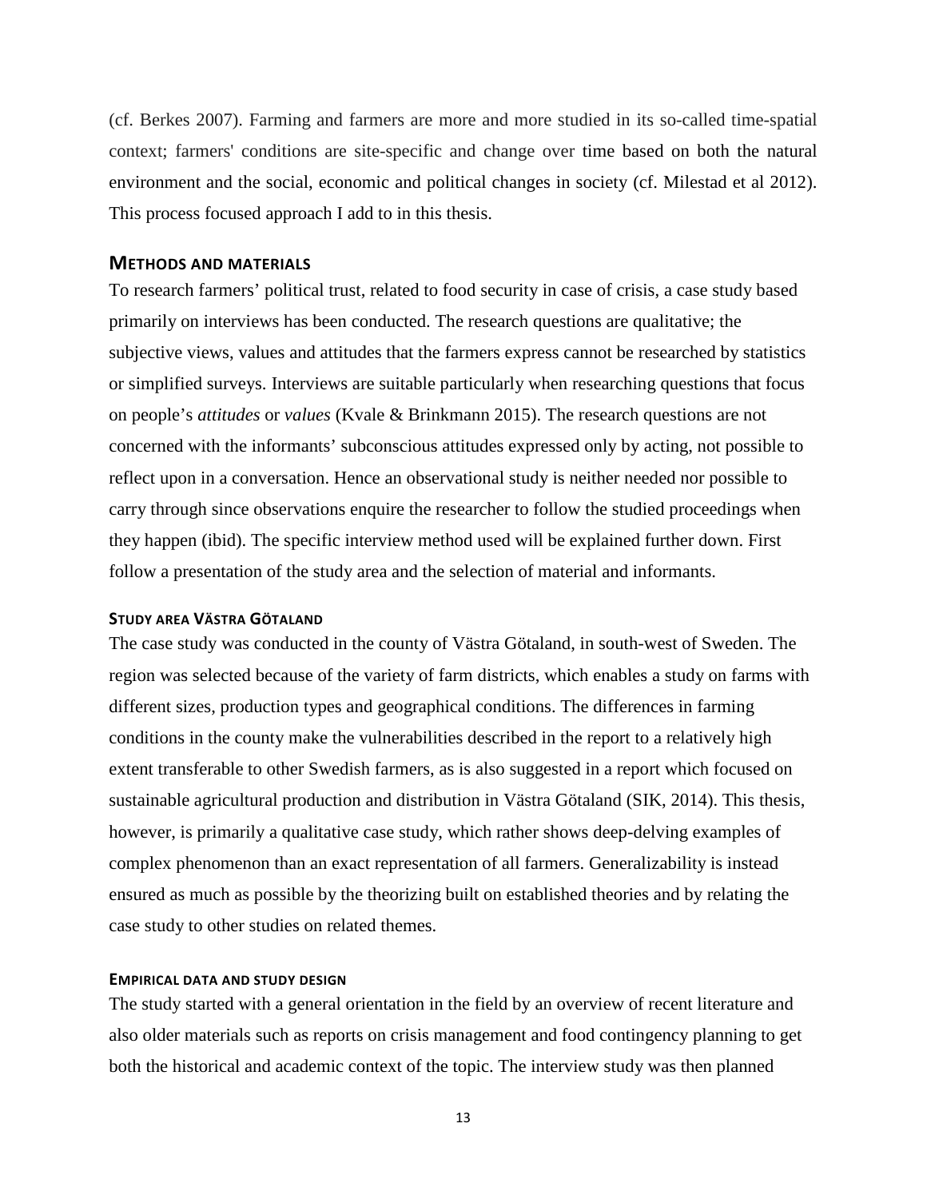(cf. Berkes 2007). Farming and farmers are more and more studied in its so-called time-spatial context; farmers' conditions are site-specific and change over time based on both the natural environment and the social, economic and political changes in society (cf. Milestad et al 2012). This process focused approach I add to in this thesis.

## METHODS AND MATERIALS

To research farmers' political trust, related to food security in case of crisis, a case study based primarily on interviews has been conducted. The research questions are qualitative; the subjective views, values and attitudes that the farmers express cannot be researched by statistics or simplified surveys. Interviews are suitable particularly when researching questions that focus on people's *attitudes* or *values* (Kvale & Brinkmann 2015). The research questions are not concerned with the informants' subconscious attitudes expressed only by acting, not possible to reflect upon in a conversation. Hence an observational study is neither needed nor possible to carry through since observations enquire the researcher to follow the studied proceedings when they happen (ibid). The specific interview method used will be explained further down. First follow a presentation of the study area and the selection of material and informants.

### STUDY AREA VÄSTRA GÖTALAND

The case study was conducted in the county of Västra Götaland, in south-west of Sweden. The region was selected because of the variety of farm districts, which enables a study on farms with different sizes, production types and geographical conditions. The differences in farming conditions in the county make the vulnerabilities described in the report to a relatively high extent transferable to other Swedish farmers, as is also suggested in a report which focused on sustainable agricultural production and distribution in Västra Götaland (SIK, 2014). This thesis, however, is primarily a qualitative case study, which rather shows deep-delving examples of complex phenomenon than an exact representation of all farmers. Generalizability is instead ensured as much as possible by the theorizing built on established theories and by relating the case study to other studies on related themes.

### EMPIRICAL DATA AND STUDY DESIGN

The study started with a general orientation in the field by an overview of recent literature and also older materials such as reports on crisis management and food contingency planning to get both the historical and academic context of the topic. The interview study was then planned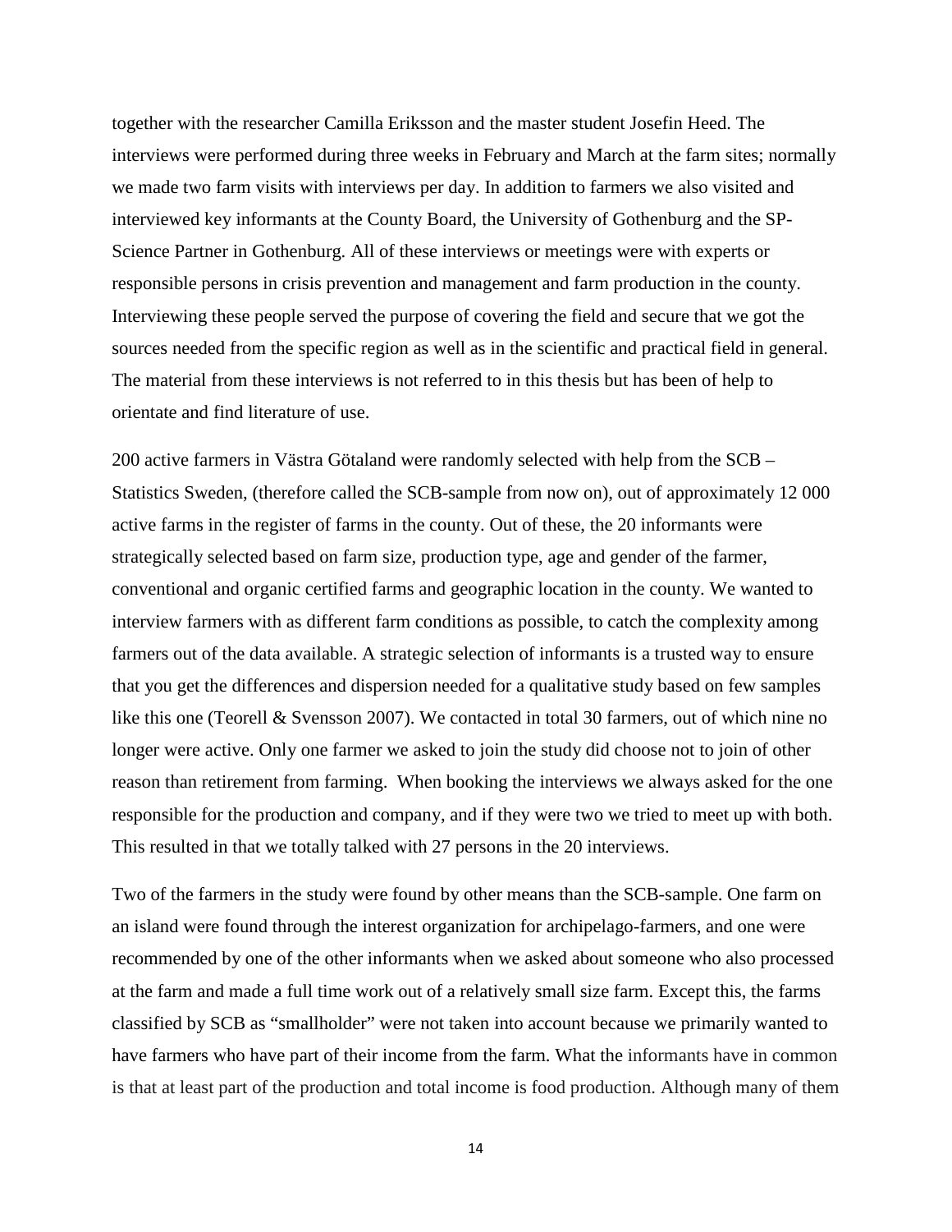together with the researcher Camilla Eriksson and the master student Josefin Heed. The interviews were performed during three weeks in February and March at the farm sites; normally we made two farm visits with interviews per day. In addition to farmers we also visited and interviewed key informants at the County Board, the University of Gothenburg and the SP-Science Partner in Gothenburg. All of these interviews or meetings were with experts or responsible persons in crisis prevention and management and farm production in the county. Interviewing these people served the purpose of covering the field and secure that we got the sources needed from the specific region as well as in the scientific and practical field in general. The material from these interviews is not referred to in this thesis but has been of help to orientate and find literature of use.

200 active farmers in Västra Götaland were randomly selected with help from the SCB – Statistics Sweden, (therefore called the SCB-sample from now on), out of approximately 12 000 active farms in the register of farms in the county. Out of these, the 20 informants were strategically selected based on farm size, production type, age and gender of the farmer, conventional and organic certified farms and geographic location in the county. We wanted to interview farmers with as different farm conditions as possible, to catch the complexity among farmers out of the data available. A strategic selection of informants is a trusted way to ensure that you get the differences and dispersion needed for a qualitative study based on few samples like this one (Teorell & Svensson 2007). We contacted in total 30 farmers, out of which nine no longer were active. Only one farmer we asked to join the study did choose not to join of other reason than retirement from farming. When booking the interviews we always asked for the one responsible for the production and company, and if they were two we tried to meet up with both. This resulted in that we totally talked with 27 persons in the 20 interviews.

Two of the farmers in the study were found by other means than the SCB-sample. One farm on an island were found through the interest organization for archipelago-farmers, and one were recommended by one of the other informants when we asked about someone who also processed at the farm and made a full time work out of a relatively small size farm. Except this, the farms classified by SCB as "smallholder" were not taken into account because we primarily wanted to have farmers who have part of their income from the farm. What the informants have in common is that at least part of the production and total income is food production. Although many of them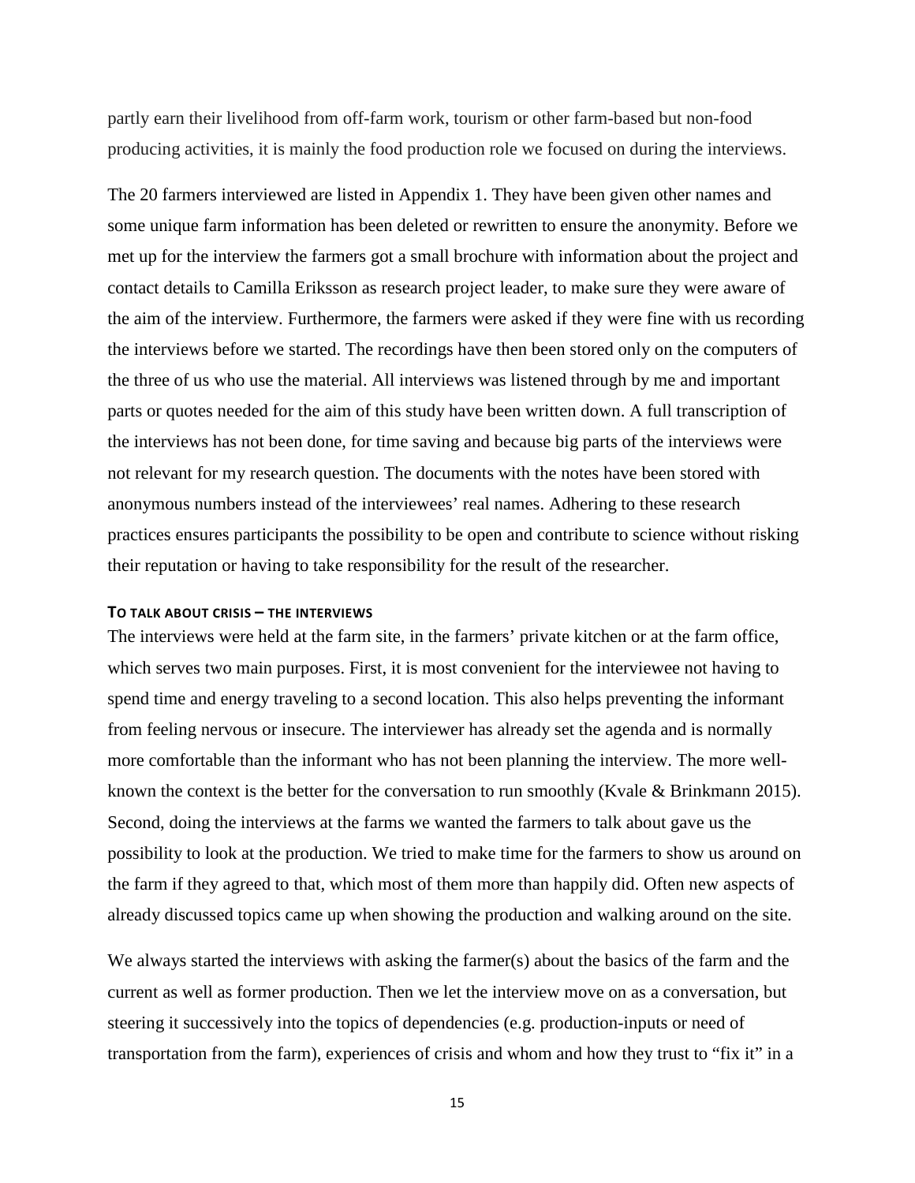partly earn their livelihood from off-farm work, tourism or other farm-based but non-food producing activities, it is mainly the food production role we focused on during the interviews.

The 20 farmers interviewed are listed in Appendix 1. They have been given other names and some unique farm information has been deleted or rewritten to ensure the anonymity. Before we met up for the interview the farmers got a small brochure with information about the project and contact details to Camilla Eriksson as research project leader, to make sure they were aware of the aim of the interview. Furthermore, the farmers were asked if they were fine with us recording the interviews before we started. The recordings have then been stored only on the computers of the three of us who use the material. All interviews was listened through by me and important parts or quotes needed for the aim of this study have been written down. A full transcription of the interviews has not been done, for time saving and because big parts of the interviews were not relevant for my research question. The documents with the notes have been stored with anonymous numbers instead of the interviewees' real names. Adhering to these research practices ensures participants the possibility to be open and contribute to science without risking their reputation or having to take responsibility for the result of the researcher.

#### To talk about crisis – the interviews

The interviews were held at the farm site, in the farmers' private kitchen or at the farm office, which serves two main purposes. First, it is most convenient for the interviewee not having to spend time and energy traveling to a second location. This also helps preventing the informant from feeling nervous or insecure. The interviewer has already set the agenda and is normally more comfortable than the informant who has not been planning the interview. The more well-known the context is the better for the conversation to run smoothly (Kvale & Brinkmann 2015). Second, doing the interviews at the farms we wanted the farmers to talk about gave us the possibility to look at the production. We tried to make time for the farmers to show us around on the farm if they agreed to that, which most of them more than happily did. Often new aspects of already discussed topics came up when showing the production and walking around on the site.

We always started the interviews with asking the farmer(s) about the basics of the farm and the current as well as former production. Then we let the interview move on as a conversation, but steering it successively into the topics of dependencies (e.g. production-inputs or need of transportation from the farm), experiences of crisis and whom and how they trust to "fix it" in a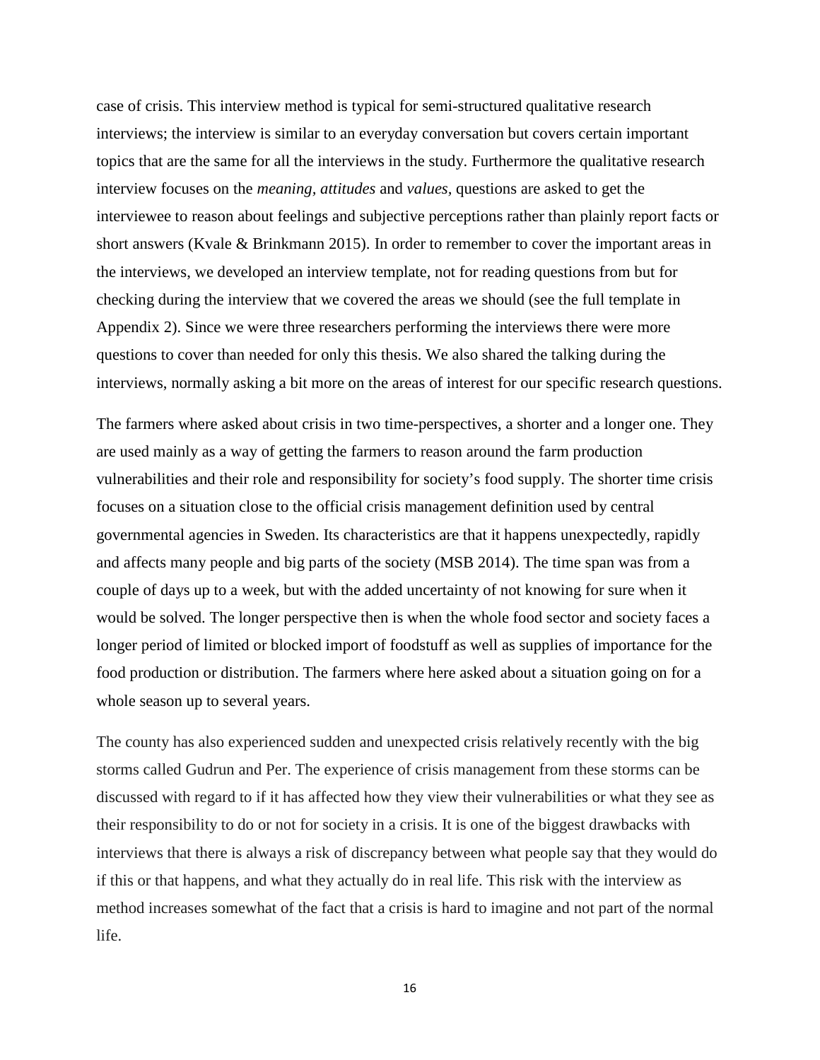case of crisis. This interview method is typical for semi-structured qualitative research interviews; the interview is similar to an everyday conversation but covers certain important topics that are the same for all the interviews in the study. Furthermore the qualitative research interview focuses on the *meaning, attitudes* and *values*, questions are asked to get the interviewee to reason about feelings and subjective perceptions rather than plainly report facts or short answers (Kvale & Brinkmann 2015). In order to remember to cover the important areas in the interviews, we developed an interview template, not for reading questions from but for checking during the interview that we covered the areas we should (see the full template in Appendix 2). Since we were three researchers performing the interviews there were more questions to cover than needed for only this thesis. We also shared the talking during the interviews, normally asking a bit more on the areas of interest for our specific research questions.

The farmers where asked about crisis in two time-perspectives, a shorter and a longer one. They are used mainly as a way of getting the farmers to reason around the farm production vulnerabilities and their role and responsibility for society's food supply. The shorter time crisis focuses on a situation close to the official crisis management definition used by central governmental agencies in Sweden. Its characteristics are that it happens unexpectedly, rapidly and affects many people and big parts of the society (MSB 2014). The time span was from a couple of days up to a week, but with the added uncertainty of not knowing for sure when it would be solved. The longer perspective then is when the whole food sector and society faces a longer period of limited or blocked import of foodstuff as well as supplies of importance for the food production or distribution. The farmers where here asked about a situation going on for a whole season up to several years.

The county has also experienced sudden and unexpected crisis relatively recently with the big storms called Gudrun and Per. The experience of crisis management from these storms can be discussed with regard to if it has affected how they view their vulnerabilities or what they see as their responsibility to do or not for society in a crisis. It is one of the biggest drawbacks with interviews that there is always a risk of discrepancy between what people say that they would do if this or that happens, and what they actually do in real life. This risk with the interview as method increases somewhat of the fact that a crisis is hard to imagine and not part of the normal life.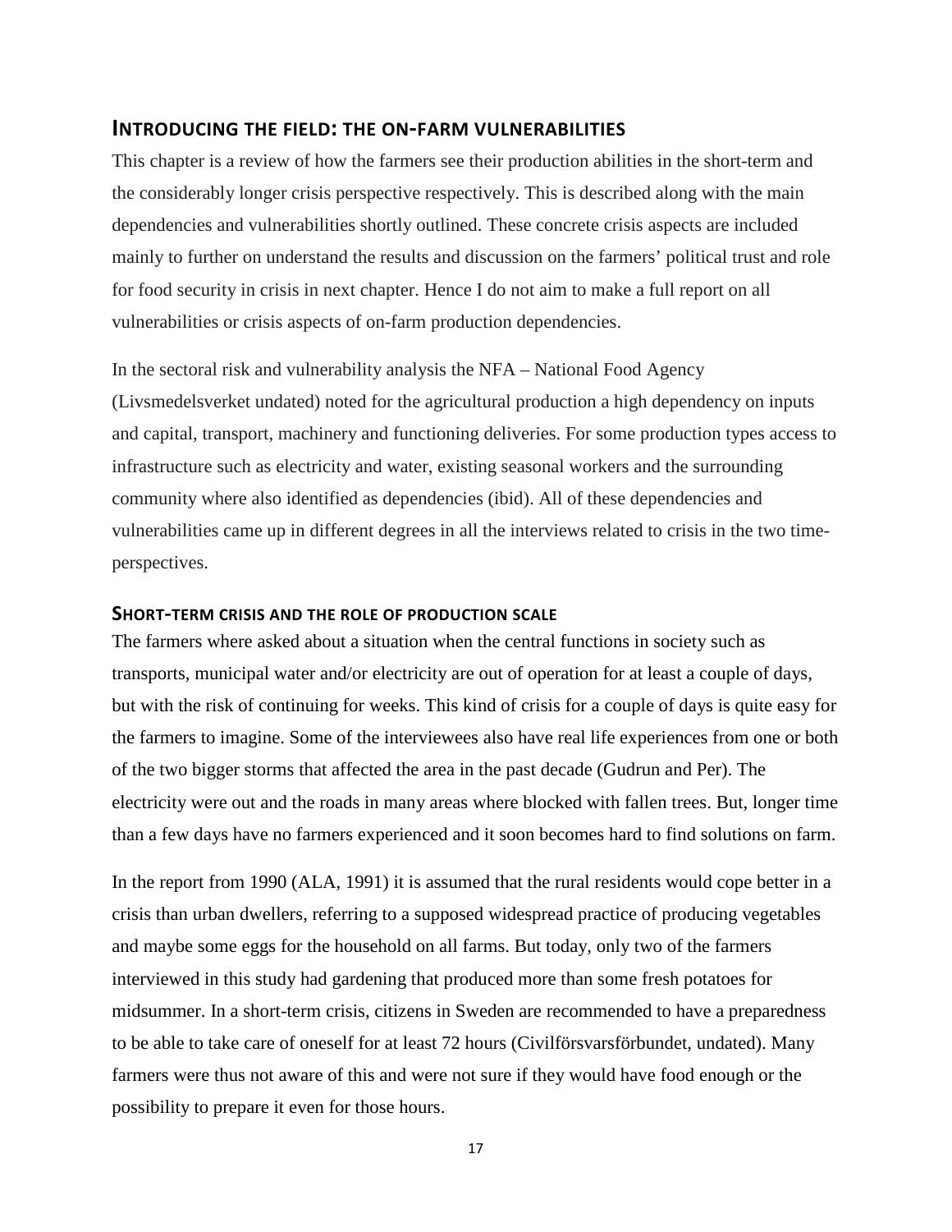## Introducing the field: the on-farm vulnerabilities

This chapter is a review of how the farmers see their production abilities in the short-term and the considerably longer crisis perspective respectively. This is described along with the main dependencies and vulnerabilities shortly outlined. These concrete crisis aspects are included mainly to further on understand the results and discussion on the farmers' political trust and role for food security in crisis in next chapter. Hence I do not aim to make a full report on all vulnerabilities or crisis aspects of on-farm production dependencies.

In the sectoral risk and vulnerability analysis the NFA – National Food Agency (Livsmedelsverket undated) noted for the agricultural production a high dependency on inputs and capital, transport, machinery and functioning deliveries. For some production types access to infrastructure such as electricity and water, existing seasonal workers and the surrounding community where also identified as dependencies (ibid). All of these dependencies and vulnerabilities came up in different degrees in all the interviews related to crisis in the two time-perspectives.

### Short-term crisis and the role of production scale

The farmers where asked about a situation when the central functions in society such as transports, municipal water and/or electricity are out of operation for at least a couple of days, but with the risk of continuing for weeks. This kind of crisis for a couple of days is quite easy for the farmers to imagine. Some of the interviewees also have real life experiences from one or both of the two bigger storms that affected the area in the past decade (Gudrun and Per). The electricity were out and the roads in many areas where blocked with fallen trees. But, longer time than a few days have no farmers experienced and it soon becomes hard to find solutions on farm.

In the report from 1990 (ALA, 1991) it is assumed that the rural residents would cope better in a crisis than urban dwellers, referring to a supposed widespread practice of producing vegetables and maybe some eggs for the household on all farms. But today, only two of the farmers interviewed in this study had gardening that produced more than some fresh potatoes for midsummer. In a short-term crisis, citizens in Sweden are recommended to have a preparedness to be able to take care of oneself for at least 72 hours (Civilförsvarsförbundet, undated). Many farmers were thus not aware of this and were not sure if they would have food enough or the possibility to prepare it even for those hours.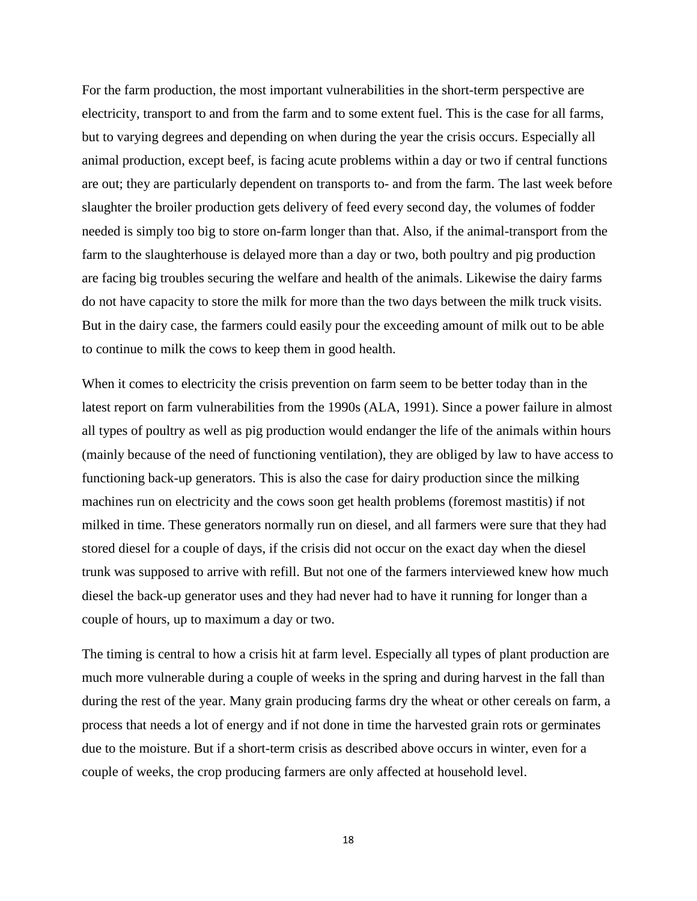For the farm production, the most important vulnerabilities in the short-term perspective are electricity, transport to and from the farm and to some extent fuel. This is the case for all farms, but to varying degrees and depending on when during the year the crisis occurs. Especially all animal production, except beef, is facing acute problems within a day or two if central functions are out; they are particularly dependent on transports to- and from the farm. The last week before slaughter the broiler production gets delivery of feed every second day, the volumes of fodder needed is simply too big to store on-farm longer than that. Also, if the animal-transport from the farm to the slaughterhouse is delayed more than a day or two, both poultry and pig production are facing big troubles securing the welfare and health of the animals. Likewise the dairy farms do not have capacity to store the milk for more than the two days between the milk truck visits. But in the dairy case, the farmers could easily pour the exceeding amount of milk out to be able to continue to milk the cows to keep them in good health.

When it comes to electricity the crisis prevention on farm seem to be better today than in the latest report on farm vulnerabilities from the 1990s (ALA, 1991). Since a power failure in almost all types of poultry as well as pig production would endanger the life of the animals within hours (mainly because of the need of functioning ventilation), they are obliged by law to have access to functioning back-up generators. This is also the case for dairy production since the milking machines run on electricity and the cows soon get health problems (foremost mastitis) if not milked in time. These generators normally run on diesel, and all farmers were sure that they had stored diesel for a couple of days, if the crisis did not occur on the exact day when the diesel trunk was supposed to arrive with refill. But not one of the farmers interviewed knew how much diesel the back-up generator uses and they had never had to have it running for longer than a couple of hours, up to maximum a day or two.

The timing is central to how a crisis hit at farm level. Especially all types of plant production are much more vulnerable during a couple of weeks in the spring and during harvest in the fall than during the rest of the year. Many grain producing farms dry the wheat or other cereals on farm, a process that needs a lot of energy and if not done in time the harvested grain rots or germinates due to the moisture. But if a short-term crisis as described above occurs in winter, even for a couple of weeks, the crop producing farmers are only affected at household level.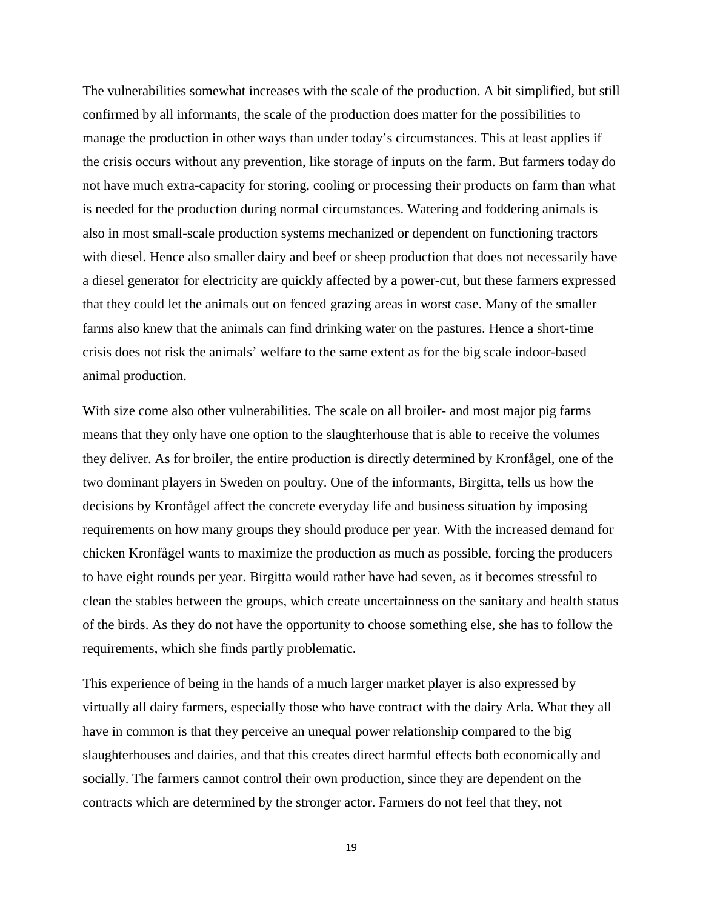The vulnerabilities somewhat increases with the scale of the production. A bit simplified, but still confirmed by all informants, the scale of the production does matter for the possibilities to manage the production in other ways than under today's circumstances. This at least applies if the crisis occurs without any prevention, like storage of inputs on the farm. But farmers today do not have much extra-capacity for storing, cooling or processing their products on farm than what is needed for the production during normal circumstances. Watering and foddering animals is also in most small-scale production systems mechanized or dependent on functioning tractors with diesel. Hence also smaller dairy and beef or sheep production that does not necessarily have a diesel generator for electricity are quickly affected by a power-cut, but these farmers expressed that they could let the animals out on fenced grazing areas in worst case. Many of the smaller farms also knew that the animals can find drinking water on the pastures. Hence a short-time crisis does not risk the animals' welfare to the same extent as for the big scale indoor-based animal production.

With size come also other vulnerabilities. The scale on all broiler- and most major pig farms means that they only have one option to the slaughterhouse that is able to receive the volumes they deliver. As for broiler, the entire production is directly determined by Kronfågel, one of the two dominant players in Sweden on poultry. One of the informants, Birgitta, tells us how the decisions by Kronfågel affect the concrete everyday life and business situation by imposing requirements on how many groups they should produce per year. With the increased demand for chicken Kronfågel wants to maximize the production as much as possible, forcing the producers to have eight rounds per year. Birgitta would rather have had seven, as it becomes stressful to clean the stables between the groups, which create uncertainness on the sanitary and health status of the birds. As they do not have the opportunity to choose something else, she has to follow the requirements, which she finds partly problematic.

This experience of being in the hands of a much larger market player is also expressed by virtually all dairy farmers, especially those who have contract with the dairy Arla. What they all have in common is that they perceive an unequal power relationship compared to the big slaughterhouses and dairies, and that this creates direct harmful effects both economically and socially. The farmers cannot control their own production, since they are dependent on the contracts which are determined by the stronger actor. Farmers do not feel that they, not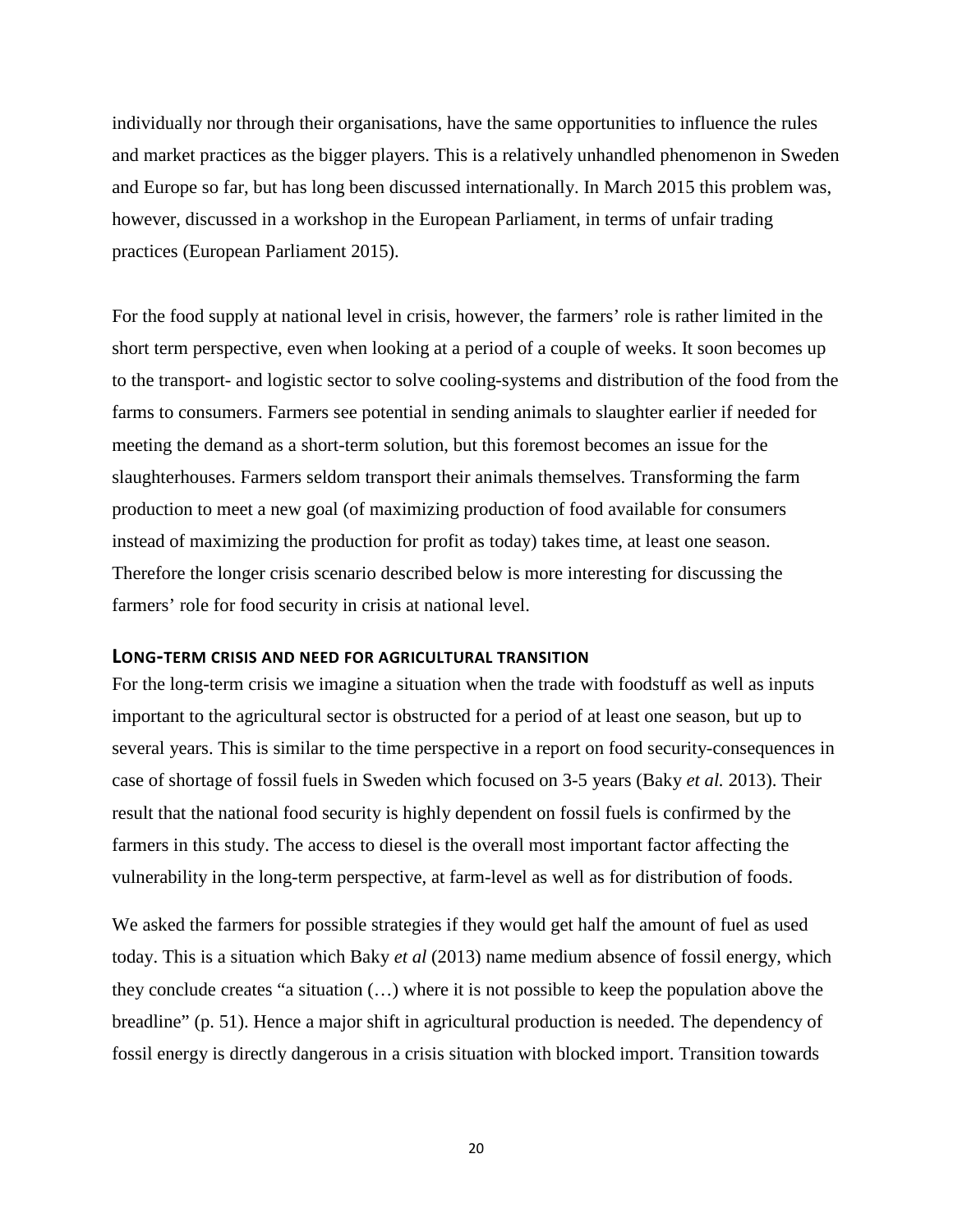individually nor through their organisations, have the same opportunities to influence the rules and market practices as the bigger players. This is a relatively unhandled phenomenon in Sweden and Europe so far, but has long been discussed internationally. In March 2015 this problem was, however, discussed in a workshop in the European Parliament, in terms of unfair trading practices (European Parliament 2015).

For the food supply at national level in crisis, however, the farmers' role is rather limited in the short term perspective, even when looking at a period of a couple of weeks. It soon becomes up to the transport- and logistic sector to solve cooling-systems and distribution of the food from the farms to consumers. Farmers see potential in sending animals to slaughter earlier if needed for meeting the demand as a short-term solution, but this foremost becomes an issue for the slaughterhouses. Farmers seldom transport their animals themselves. Transforming the farm production to meet a new goal (of maximizing production of food available for consumers instead of maximizing the production for profit as today) takes time, at least one season. Therefore the longer crisis scenario described below is more interesting for discussing the farmers' role for food security in crisis at national level.

### Long-term crisis and need for agricultural transition

For the long-term crisis we imagine a situation when the trade with foodstuff as well as inputs important to the agricultural sector is obstructed for a period of at least one season, but up to several years. This is similar to the time perspective in a report on food security-consequences in case of shortage of fossil fuels in Sweden which focused on 3-5 years (Baky *et al.* 2013). Their result that the national food security is highly dependent on fossil fuels is confirmed by the farmers in this study. The access to diesel is the overall most important factor affecting the vulnerability in the long-term perspective, at farm-level as well as for distribution of foods.

We asked the farmers for possible strategies if they would get half the amount of fuel as used today. This is a situation which Baky *et al* (2013) name medium absence of fossil energy, which they conclude creates "a situation (…) where it is not possible to keep the population above the breadline" (p. 51). Hence a major shift in agricultural production is needed. The dependency of fossil energy is directly dangerous in a crisis situation with blocked import. Transition towards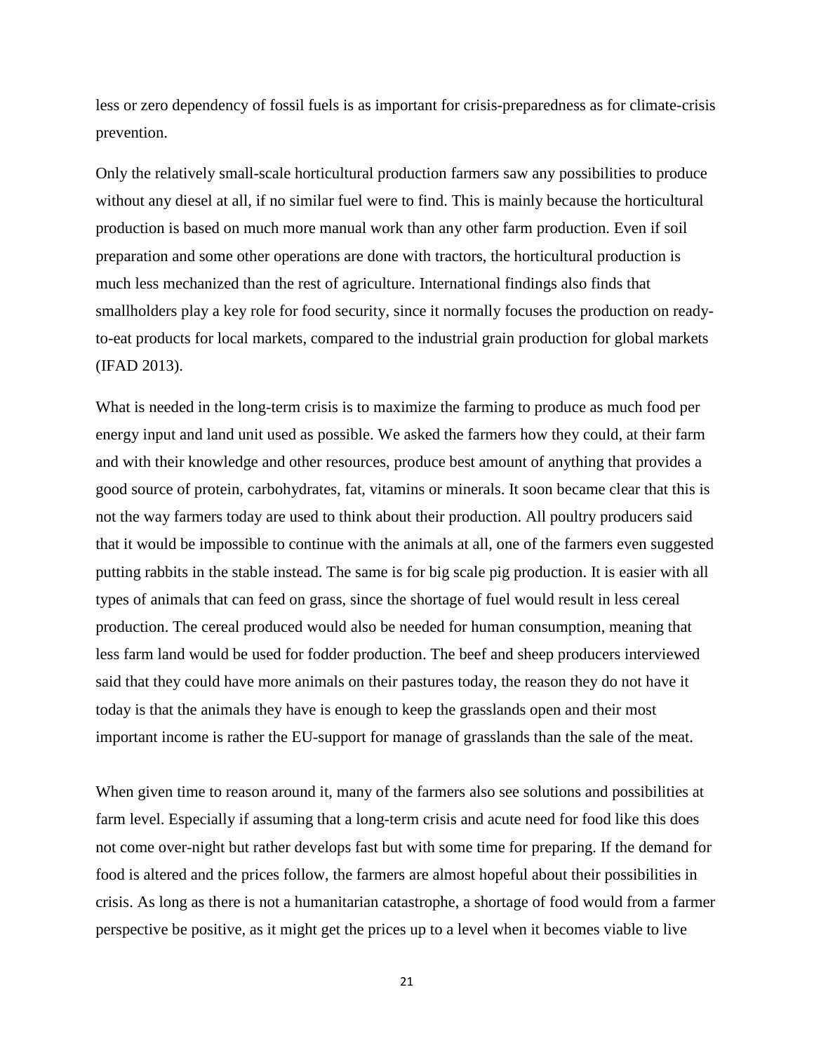less or zero dependency of fossil fuels is as important for crisis-preparedness as for climate-crisis prevention.

Only the relatively small-scale horticultural production farmers saw any possibilities to produce without any diesel at all, if no similar fuel were to find. This is mainly because the horticultural production is based on much more manual work than any other farm production. Even if soil preparation and some other operations are done with tractors, the horticultural production is much less mechanized than the rest of agriculture. International findings also finds that smallholders play a key role for food security, since it normally focuses the production on ready-to-eat products for local markets, compared to the industrial grain production for global markets (IFAD 2013).

What is needed in the long-term crisis is to maximize the farming to produce as much food per energy input and land unit used as possible. We asked the farmers how they could, at their farm and with their knowledge and other resources, produce best amount of anything that provides a good source of protein, carbohydrates, fat, vitamins or minerals. It soon became clear that this is not the way farmers today are used to think about their production. All poultry producers said that it would be impossible to continue with the animals at all, one of the farmers even suggested putting rabbits in the stable instead. The same is for big scale pig production. It is easier with all types of animals that can feed on grass, since the shortage of fuel would result in less cereal production. The cereal produced would also be needed for human consumption, meaning that less farm land would be used for fodder production. The beef and sheep producers interviewed said that they could have more animals on their pastures today, the reason they do not have it today is that the animals they have is enough to keep the grasslands open and their most important income is rather the EU-support for manage of grasslands than the sale of the meat.

When given time to reason around it, many of the farmers also see solutions and possibilities at farm level. Especially if assuming that a long-term crisis and acute need for food like this does not come over-night but rather develops fast but with some time for preparing. If the demand for food is altered and the prices follow, the farmers are almost hopeful about their possibilities in crisis. As long as there is not a humanitarian catastrophe, a shortage of food would from a farmer perspective be positive, as it might get the prices up to a level when it becomes viable to live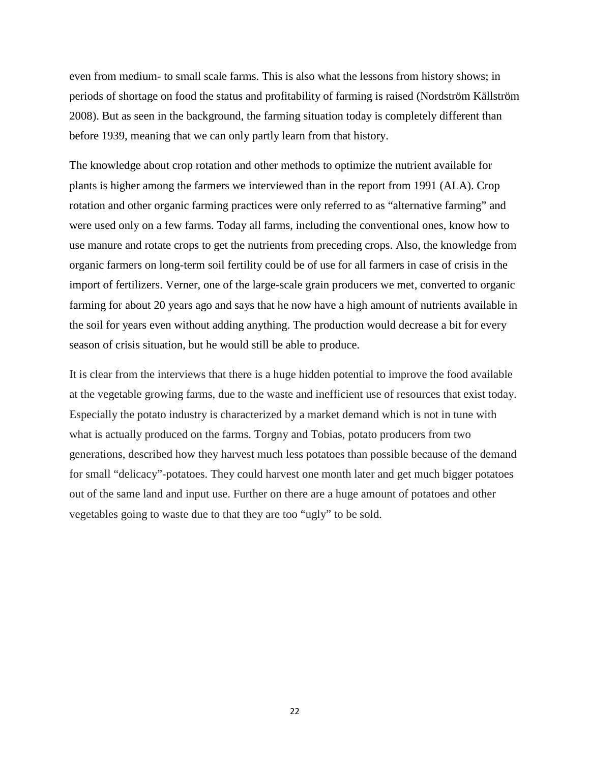even from medium- to small scale farms. This is also what the lessons from history shows; in periods of shortage on food the status and profitability of farming is raised (Nordström Källström 2008). But as seen in the background, the farming situation today is completely different than before 1939, meaning that we can only partly learn from that history.

The knowledge about crop rotation and other methods to optimize the nutrient available for plants is higher among the farmers we interviewed than in the report from 1991 (ALA). Crop rotation and other organic farming practices were only referred to as "alternative farming" and were used only on a few farms. Today all farms, including the conventional ones, know how to use manure and rotate crops to get the nutrients from preceding crops. Also, the knowledge from organic farmers on long-term soil fertility could be of use for all farmers in case of crisis in the import of fertilizers. Verner, one of the large-scale grain producers we met, converted to organic farming for about 20 years ago and says that he now have a high amount of nutrients available in the soil for years even without adding anything. The production would decrease a bit for every season of crisis situation, but he would still be able to produce.

It is clear from the interviews that there is a huge hidden potential to improve the food available at the vegetable growing farms, due to the waste and inefficient use of resources that exist today. Especially the potato industry is characterized by a market demand which is not in tune with what is actually produced on the farms. Torgny and Tobias, potato producers from two generations, described how they harvest much less potatoes than possible because of the demand for small "delicacy"-potatoes. They could harvest one month later and get much bigger potatoes out of the same land and input use. Further on there are a huge amount of potatoes and other vegetables going to waste due to that they are too "ugly" to be sold.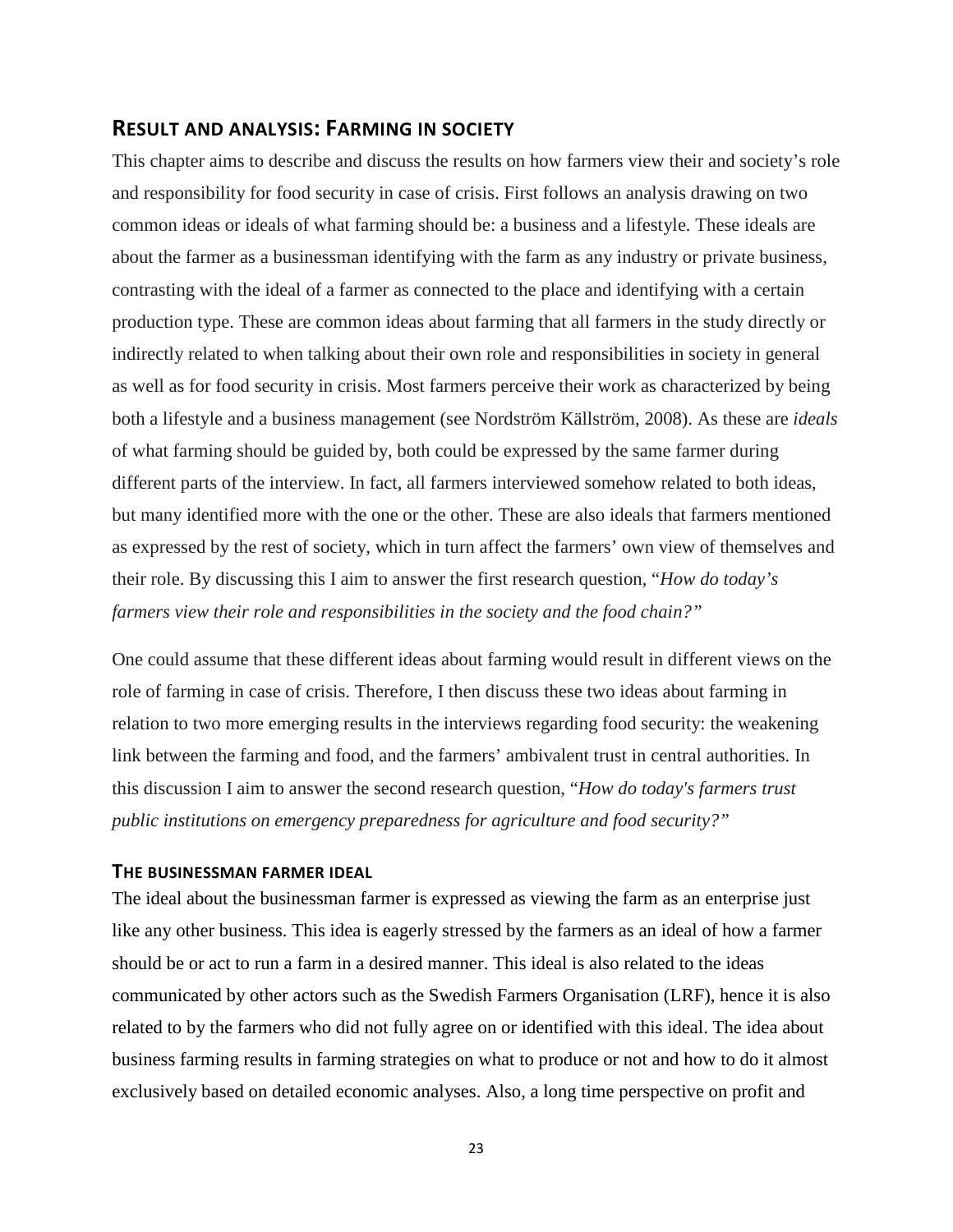## RESULT AND ANALYSIS: FARMING IN SOCIETY

This chapter aims to describe and discuss the results on how farmers view their and society's role and responsibility for food security in case of crisis. First follows an analysis drawing on two common ideas or ideals of what farming should be: a business and a lifestyle. These ideals are about the farmer as a businessman identifying with the farm as any industry or private business, contrasting with the ideal of a farmer as connected to the place and identifying with a certain production type. These are common ideas about farming that all farmers in the study directly or indirectly related to when talking about their own role and responsibilities in society in general as well as for food security in crisis. Most farmers perceive their work as characterized by being both a lifestyle and a business management (see Nordström Källström, 2008). As these are *ideals* of what farming should be guided by, both could be expressed by the same farmer during different parts of the interview. In fact, all farmers interviewed somehow related to both ideas, but many identified more with the one or the other. These are also ideals that farmers mentioned as expressed by the rest of society, which in turn affect the farmers' own view of themselves and their role. By discussing this I aim to answer the first research question, "*How do today's farmers view their role and responsibilities in the society and the food chain?*"

One could assume that these different ideas about farming would result in different views on the role of farming in case of crisis. Therefore, I then discuss these two ideas about farming in relation to two more emerging results in the interviews regarding food security: the weakening link between the farming and food, and the farmers' ambivalent trust in central authorities. In this discussion I aim to answer the second research question, "*How do today's farmers trust public institutions on emergency preparedness for agriculture and food security?*"

### THE BUSINESSMAN FARMER IDEAL

The ideal about the businessman farmer is expressed as viewing the farm as an enterprise just like any other business. This idea is eagerly stressed by the farmers as an ideal of how a farmer should be or act to run a farm in a desired manner. This ideal is also related to the ideas communicated by other actors such as the Swedish Farmers Organisation (LRF), hence it is also related to by the farmers who did not fully agree on or identified with this ideal. The idea about business farming results in farming strategies on what to produce or not and how to do it almost exclusively based on detailed economic analyses. Also, a long time perspective on profit and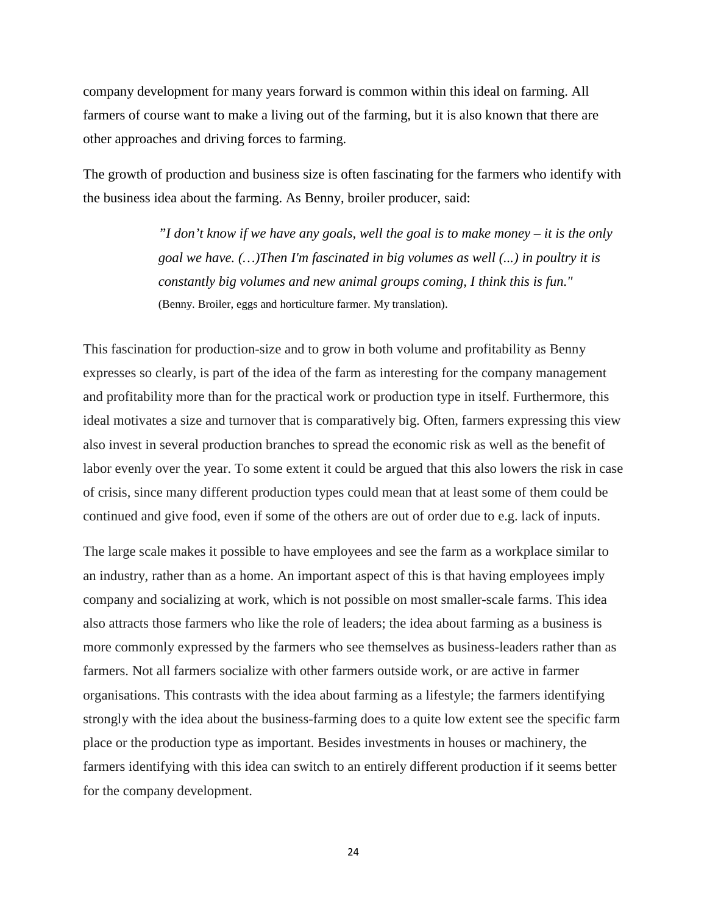company development for many years forward is common within this ideal on farming. All farmers of course want to make a living out of the farming, but it is also known that there are other approaches and driving forces to farming.

The growth of production and business size is often fascinating for the farmers who identify with the business idea about the farming. As Benny, broiler producer, said:

> *"I don't know if we have any goals, well the goal is to make money – it is the only goal we have. (…)Then I'm fascinated in big volumes as well (...) in poultry it is constantly big volumes and new animal groups coming, I think this is fun."* (Benny. Broiler, eggs and horticulture farmer. My translation).

This fascination for production-size and to grow in both volume and profitability as Benny expresses so clearly, is part of the idea of the farm as interesting for the company management and profitability more than for the practical work or production type in itself. Furthermore, this ideal motivates a size and turnover that is comparatively big. Often, farmers expressing this view also invest in several production branches to spread the economic risk as well as the benefit of labor evenly over the year. To some extent it could be argued that this also lowers the risk in case of crisis, since many different production types could mean that at least some of them could be continued and give food, even if some of the others are out of order due to e.g. lack of inputs.

The large scale makes it possible to have employees and see the farm as a workplace similar to an industry, rather than as a home. An important aspect of this is that having employees imply company and socializing at work, which is not possible on most smaller-scale farms. This idea also attracts those farmers who like the role of leaders; the idea about farming as a business is more commonly expressed by the farmers who see themselves as business-leaders rather than as farmers. Not all farmers socialize with other farmers outside work, or are active in farmer organisations. This contrasts with the idea about farming as a lifestyle; the farmers identifying strongly with the idea about the business-farming does to a quite low extent see the specific farm place or the production type as important. Besides investments in houses or machinery, the farmers identifying with this idea can switch to an entirely different production if it seems better for the company development.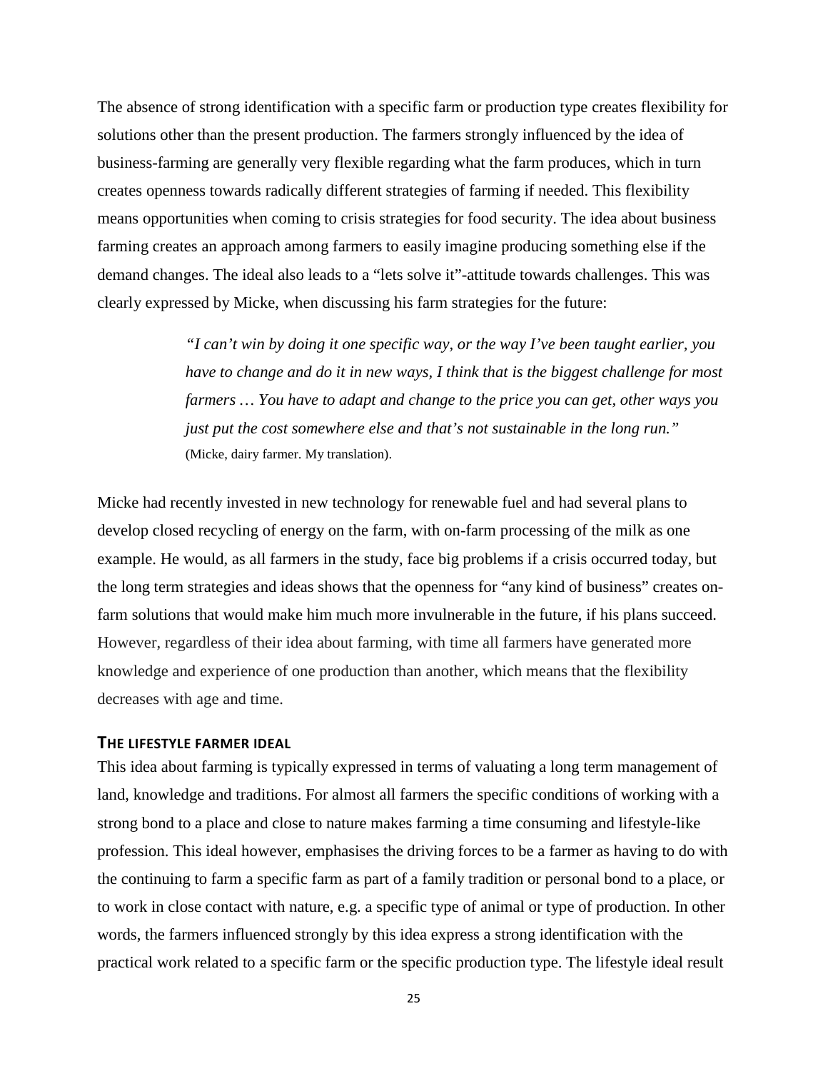The absence of strong identification with a specific farm or production type creates flexibility for solutions other than the present production. The farmers strongly influenced by the idea of business-farming are generally very flexible regarding what the farm produces, which in turn creates openness towards radically different strategies of farming if needed. This flexibility means opportunities when coming to crisis strategies for food security. The idea about business farming creates an approach among farmers to easily imagine producing something else if the demand changes. The ideal also leads to a "lets solve it"-attitude towards challenges. This was clearly expressed by Micke, when discussing his farm strategies for the future:

> *"I can't win by doing it one specific way, or the way I've been taught earlier, you have to change and do it in new ways, I think that is the biggest challenge for most farmers … You have to adapt and change to the price you can get, other ways you just put the cost somewhere else and that's not sustainable in the long run."* (Micke, dairy farmer. My translation).

Micke had recently invested in new technology for renewable fuel and had several plans to develop closed recycling of energy on the farm, with on-farm processing of the milk as one example. He would, as all farmers in the study, face big problems if a crisis occurred today, but the long term strategies and ideas shows that the openness for "any kind of business" creates on-farm solutions that would make him much more invulnerable in the future, if his plans succeed. However, regardless of their idea about farming, with time all farmers have generated more knowledge and experience of one production than another, which means that the flexibility decreases with age and time.

#### The lifestyle farmer ideal

This idea about farming is typically expressed in terms of valuating a long term management of land, knowledge and traditions. For almost all farmers the specific conditions of working with a strong bond to a place and close to nature makes farming a time consuming and lifestyle-like profession. This ideal however, emphasises the driving forces to be a farmer as having to do with the continuing to farm a specific farm as part of a family tradition or personal bond to a place, or to work in close contact with nature, e.g. a specific type of animal or type of production. In other words, the farmers influenced strongly by this idea express a strong identification with the practical work related to a specific farm or the specific production type. The lifestyle ideal result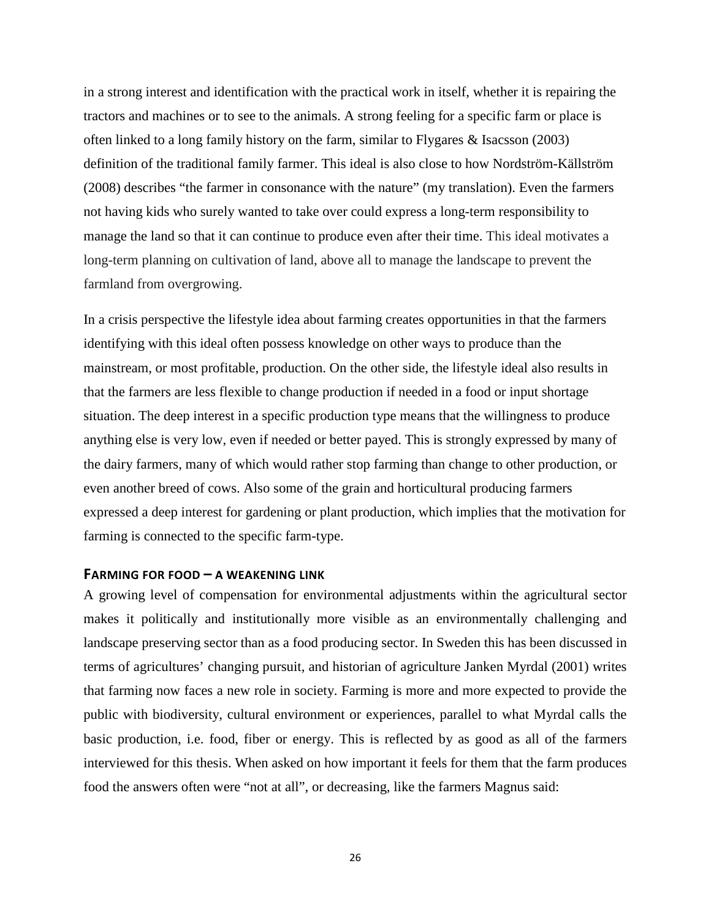in a strong interest and identification with the practical work in itself, whether it is repairing the tractors and machines or to see to the animals. A strong feeling for a specific farm or place is often linked to a long family history on the farm, similar to Flygares & Isacsson (2003) definition of the traditional family farmer. This ideal is also close to how Nordström-Källström (2008) describes "the farmer in consonance with the nature" (my translation). Even the farmers not having kids who surely wanted to take over could express a long-term responsibility to manage the land so that it can continue to produce even after their time. This ideal motivates a long-term planning on cultivation of land, above all to manage the landscape to prevent the farmland from overgrowing.

In a crisis perspective the lifestyle idea about farming creates opportunities in that the farmers identifying with this ideal often possess knowledge on other ways to produce than the mainstream, or most profitable, production. On the other side, the lifestyle ideal also results in that the farmers are less flexible to change production if needed in a food or input shortage situation. The deep interest in a specific production type means that the willingness to produce anything else is very low, even if needed or better payed. This is strongly expressed by many of the dairy farmers, many of which would rather stop farming than change to other production, or even another breed of cows. Also some of the grain and horticultural producing farmers expressed a deep interest for gardening or plant production, which implies that the motivation for farming is connected to the specific farm-type.

### FARMING FOR FOOD – A WEAKENING LINK

A growing level of compensation for environmental adjustments within the agricultural sector makes it politically and institutionally more visible as an environmentally challenging and landscape preserving sector than as a food producing sector. In Sweden this has been discussed in terms of agricultures' changing pursuit, and historian of agriculture Janken Myrdal (2001) writes that farming now faces a new role in society. Farming is more and more expected to provide the public with biodiversity, cultural environment or experiences, parallel to what Myrdal calls the basic production, i.e. food, fiber or energy. This is reflected by as good as all of the farmers interviewed for this thesis. When asked on how important it feels for them that the farm produces food the answers often were "not at all", or decreasing, like the farmers Magnus said: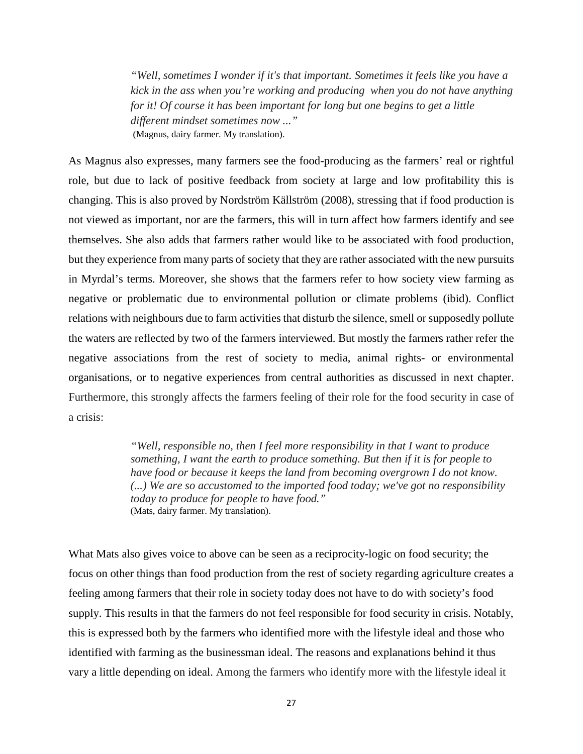> *"Well, sometimes I wonder if it's that important. Sometimes it feels like you have a kick in the ass when you're working and producing when you do not have anything for it! Of course it has been important for long but one begins to get a little different mindset sometimes now ..."*
> (Magnus, dairy farmer. My translation).

As Magnus also expresses, many farmers see the food-producing as the farmers' real or rightful role, but due to lack of positive feedback from society at large and low profitability this is changing. This is also proved by Nordström Källström (2008), stressing that if food production is not viewed as important, nor are the farmers, this will in turn affect how farmers identify and see themselves. She also adds that farmers rather would like to be associated with food production, but they experience from many parts of society that they are rather associated with the new pursuits in Myrdal's terms. Moreover, she shows that the farmers refer to how society view farming as negative or problematic due to environmental pollution or climate problems (ibid). Conflict relations with neighbours due to farm activities that disturb the silence, smell or supposedly pollute the waters are reflected by two of the farmers interviewed. But mostly the farmers rather refer the negative associations from the rest of society to media, animal rights- or environmental organisations, or to negative experiences from central authorities as discussed in next chapter. Furthermore, this strongly affects the farmers feeling of their role for the food security in case of a crisis:

> *"Well, responsible no, then I feel more responsibility in that I want to produce something, I want the earth to produce something. But then if it is for people to have food or because it keeps the land from becoming overgrown I do not know. (...) We are so accustomed to the imported food today; we've got no responsibility today to produce for people to have food."*
> (Mats, dairy farmer. My translation).

What Mats also gives voice to above can be seen as a reciprocity-logic on food security; the focus on other things than food production from the rest of society regarding agriculture creates a feeling among farmers that their role in society today does not have to do with society's food supply. This results in that the farmers do not feel responsible for food security in crisis. Notably, this is expressed both by the farmers who identified more with the lifestyle ideal and those who identified with farming as the businessman ideal. The reasons and explanations behind it thus vary a little depending on ideal. Among the farmers who identify more with the lifestyle ideal it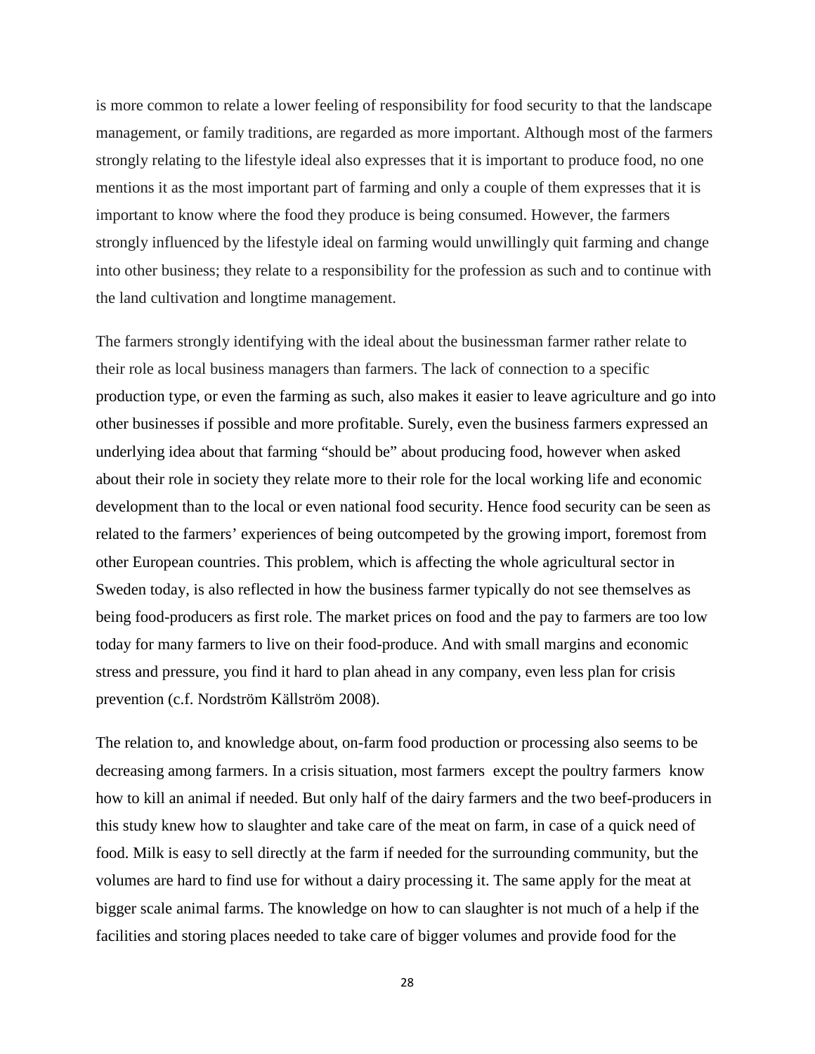is more common to relate a lower feeling of responsibility for food security to that the landscape management, or family traditions, are regarded as more important. Although most of the farmers strongly relating to the lifestyle ideal also expresses that it is important to produce food, no one mentions it as the most important part of farming and only a couple of them expresses that it is important to know where the food they produce is being consumed. However, the farmers strongly influenced by the lifestyle ideal on farming would unwillingly quit farming and change into other business; they relate to a responsibility for the profession as such and to continue with the land cultivation and longtime management.

The farmers strongly identifying with the ideal about the businessman farmer rather relate to their role as local business managers than farmers. The lack of connection to a specific production type, or even the farming as such, also makes it easier to leave agriculture and go into other businesses if possible and more profitable. Surely, even the business farmers expressed an underlying idea about that farming "should be" about producing food, however when asked about their role in society they relate more to their role for the local working life and economic development than to the local or even national food security. Hence food security can be seen as related to the farmers' experiences of being outcompeted by the growing import, foremost from other European countries. This problem, which is affecting the whole agricultural sector in Sweden today, is also reflected in how the business farmer typically do not see themselves as being food-producers as first role. The market prices on food and the pay to farmers are too low today for many farmers to live on their food-produce. And with small margins and economic stress and pressure, you find it hard to plan ahead in any company, even less plan for crisis prevention (c.f. Nordström Källström 2008).

The relation to, and knowledge about, on-farm food production or processing also seems to be decreasing among farmers. In a crisis situation, most farmers except the poultry farmers know how to kill an animal if needed. But only half of the dairy farmers and the two beef-producers in this study knew how to slaughter and take care of the meat on farm, in case of a quick need of food. Milk is easy to sell directly at the farm if needed for the surrounding community, but the volumes are hard to find use for without a dairy processing it. The same apply for the meat at bigger scale animal farms. The knowledge on how to can slaughter is not much of a help if the facilities and storing places needed to take care of bigger volumes and provide food for the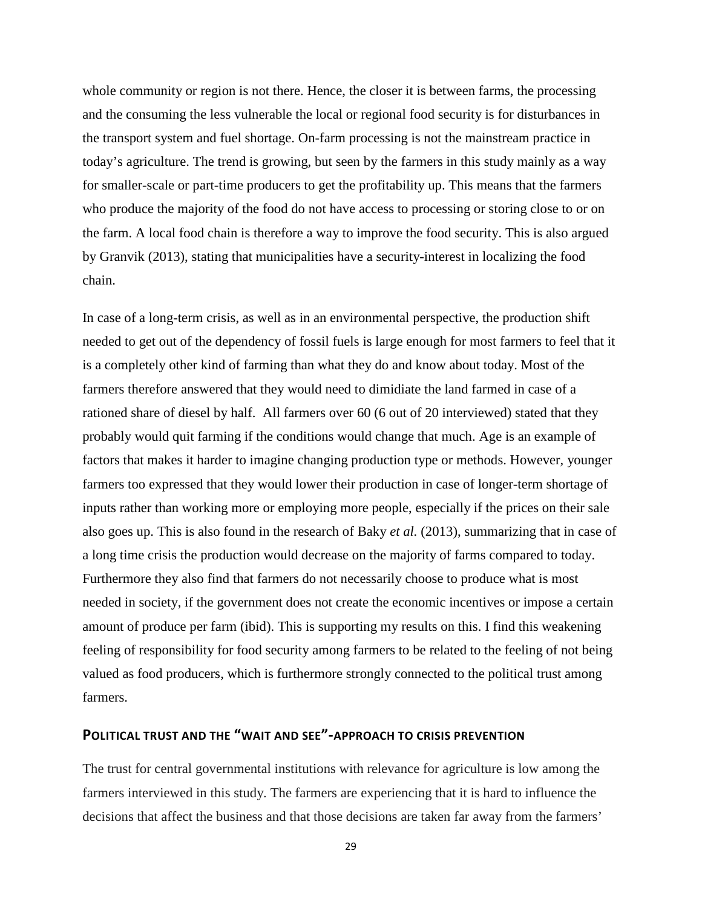whole community or region is not there. Hence, the closer it is between farms, the processing and the consuming the less vulnerable the local or regional food security is for disturbances in the transport system and fuel shortage. On-farm processing is not the mainstream practice in today's agriculture. The trend is growing, but seen by the farmers in this study mainly as a way for smaller-scale or part-time producers to get the profitability up. This means that the farmers who produce the majority of the food do not have access to processing or storing close to or on the farm. A local food chain is therefore a way to improve the food security. This is also argued by Granvik (2013), stating that municipalities have a security-interest in localizing the food chain.

In case of a long-term crisis, as well as in an environmental perspective, the production shift needed to get out of the dependency of fossil fuels is large enough for most farmers to feel that it is a completely other kind of farming than what they do and know about today. Most of the farmers therefore answered that they would need to dimidiate the land farmed in case of a rationed share of diesel by half. All farmers over 60 (6 out of 20 interviewed) stated that they probably would quit farming if the conditions would change that much. Age is an example of factors that makes it harder to imagine changing production type or methods. However, younger farmers too expressed that they would lower their production in case of longer-term shortage of inputs rather than working more or employing more people, especially if the prices on their sale also goes up. This is also found in the research of Baky *et al.* (2013), summarizing that in case of a long time crisis the production would decrease on the majority of farms compared to today. Furthermore they also find that farmers do not necessarily choose to produce what is most needed in society, if the government does not create the economic incentives or impose a certain amount of produce per farm (ibid). This is supporting my results on this. I find this weakening feeling of responsibility for food security among farmers to be related to the feeling of not being valued as food producers, which is furthermore strongly connected to the political trust among farmers.

## Political trust and the "wait and see"-approach to crisis prevention

The trust for central governmental institutions with relevance for agriculture is low among the farmers interviewed in this study. The farmers are experiencing that it is hard to influence the decisions that affect the business and that those decisions are taken far away from the farmers'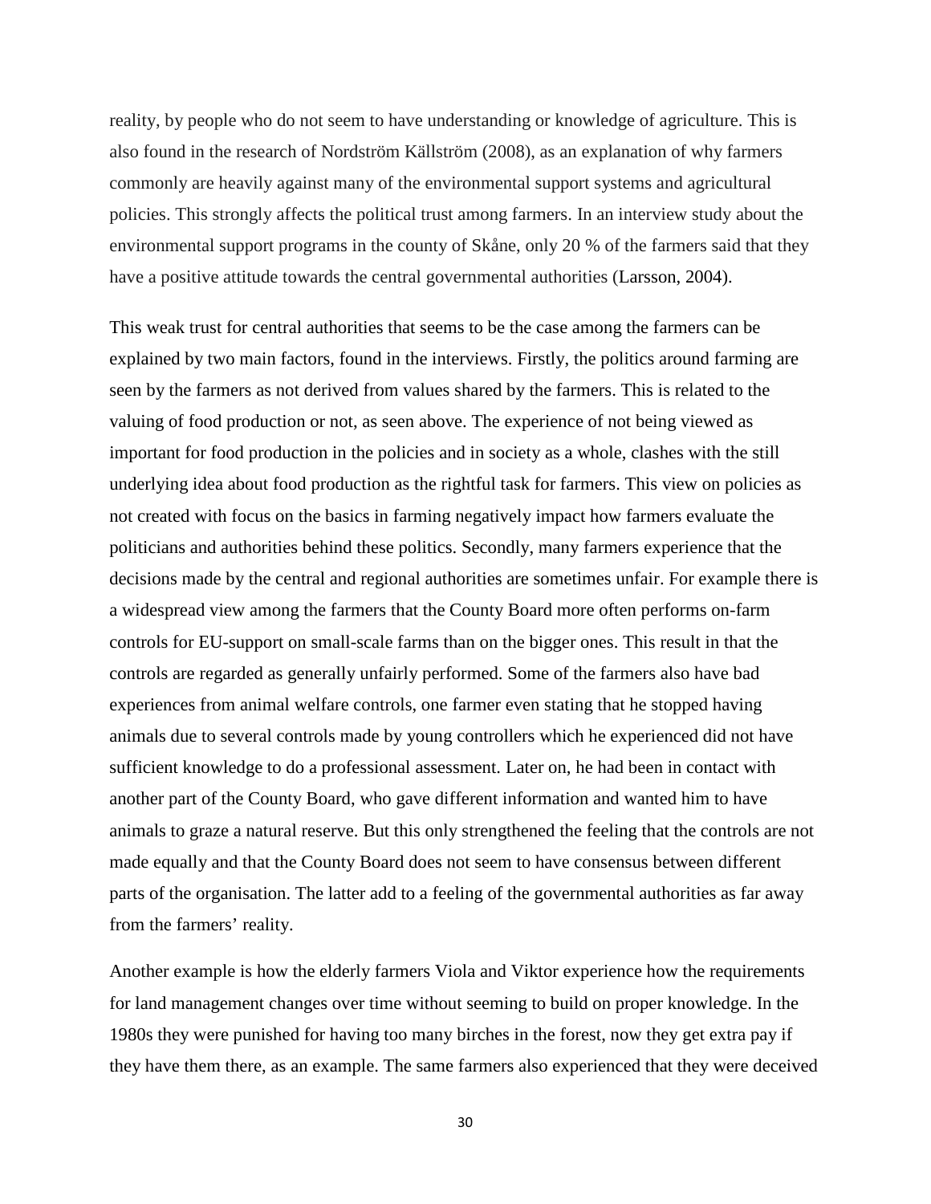reality, by people who do not seem to have understanding or knowledge of agriculture. This is also found in the research of Nordström Källström (2008), as an explanation of why farmers commonly are heavily against many of the environmental support systems and agricultural policies. This strongly affects the political trust among farmers. In an interview study about the environmental support programs in the county of Skåne, only 20 % of the farmers said that they have a positive attitude towards the central governmental authorities (Larsson, 2004).

This weak trust for central authorities that seems to be the case among the farmers can be explained by two main factors, found in the interviews. Firstly, the politics around farming are seen by the farmers as not derived from values shared by the farmers. This is related to the valuing of food production or not, as seen above. The experience of not being viewed as important for food production in the policies and in society as a whole, clashes with the still underlying idea about food production as the rightful task for farmers. This view on policies as not created with focus on the basics in farming negatively impact how farmers evaluate the politicians and authorities behind these politics. Secondly, many farmers experience that the decisions made by the central and regional authorities are sometimes unfair. For example there is a widespread view among the farmers that the County Board more often performs on-farm controls for EU-support on small-scale farms than on the bigger ones. This result in that the controls are regarded as generally unfairly performed. Some of the farmers also have bad experiences from animal welfare controls, one farmer even stating that he stopped having animals due to several controls made by young controllers which he experienced did not have sufficient knowledge to do a professional assessment. Later on, he had been in contact with another part of the County Board, who gave different information and wanted him to have animals to graze a natural reserve. But this only strengthened the feeling that the controls are not made equally and that the County Board does not seem to have consensus between different parts of the organisation. The latter add to a feeling of the governmental authorities as far away from the farmers' reality.

Another example is how the elderly farmers Viola and Viktor experience how the requirements for land management changes over time without seeming to build on proper knowledge. In the 1980s they were punished for having too many birches in the forest, now they get extra pay if they have them there, as an example. The same farmers also experienced that they were deceived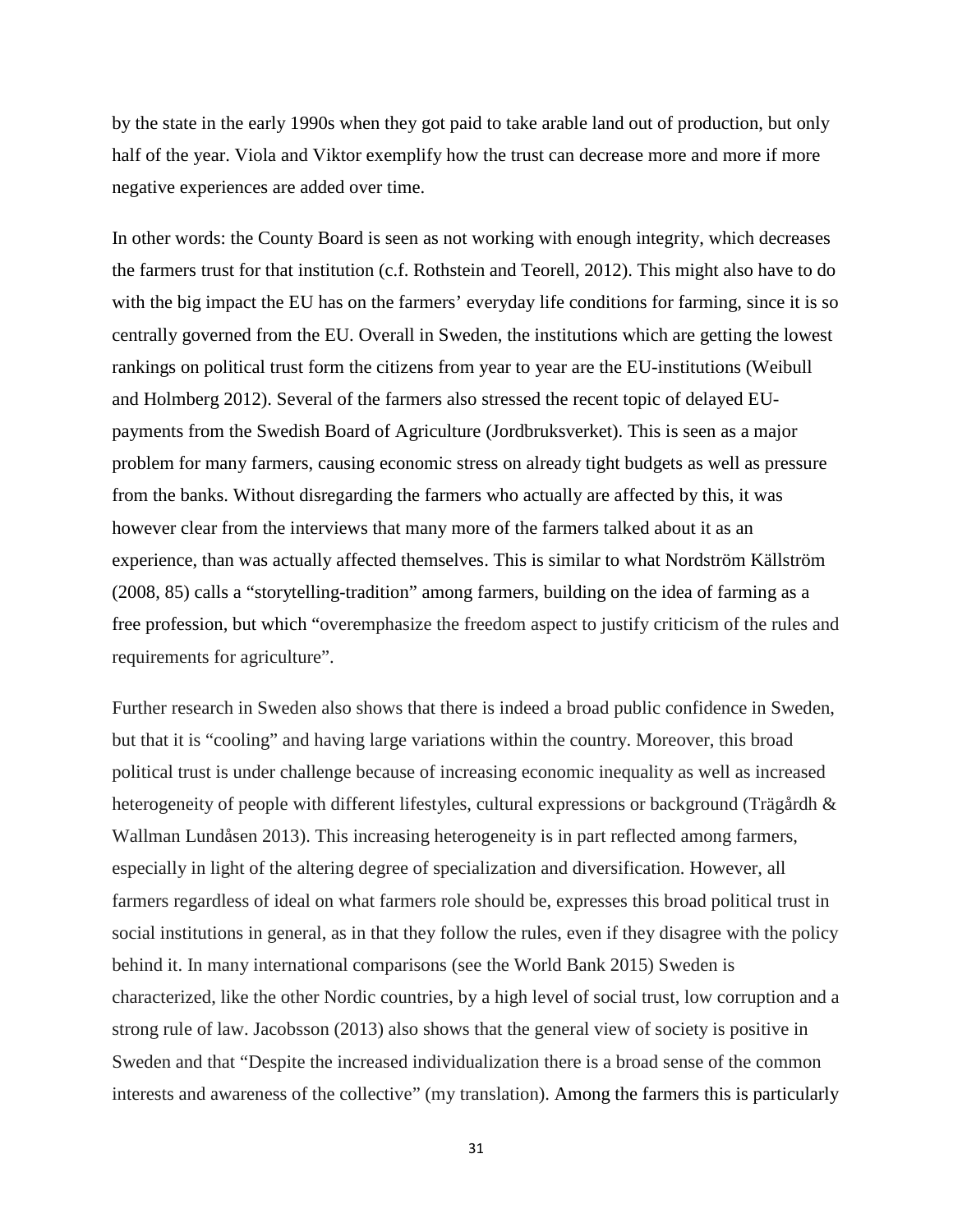by the state in the early 1990s when they got paid to take arable land out of production, but only half of the year. Viola and Viktor exemplify how the trust can decrease more and more if more negative experiences are added over time.

In other words: the County Board is seen as not working with enough integrity, which decreases the farmers trust for that institution (c.f. Rothstein and Teorell, 2012). This might also have to do with the big impact the EU has on the farmers' everyday life conditions for farming, since it is so centrally governed from the EU. Overall in Sweden, the institutions which are getting the lowest rankings on political trust form the citizens from year to year are the EU-institutions (Weibull and Holmberg 2012). Several of the farmers also stressed the recent topic of delayed EU-payments from the Swedish Board of Agriculture (Jordbruksverket). This is seen as a major problem for many farmers, causing economic stress on already tight budgets as well as pressure from the banks. Without disregarding the farmers who actually are affected by this, it was however clear from the interviews that many more of the farmers talked about it as an experience, than was actually affected themselves. This is similar to what Nordström Källström (2008, 85) calls a "storytelling-tradition" among farmers, building on the idea of farming as a free profession, but which "overemphasize the freedom aspect to justify criticism of the rules and requirements for agriculture".

Further research in Sweden also shows that there is indeed a broad public confidence in Sweden, but that it is "cooling" and having large variations within the country. Moreover, this broad political trust is under challenge because of increasing economic inequality as well as increased heterogeneity of people with different lifestyles, cultural expressions or background (Trägårdh & Wallman Lundåsen 2013). This increasing heterogeneity is in part reflected among farmers, especially in light of the altering degree of specialization and diversification. However, all farmers regardless of ideal on what farmers role should be, expresses this broad political trust in social institutions in general, as in that they follow the rules, even if they disagree with the policy behind it. In many international comparisons (see the World Bank 2015) Sweden is characterized, like the other Nordic countries, by a high level of social trust, low corruption and a strong rule of law. Jacobsson (2013) also shows that the general view of society is positive in Sweden and that "Despite the increased individualization there is a broad sense of the common interests and awareness of the collective" (my translation). Among the farmers this is particularly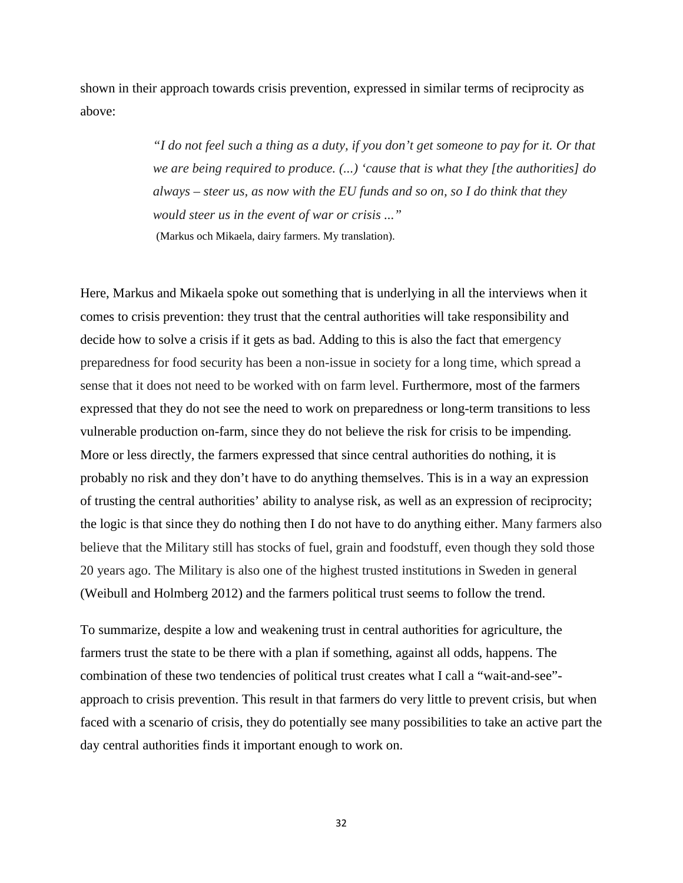shown in their approach towards crisis prevention, expressed in similar terms of reciprocity as above:

> *"I do not feel such a thing as a duty, if you don't get someone to pay for it. Or that we are being required to produce. (...) 'cause that is what they [the authorities] do always – steer us, as now with the EU funds and so on, so I do think that they would steer us in the event of war or crisis ..."*
> (Markus och Mikaela, dairy farmers. My translation).

Here, Markus and Mikaela spoke out something that is underlying in all the interviews when it comes to crisis prevention: they trust that the central authorities will take responsibility and decide how to solve a crisis if it gets as bad. Adding to this is also the fact that emergency preparedness for food security has been a non-issue in society for a long time, which spread a sense that it does not need to be worked with on farm level. Furthermore, most of the farmers expressed that they do not see the need to work on preparedness or long-term transitions to less vulnerable production on-farm, since they do not believe the risk for crisis to be impending. More or less directly, the farmers expressed that since central authorities do nothing, it is probably no risk and they don't have to do anything themselves. This is in a way an expression of trusting the central authorities' ability to analyse risk, as well as an expression of reciprocity; the logic is that since they do nothing then I do not have to do anything either. Many farmers also believe that the Military still has stocks of fuel, grain and foodstuff, even though they sold those 20 years ago. The Military is also one of the highest trusted institutions in Sweden in general (Weibull and Holmberg 2012) and the farmers political trust seems to follow the trend.

To summarize, despite a low and weakening trust in central authorities for agriculture, the farmers trust the state to be there with a plan if something, against all odds, happens. The combination of these two tendencies of political trust creates what I call a "wait-and-see"-approach to crisis prevention. This result in that farmers do very little to prevent crisis, but when faced with a scenario of crisis, they do potentially see many possibilities to take an active part the day central authorities finds it important enough to work on.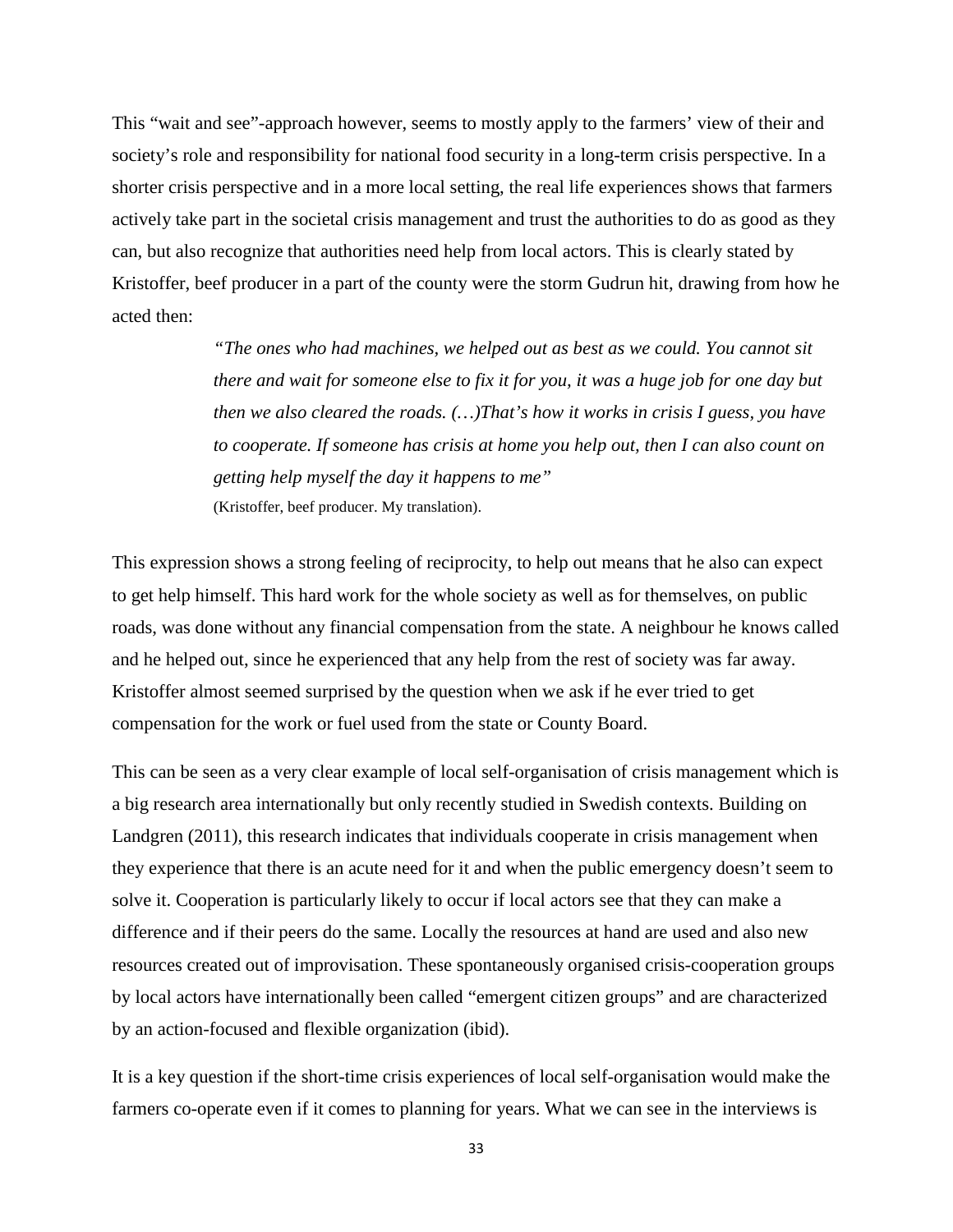This “wait and see”-approach however, seems to mostly apply to the farmers’ view of their and society’s role and responsibility for national food security in a long-term crisis perspective. In a shorter crisis perspective and in a more local setting, the real life experiences shows that farmers actively take part in the societal crisis management and trust the authorities to do as good as they can, but also recognize that authorities need help from local actors. This is clearly stated by Kristoffer, beef producer in a part of the county were the storm Gudrun hit, drawing from how he acted then:

> *“The ones who had machines, we helped out as best as we could. You cannot sit there and wait for someone else to fix it for you, it was a huge job for one day but then we also cleared the roads. (…)That’s how it works in crisis I guess, you have to cooperate. If someone has crisis at home you help out, then I can also count on getting help myself the day it happens to me”*
> (Kristoffer, beef producer. My translation).

This expression shows a strong feeling of reciprocity, to help out means that he also can expect to get help himself. This hard work for the whole society as well as for themselves, on public roads, was done without any financial compensation from the state. A neighbour he knows called and he helped out, since he experienced that any help from the rest of society was far away. Kristoffer almost seemed surprised by the question when we ask if he ever tried to get compensation for the work or fuel used from the state or County Board.

This can be seen as a very clear example of local self-organisation of crisis management which is a big research area internationally but only recently studied in Swedish contexts. Building on Landgren (2011), this research indicates that individuals cooperate in crisis management when they experience that there is an acute need for it and when the public emergency doesn’t seem to solve it. Cooperation is particularly likely to occur if local actors see that they can make a difference and if their peers do the same. Locally the resources at hand are used and also new resources created out of improvisation. These spontaneously organised crisis-cooperation groups by local actors have internationally been called “emergent citizen groups” and are characterized by an action-focused and flexible organization (ibid).

It is a key question if the short-time crisis experiences of local self-organisation would make the farmers co-operate even if it comes to planning for years. What we can see in the interviews is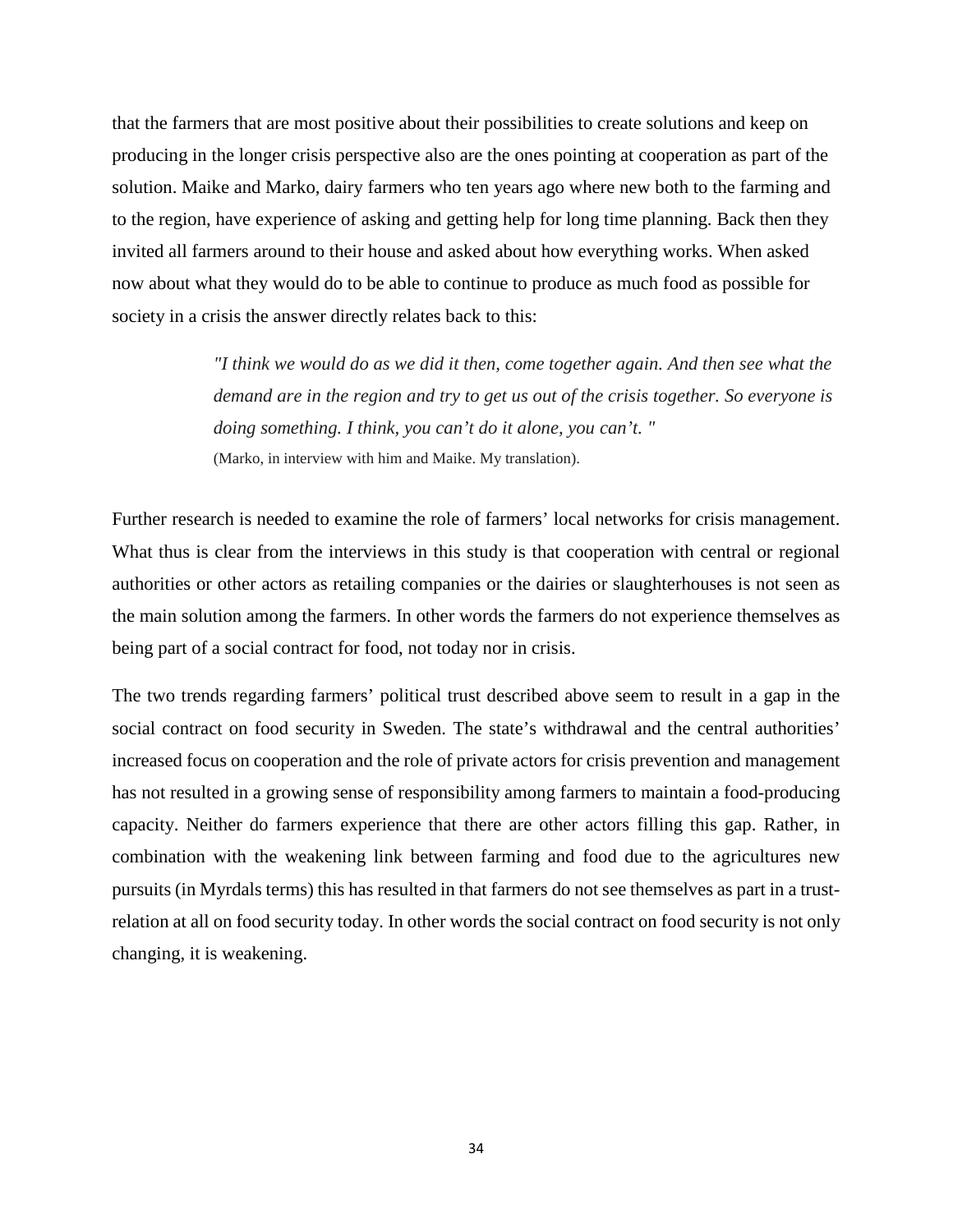that the farmers that are most positive about their possibilities to create solutions and keep on producing in the longer crisis perspective also are the ones pointing at cooperation as part of the solution. Maike and Marko, dairy farmers who ten years ago where new both to the farming and to the region, have experience of asking and getting help for long time planning. Back then they invited all farmers around to their house and asked about how everything works. When asked now about what they would do to be able to continue to produce as much food as possible for society in a crisis the answer directly relates back to this:

> *"I think we would do as we did it then, come together again. And then see what the demand are in the region and try to get us out of the crisis together. So everyone is doing something. I think, you can't do it alone, you can't. "*
> (Marko, in interview with him and Maike. My translation).

Further research is needed to examine the role of farmers' local networks for crisis management. What thus is clear from the interviews in this study is that cooperation with central or regional authorities or other actors as retailing companies or the dairies or slaughterhouses is not seen as the main solution among the farmers. In other words the farmers do not experience themselves as being part of a social contract for food, not today nor in crisis.

The two trends regarding farmers' political trust described above seem to result in a gap in the social contract on food security in Sweden. The state's withdrawal and the central authorities' increased focus on cooperation and the role of private actors for crisis prevention and management has not resulted in a growing sense of responsibility among farmers to maintain a food-producing capacity. Neither do farmers experience that there are other actors filling this gap. Rather, in combination with the weakening link between farming and food due to the agricultures new pursuits (in Myrdals terms) this has resulted in that farmers do not see themselves as part in a trust-relation at all on food security today. In other words the social contract on food security is not only changing, it is weakening.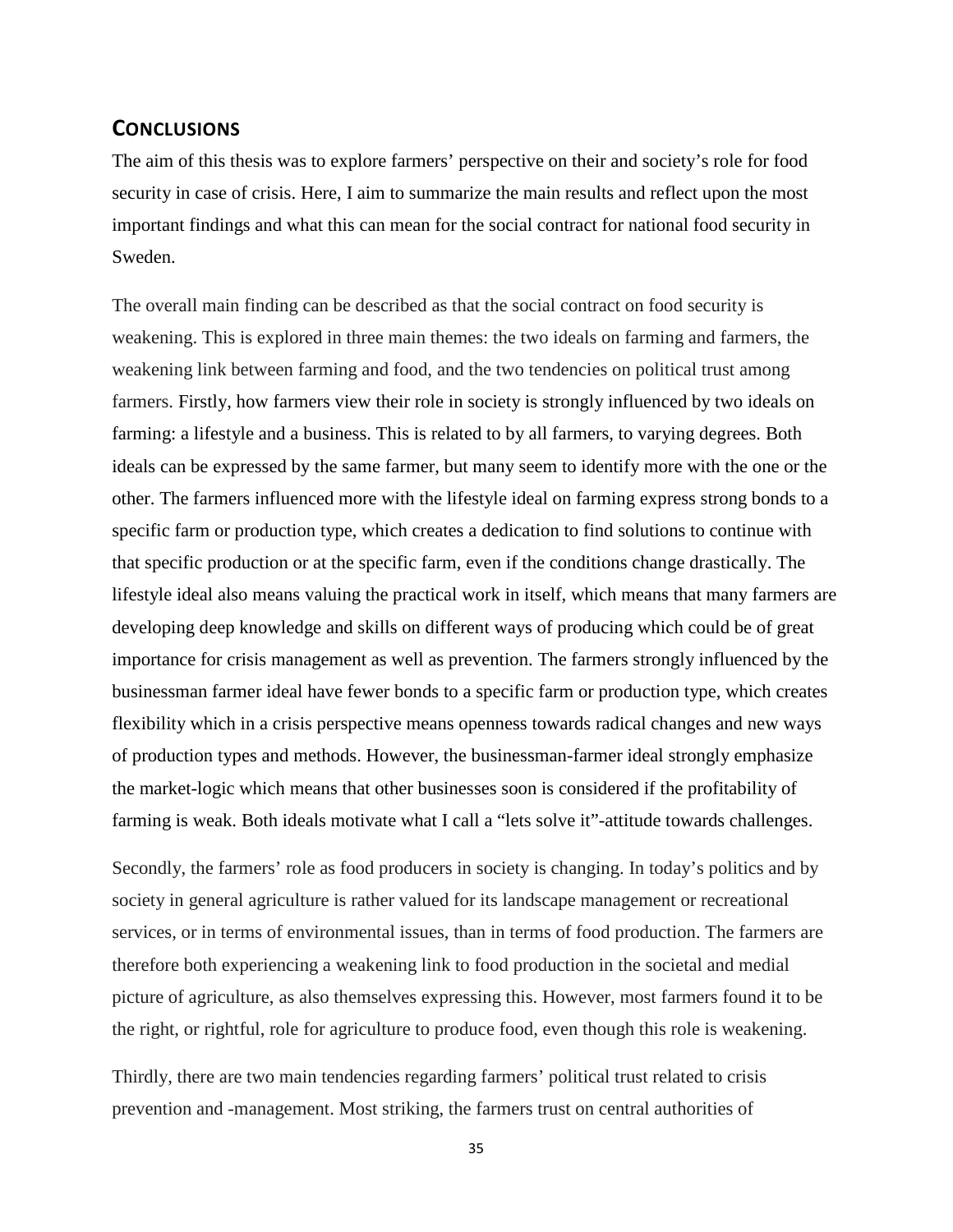## CONCLUSIONS

The aim of this thesis was to explore farmers' perspective on their and society's role for food security in case of crisis. Here, I aim to summarize the main results and reflect upon the most important findings and what this can mean for the social contract for national food security in Sweden.

The overall main finding can be described as that the social contract on food security is weakening. This is explored in three main themes: the two ideals on farming and farmers, the weakening link between farming and food, and the two tendencies on political trust among farmers. Firstly, how farmers view their role in society is strongly influenced by two ideals on farming: a lifestyle and a business. This is related to by all farmers, to varying degrees. Both ideals can be expressed by the same farmer, but many seem to identify more with the one or the other. The farmers influenced more with the lifestyle ideal on farming express strong bonds to a specific farm or production type, which creates a dedication to find solutions to continue with that specific production or at the specific farm, even if the conditions change drastically. The lifestyle ideal also means valuing the practical work in itself, which means that many farmers are developing deep knowledge and skills on different ways of producing which could be of great importance for crisis management as well as prevention. The farmers strongly influenced by the businessman farmer ideal have fewer bonds to a specific farm or production type, which creates flexibility which in a crisis perspective means openness towards radical changes and new ways of production types and methods. However, the businessman-farmer ideal strongly emphasize the market-logic which means that other businesses soon is considered if the profitability of farming is weak. Both ideals motivate what I call a "lets solve it"-attitude towards challenges.

Secondly, the farmers' role as food producers in society is changing. In today's politics and by society in general agriculture is rather valued for its landscape management or recreational services, or in terms of environmental issues, than in terms of food production. The farmers are therefore both experiencing a weakening link to food production in the societal and medial picture of agriculture, as also themselves expressing this. However, most farmers found it to be the right, or rightful, role for agriculture to produce food, even though this role is weakening.

Thirdly, there are two main tendencies regarding farmers' political trust related to crisis prevention and -management. Most striking, the farmers trust on central authorities of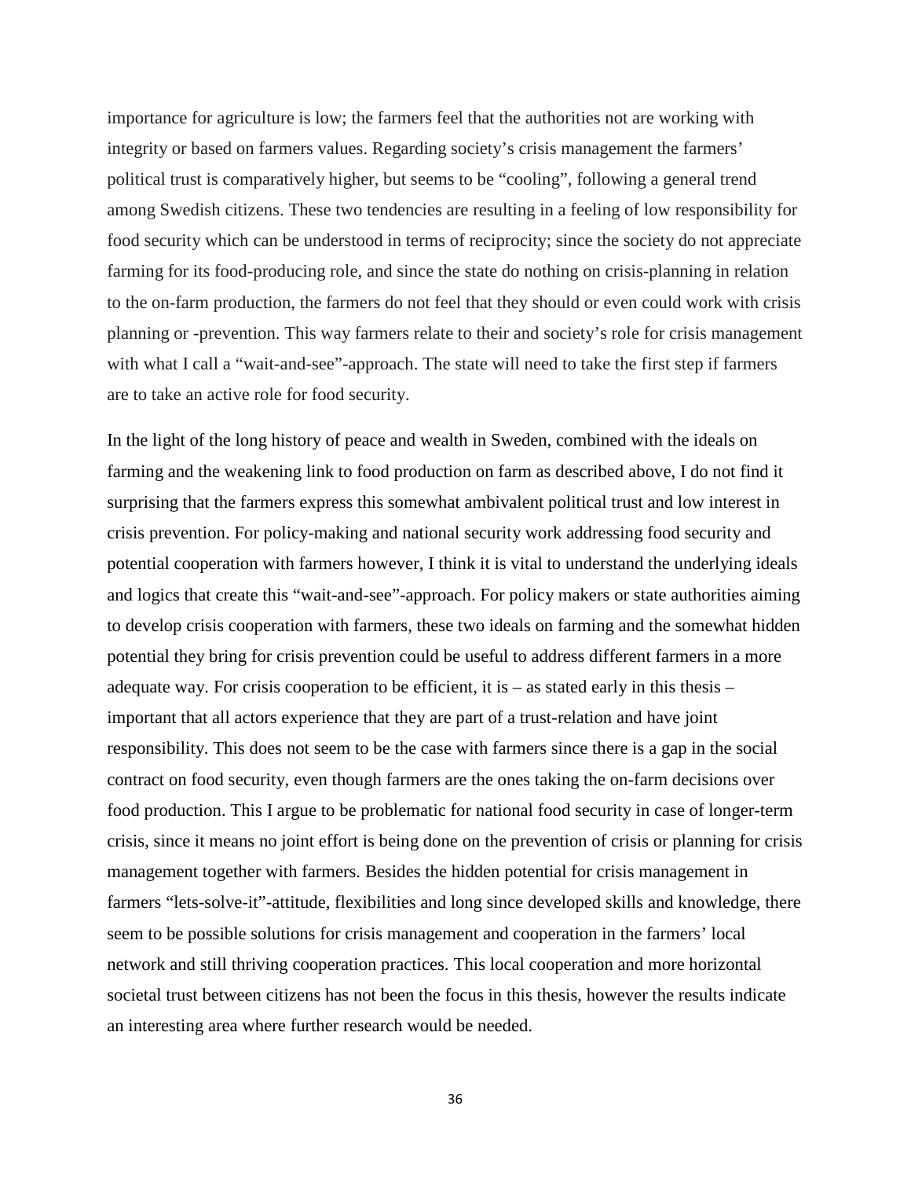importance for agriculture is low; the farmers feel that the authorities not are working with integrity or based on farmers values. Regarding society's crisis management the farmers' political trust is comparatively higher, but seems to be "cooling", following a general trend among Swedish citizens. These two tendencies are resulting in a feeling of low responsibility for food security which can be understood in terms of reciprocity; since the society do not appreciate farming for its food-producing role, and since the state do nothing on crisis-planning in relation to the on-farm production, the farmers do not feel that they should or even could work with crisis planning or -prevention. This way farmers relate to their and society's role for crisis management with what I call a "wait-and-see"-approach. The state will need to take the first step if farmers are to take an active role for food security.

In the light of the long history of peace and wealth in Sweden, combined with the ideals on farming and the weakening link to food production on farm as described above, I do not find it surprising that the farmers express this somewhat ambivalent political trust and low interest in crisis prevention. For policy-making and national security work addressing food security and potential cooperation with farmers however, I think it is vital to understand the underlying ideals and logics that create this "wait-and-see"-approach. For policy makers or state authorities aiming to develop crisis cooperation with farmers, these two ideals on farming and the somewhat hidden potential they bring for crisis prevention could be useful to address different farmers in a more adequate way. For crisis cooperation to be efficient, it is – as stated early in this thesis – important that all actors experience that they are part of a trust-relation and have joint responsibility. This does not seem to be the case with farmers since there is a gap in the social contract on food security, even though farmers are the ones taking the on-farm decisions over food production. This I argue to be problematic for national food security in case of longer-term crisis, since it means no joint effort is being done on the prevention of crisis or planning for crisis management together with farmers. Besides the hidden potential for crisis management in farmers "lets-solve-it"-attitude, flexibilities and long since developed skills and knowledge, there seem to be possible solutions for crisis management and cooperation in the farmers' local network and still thriving cooperation practices. This local cooperation and more horizontal societal trust between citizens has not been the focus in this thesis, however the results indicate an interesting area where further research would be needed.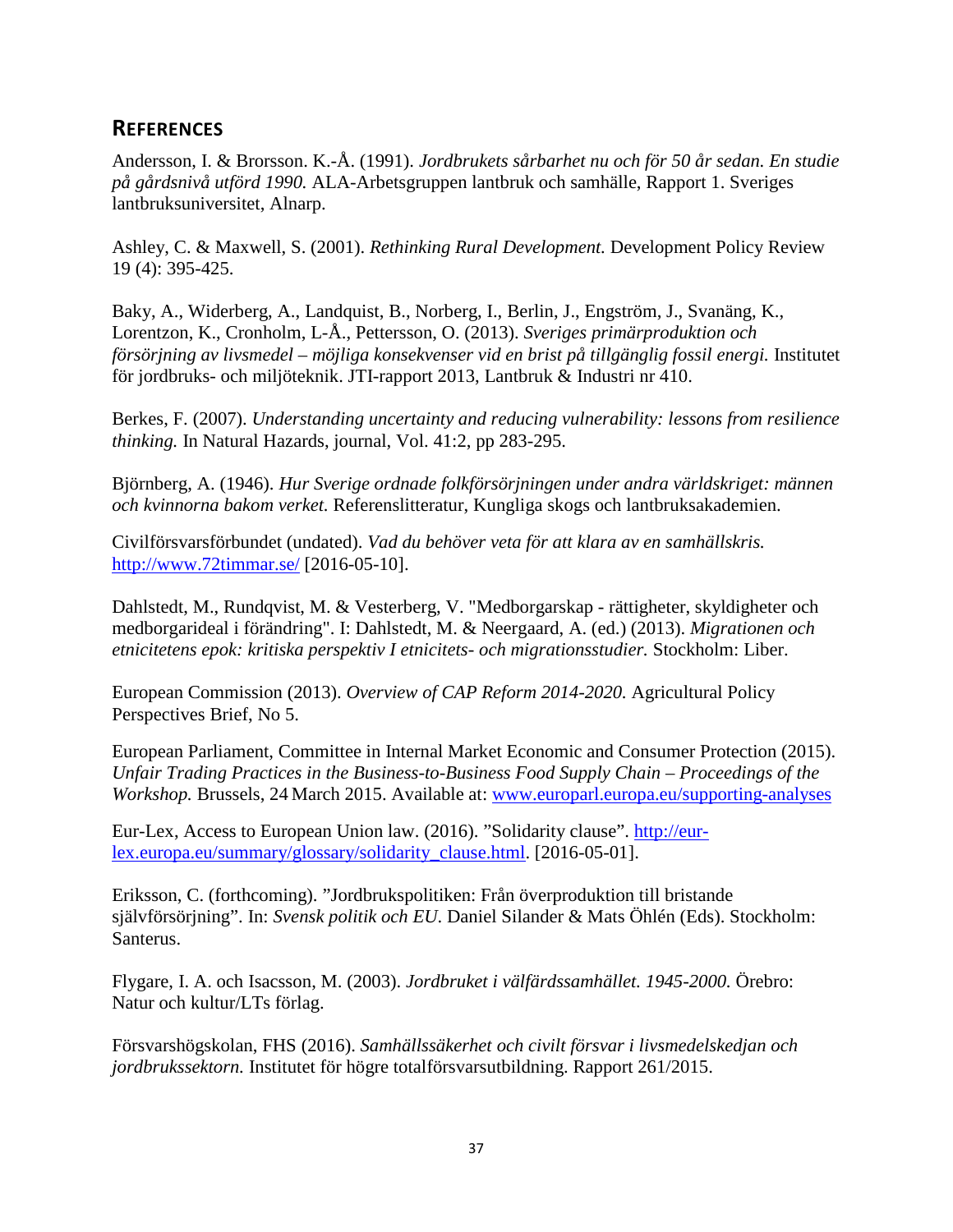## References

Andersson, I. & Brorsson. K.-Å. (1991). *Jordbrukets sårbarhet nu och för 50 år sedan. En studie på gårdsnivå utförd 1990.* ALA-Arbetsgruppen lantbruk och samhälle, Rapport 1. Sveriges lantbruksuniversitet, Alnarp.

Ashley, C. & Maxwell, S. (2001). *Rethinking Rural Development.* Development Policy Review 19 (4): 395-425.

Baky, A., Widerberg, A., Landquist, B., Norberg, I., Berlin, J., Engström, J., Svanäng, K., Lorentzon, K., Cronholm, L-Å., Pettersson, O. (2013). *Sveriges primärproduktion och försörjning av livsmedel – möjliga konsekvenser vid en brist på tillgänglig fossil energi.* Institutet för jordbruks- och miljöteknik. JTI-rapport 2013, Lantbruk & Industri nr 410.

Berkes, F. (2007). *Understanding uncertainty and reducing vulnerability: lessons from resilience thinking.* In Natural Hazards, journal, Vol. 41:2, pp 283-295.

Björnberg, A. (1946). *Hur Sverige ordnade folkförsörjningen under andra världskriget: männen och kvinnorna bakom verket.* Referenslitteratur, Kungliga skogs och lantbruksakademien.

Civilförsvarsförbundet (undated). *Vad du behöver veta för att klara av en samhällskris.* http://www.72timmar.se/ [2016-05-10].

Dahlstedt, M., Rundqvist, M. & Vesterberg, V. "Medborgarskap - rättigheter, skyldigheter och medborgarideal i förändring". I: Dahlstedt, M. & Neergaard, A. (ed.) (2013). *Migrationen och etnicitetens epok: kritiska perspektiv I etnicitets- och migrationsstudier.* Stockholm: Liber.

European Commission (2013). *Overview of CAP Reform 2014-2020.* Agricultural Policy Perspectives Brief, No 5.

European Parliament, Committee in Internal Market Economic and Consumer Protection (2015). *Unfair Trading Practices in the Business-to-Business Food Supply Chain – Proceedings of the Workshop.* Brussels, 24 March 2015. Available at: www.europarl.europa.eu/supporting-analyses

Eur-Lex, Access to European Union law. (2016). "Solidarity clause". http://eur-lex.europa.eu/summary/glossary/solidarity_clause.html. [2016-05-01].

Eriksson, C. (forthcoming). "Jordbrukspolitiken: Från överproduktion till bristande självförsörjning". In: *Svensk politik och EU.* Daniel Silander & Mats Öhlén (Eds). Stockholm: Santerus.

Flygare, I. A. och Isacsson, M. (2003). *Jordbruket i välfärdssamhället. 1945-2000.* Örebro: Natur och kultur/LTs förlag.

Försvarshögskolan, FHS (2016). *Samhällssäkerhet och civilt försvar i livsmedelskedjan och jordbrukssektorn.* Institutet för högre totalförsvarsutbildning. Rapport 261/2015.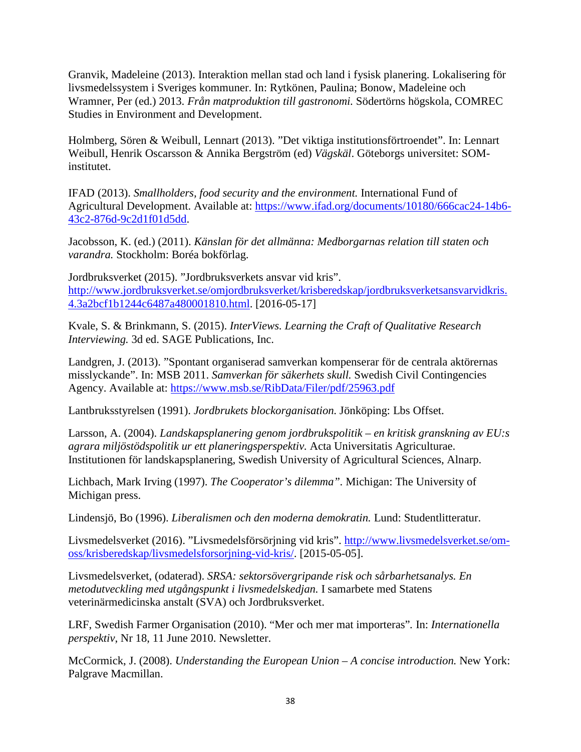Granvik, Madeleine (2013). Interaktion mellan stad och land i fysisk planering. Lokalisering för livsmedelssystem i Sveriges kommuner. In: Rytkönen, Paulina; Bonow, Madeleine och Wramner, Per (ed.) 2013. *Från matproduktion till gastronomi.* Södertörns högskola, COMREC Studies in Environment and Development.

Holmberg, Sören & Weibull, Lennart (2013). ”Det viktiga institutionsförtroendet”. In: Lennart Weibull, Henrik Oscarsson & Annika Bergström (ed) *Vägskäl*. Göteborgs universitet: SOM-institutet.

IFAD (2013). *Smallholders, food security and the environment.* International Fund of Agricultural Development. Available at: https://www.ifad.org/documents/10180/666cac24-14b6-43c2-876d-9c2d1f01d5dd.

Jacobsson, K. (ed.) (2011). *Känslan för det allmänna: Medborgarnas relation till staten och varandra.* Stockholm: Boréa bokförlag.

Jordbruksverket (2015). ”Jordbruksverkets ansvar vid kris”. http://www.jordbruksverket.se/omjordbruksverket/krisberedskap/jordbruksverketsansvarvidkris.4.3a2bcf1b1244c6487a480001810.html. [2016-05-17]

Kvale, S. & Brinkmann, S. (2015). *InterViews. Learning the Craft of Qualitative Research Interviewing.* 3d ed. SAGE Publications, Inc.

Landgren, J. (2013). ”Spontant organiserad samverkan kompenserar för de centrala aktörernas misslyckande”. In: MSB 2011. *Samverkan för säkerhets skull.* Swedish Civil Contingencies Agency. Available at: https://www.msb.se/RibData/Filer/pdf/25963.pdf

Lantbruksstyrelsen (1991). *Jordbrukets blockorganisation.* Jönköping: Lbs Offset.

Larsson, A. (2004). *Landskapsplanering genom jordbrukspolitik – en kritisk granskning av EU:s agrara miljöstödspolitik ur ett planeringsperspektiv.* Acta Universitatis Agriculturae. Institutionen för landskapsplanering, Swedish University of Agricultural Sciences, Alnarp.

Lichbach, Mark Irving (1997). *The Cooperator's dilemma"*. Michigan: The University of Michigan press.

Lindensjö, Bo (1996). *Liberalismen och den moderna demokratin.* Lund: Studentlitteratur.

Livsmedelsverket (2016). ”Livsmedelsförsörjning vid kris”. http://www.livsmedelsverket.se/om-oss/krisberedskap/livsmedelsforsorjning-vid-kris/. [2015-05-05].

Livsmedelsverket, (odaterad). *SRSA: sektorsövergripande risk och sårbarhetsanalys. En metodutveckling med utgångspunkt i livsmedelskedjan.* I samarbete med Statens veterinärmedicinska anstalt (SVA) och Jordbruksverket.

LRF, Swedish Farmer Organisation (2010). “Mer och mer mat importeras”. In: *Internationella perspektiv*, Nr 18, 11 June 2010. Newsletter.

McCormick, J. (2008). *Understanding the European Union – A concise introduction.* New York: Palgrave Macmillan.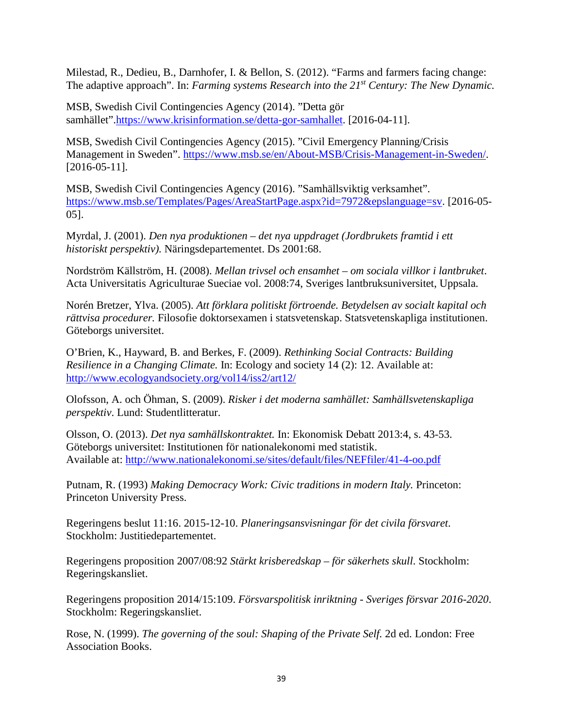Milestad, R., Dedieu, B., Darnhofer, I. & Bellon, S. (2012). “Farms and farmers facing change: The adaptive approach”. In: *Farming systems Research into the 21st Century: The New Dynamic.*

MSB, Swedish Civil Contingencies Agency (2014). ”Detta gör samhället”.https://www.krisinformation.se/detta-gor-samhallet. [2016-04-11].

MSB, Swedish Civil Contingencies Agency (2015). ”Civil Emergency Planning/Crisis Management in Sweden”. https://www.msb.se/en/About-MSB/Crisis-Management-in-Sweden/. [2016-05-11].

MSB, Swedish Civil Contingencies Agency (2016). ”Samhällsviktig verksamhet”. https://www.msb.se/Templates/Pages/AreaStartPage.aspx?id=7972&epslanguage=sv. [2016-05-05].

Myrdal, J. (2001). *Den nya produktionen – det nya uppdraget (Jordbrukets framtid i ett historiskt perspektiv).* Näringsdepartementet. Ds 2001:68.

Nordström Källström, H. (2008). *Mellan trivsel och ensamhet – om sociala villkor i lantbruket*. Acta Universitatis Agriculturae Sueciae vol. 2008:74, Sveriges lantbruksuniversitet, Uppsala.

Norén Bretzer, Ylva. (2005). *Att förklara politiskt förtroende. Betydelsen av socialt kapital och rättvisa procedurer.* Filosofie doktorsexamen i statsvetenskap. Statsvetenskapliga institutionen. Göteborgs universitet.

O’Brien, K., Hayward, B. and Berkes, F. (2009). *Rethinking Social Contracts: Building Resilience in a Changing Climate.* In: Ecology and society 14 (2): 12. Available at: http://www.ecologyandsociety.org/vol14/iss2/art12/

Olofsson, A. och Öhman, S. (2009). *Risker i det moderna samhället: Samhällsvetenskapliga perspektiv*. Lund: Studentlitteratur.

Olsson, O. (2013). *Det nya samhällskontraktet.* In: Ekonomisk Debatt 2013:4, s. 43-53. Göteborgs universitet: Institutionen för nationalekonomi med statistik. Available at: http://www.nationalekonomi.se/sites/default/files/NEFfiler/41-4-oo.pdf

Putnam, R. (1993) *Making Democracy Work: Civic traditions in modern Italy.* Princeton: Princeton University Press.

Regeringens beslut 11:16. 2015-12-10. *Planeringsansvisningar för det civila försvaret*. Stockholm: Justitiedepartementet.

Regeringens proposition 2007/08:92 *Stärkt krisberedskap – för säkerhets skull*. Stockholm: Regeringskansliet.

Regeringens proposition 2014/15:109. *Försvarspolitisk inriktning - Sveriges försvar 2016-2020*. Stockholm: Regeringskansliet.

Rose, N. (1999). *The governing of the soul: Shaping of the Private Self.* 2d ed. London: Free Association Books.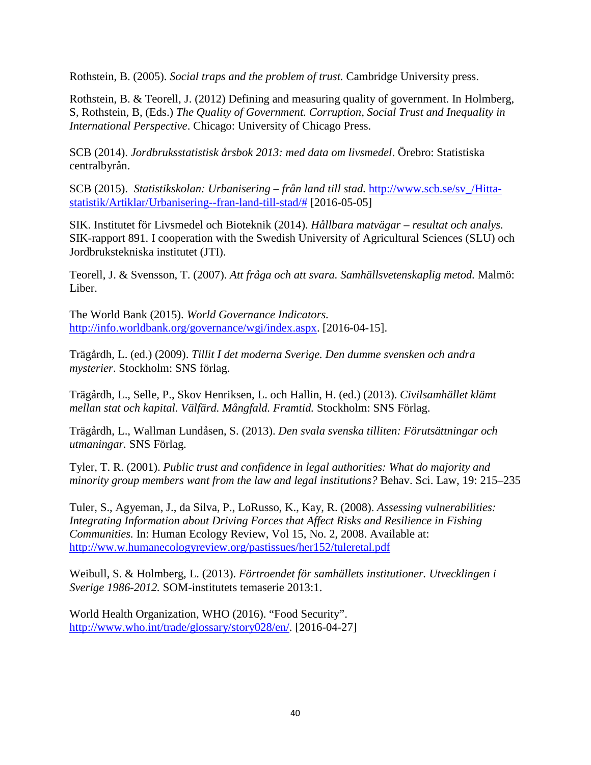Rothstein, B. (2005). *Social traps and the problem of trust.* Cambridge University press.

Rothstein, B. & Teorell, J. (2012) Defining and measuring quality of government. In Holmberg, S, Rothstein, B, (Eds.) *The Quality of Government. Corruption, Social Trust and Inequality in International Perspective*. Chicago: University of Chicago Press.

SCB (2014). *Jordbruksstatistisk årsbok 2013: med data om livsmedel*. Örebro: Statistiska centralbyrån.

SCB (2015). *Statistikskolan: Urbanisering – från land till stad.* http://www.scb.se/sv_/Hitta-statistik/Artiklar/Urbanisering--fran-land-till-stad/# [2016-05-05]

SIK. Institutet för Livsmedel och Bioteknik (2014). *Hållbara matvägar – resultat och analys.* SIK-rapport 891. I cooperation with the Swedish University of Agricultural Sciences (SLU) och Jordbrukstekniska institutet (JTI).

Teorell, J. & Svensson, T. (2007). *Att fråga och att svara. Samhällsvetenskaplig metod.* Malmö: Liber.

The World Bank (2015). *World Governance Indicators.* http://info.worldbank.org/governance/wgi/index.aspx. [2016-04-15].

Trägårdh, L. (ed.) (2009). *Tillit I det moderna Sverige. Den dumme svensken och andra mysterier*. Stockholm: SNS förlag.

Trägårdh, L., Selle, P., Skov Henriksen, L. och Hallin, H. (ed.) (2013). *Civilsamhället klämt mellan stat och kapital. Välfärd. Mångfald. Framtid.* Stockholm: SNS Förlag.

Trägårdh, L., Wallman Lundåsen, S. (2013). *Den svala svenska tilliten: Förutsättningar och utmaningar.* SNS Förlag.

Tyler, T. R. (2001). *Public trust and confidence in legal authorities: What do majority and minority group members want from the law and legal institutions?* Behav. Sci. Law, 19: 215–235

Tuler, S., Agyeman, J., da Silva, P., LoRusso, K., Kay, R. (2008). *Assessing vulnerabilities: Integrating Information about Driving Forces that Affect Risks and Resilience in Fishing Communities.* In: Human Ecology Review, Vol 15, No. 2, 2008. Available at: http://ww.w.humanecologyreview.org/pastissues/her152/tuleretal.pdf

Weibull, S. & Holmberg, L. (2013). *Förtroendet för samhällets institutioner. Utvecklingen i Sverige 1986-2012.* SOM-institutets temaserie 2013:1.

World Health Organization, WHO (2016). "Food Security". http://www.who.int/trade/glossary/story028/en/. [2016-04-27]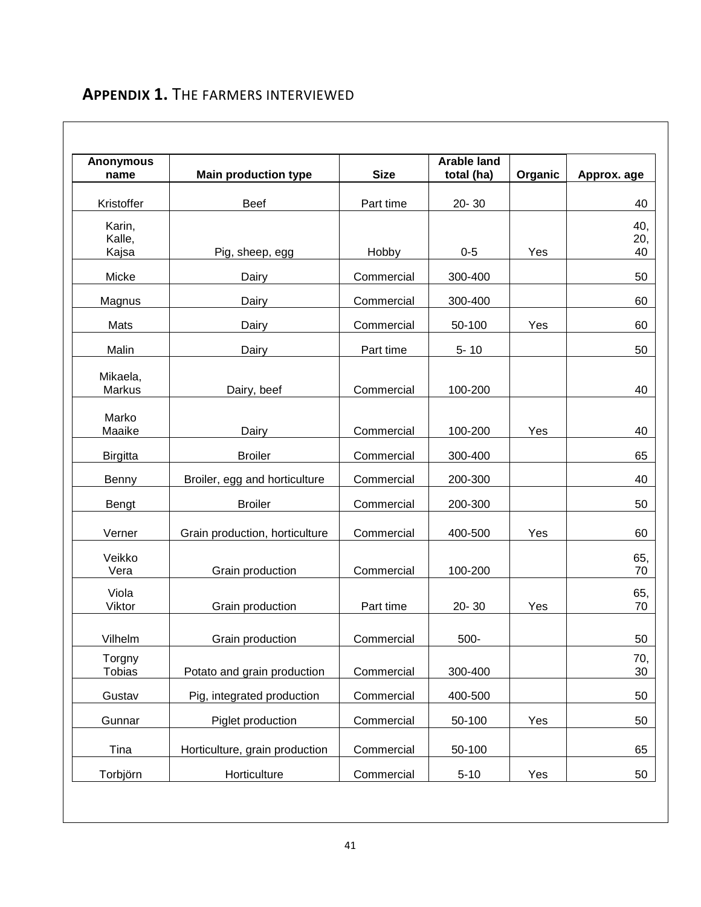## APPENDIX 1. THE FARMERS INTERVIEWED

| Anonymous name | Main production type | Size | Arable land total (ha) | Organic | Approx. age |
|---|---|---|---|---|---|
| Kristoffer | Beef | Part time | 20- 30 | | 40 |
| Karin, Kalle, Kajsa | Pig, sheep, egg | Hobby | 0-5 | Yes | 40, 20, 40 |
| Micke | Dairy | Commercial | 300-400 | | 50 |
| Magnus | Dairy | Commercial | 300-400 | | 60 |
| Mats | Dairy | Commercial | 50-100 | Yes | 60 |
| Malin | Dairy | Part time | 5- 10 | | 50 |
| Mikaela, Markus | Dairy, beef | Commercial | 100-200 | | 40 |
| Marko Maaike | Dairy | Commercial | 100-200 | Yes | 40 |
| Birgitta | Broiler | Commercial | 300-400 | | 65 |
| Benny | Broiler, egg and horticulture | Commercial | 200-300 | | 40 |
| Bengt | Broiler | Commercial | 200-300 | | 50 |
| Verner | Grain production, horticulture | Commercial | 400-500 | Yes | 60 |
| Veikko Vera | Grain production | Commercial | 100-200 | | 65, 70 |
| Viola Viktor | Grain production | Part time | 20- 30 | Yes | 65, 70 |
| Vilhelm | Grain production | Commercial | 500- | | 50 |
| Torgny Tobias | Potato and grain production | Commercial | 300-400 | | 70, 30 |
| Gustav | Pig, integrated production | Commercial | 400-500 | | 50 |
| Gunnar | Piglet production | Commercial | 50-100 | Yes | 50 |
| Tina | Horticulture, grain production | Commercial | 50-100 | | 65 |
| Torbjörn | Horticulture | Commercial | 5-10 | Yes | 50 |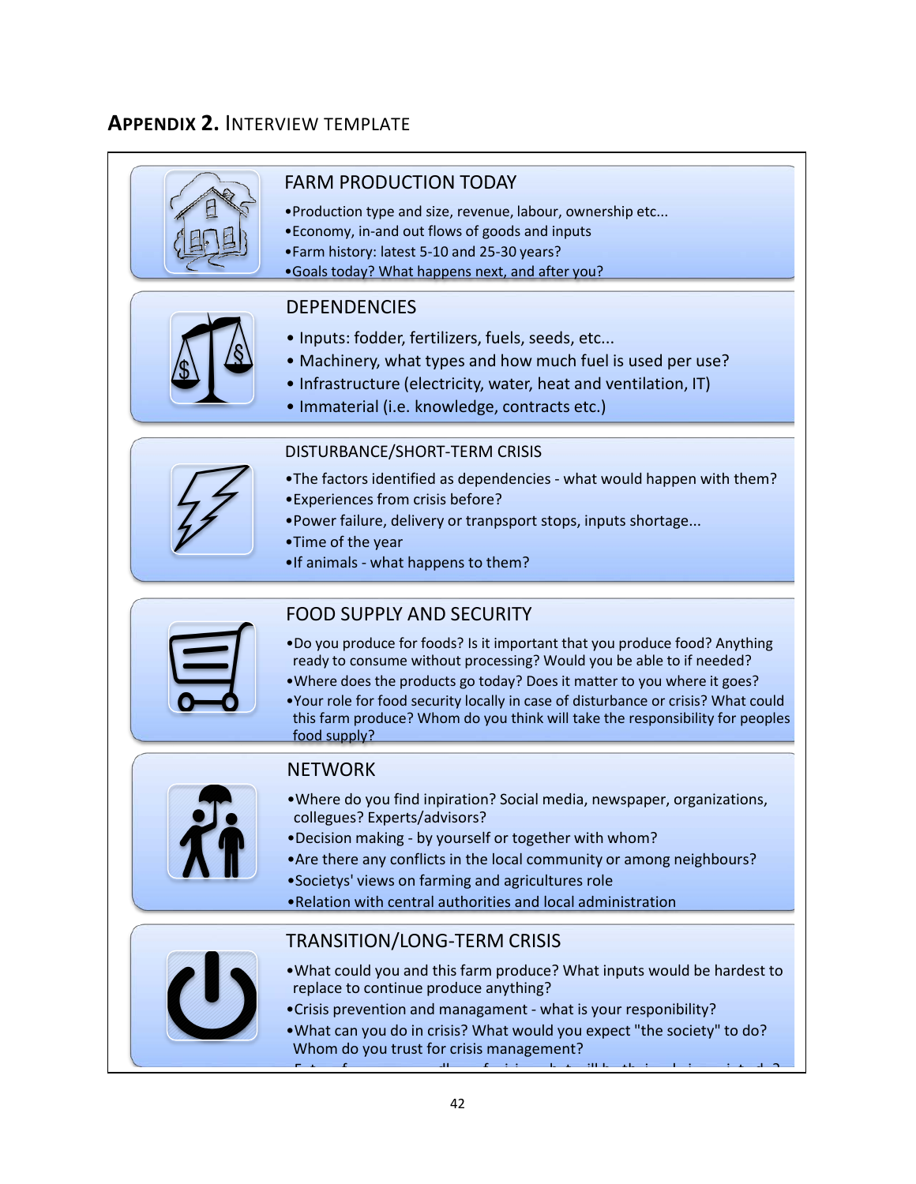## Appendix 2. Interview template

### FARM PRODUCTION TODAY

- Production type and size, revenue, labour, ownership etc...
- Economy, in-and out flows of goods and inputs
- Farm history: latest 5-10 and 25-30 years?
- Goals today? What happens next, and after you?

### DEPENDENCIES

- Inputs: fodder, fertilizers, fuels, seeds, etc...
- Machinery, what types and how much fuel is used per use?
- Infrastructure (electricity, water, heat and ventilation, IT)
- Immaterial (i.e. knowledge, contracts etc.)

### DISTURBANCE/SHORT-TERM CRISIS

- The factors identified as dependencies - what would happen with them?
- Experiences from crisis before?
- Power failure, delivery or tranpsport stops, inputs shortage...
- Time of the year
- If animals - what happens to them?

### FOOD SUPPLY AND SECURITY

- Do you produce for foods? Is it important that you produce food? Anything ready to consume without processing? Would you be able to if needed?
- Where does the products go today? Does it matter to you where it goes?
- Your role for food security locally in case of disturbance or crisis? What could this farm produce? Whom do you think will take the responsibility for peoples food supply?

### NETWORK

- Where do you find inpiration? Social media, newspaper, organizations, collegues? Experts/advisors?
- Decision making - by yourself or together with whom?
- Are there any conflicts in the local community or among neighbours?
- Societys' views on farming and agricultures role
- Relation with central authorities and local administration

### TRANSITION/LONG-TERM CRISIS

- What could you and this farm produce? What inputs would be hardest to replace to continue produce anything?
- Crisis prevention and managament - what is your reponsibility?
- What can you do in crisis? What would you expect "the society" to do? Whom do you trust for crisis management?